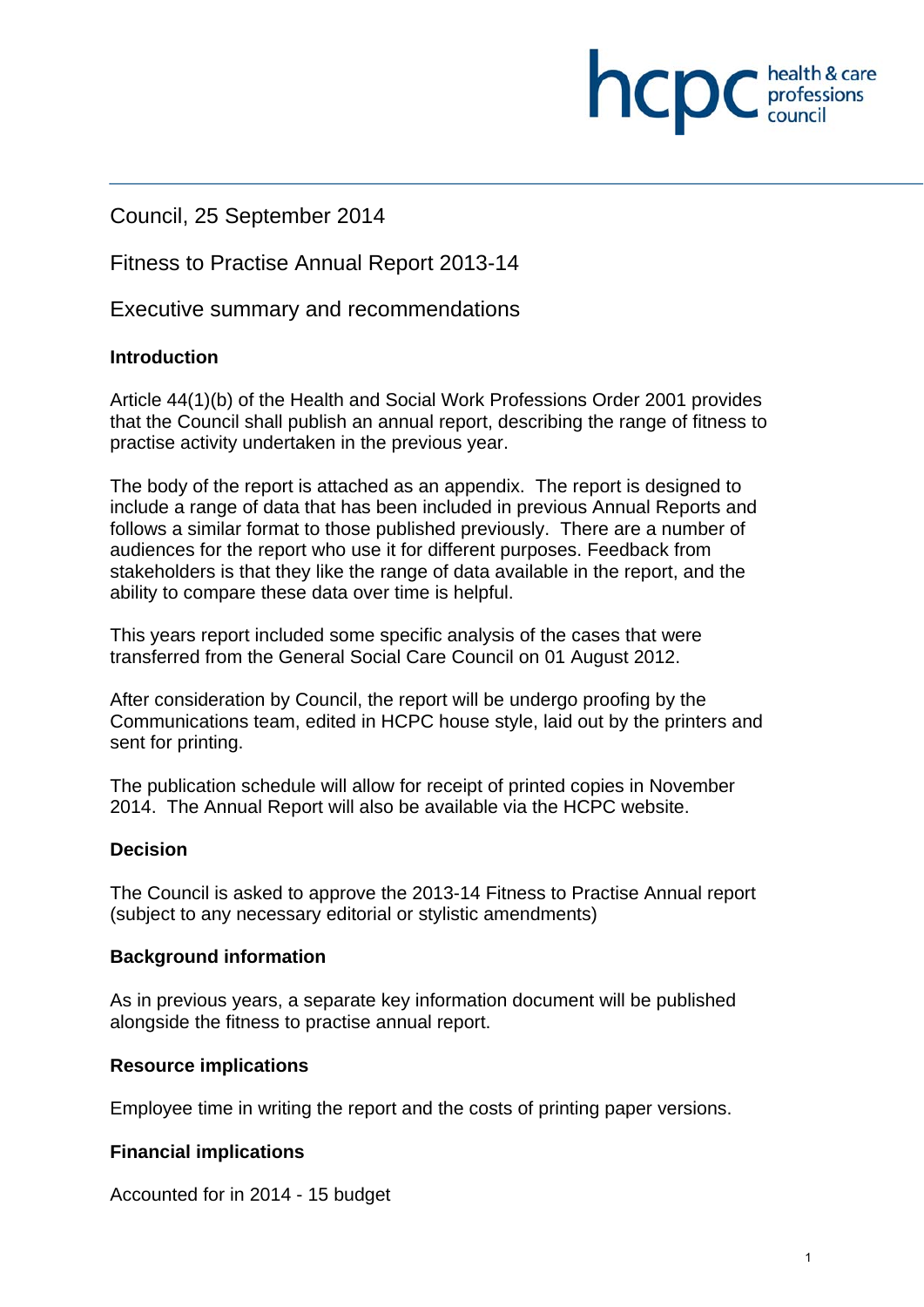Council, 25 September 2014

Fitness to Practise Annual Report 2013-14

Executive summary and recommendations

**Introduction**

Article 44(1)(b) of the Health and Social Work Professions Order 2001 provides that the Council shall publish an annual report, describing the range of fitness to practise activity undertaken in the previous year.

The body of the report is attached as an appendix. The report is designed to include a range of data that has been included in previous Annual Reports and follows a similar format to those published previously. There are a number of audiences for the report who use it for different purposes. Feedback from stakeholders is that they like the range of data available in the report, and the ability to compare these data over time is helpful.

This years report included some specific analysis of the cases that were transferred from the General Social Care Council on 01 August 2012.

After consideration by Council, the report will be undergo proofing by the Communications team, edited in HCPC house style, laid out by the printers and sent for printing.

The publication schedule will allow for receipt of printed copies in November 2014. The Annual Report will also be available via the HCPC website.

**Decision**

The Council is asked to approve the 2013-14 Fitness to Practise Annual report (subject to any necessary editorial or stylistic amendments)

**Background information**

As in previous years, a separate key information document will be published alongside the fitness to practise annual report.

**Resource implications**

Employee time in writing the report and the costs of printing paper versions.

**Financial implications**

Accounted for in 2014 - 15 budget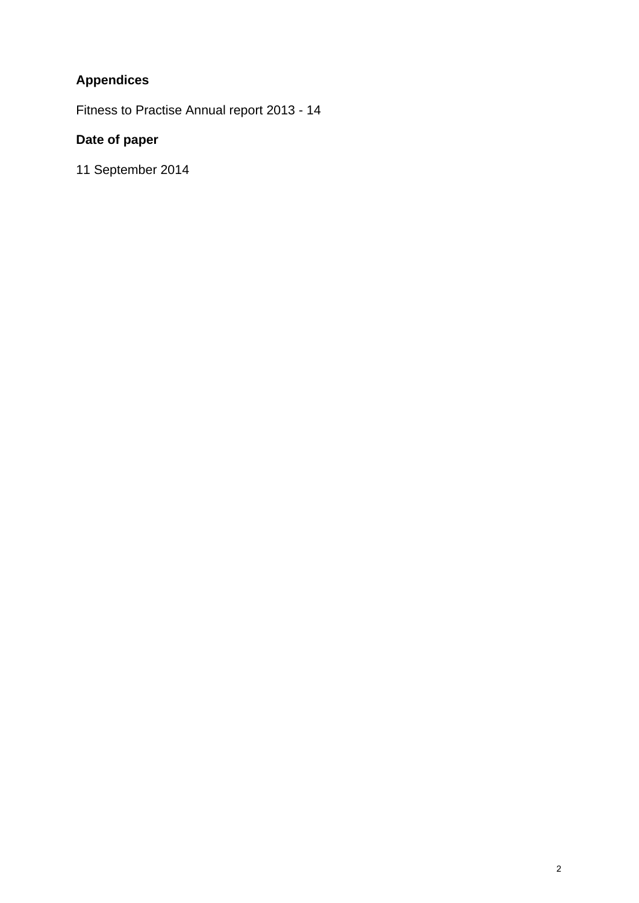**Appendices**

Fitness to Practise Annual report 2013 - 14

**Date of paper**

11 September 2014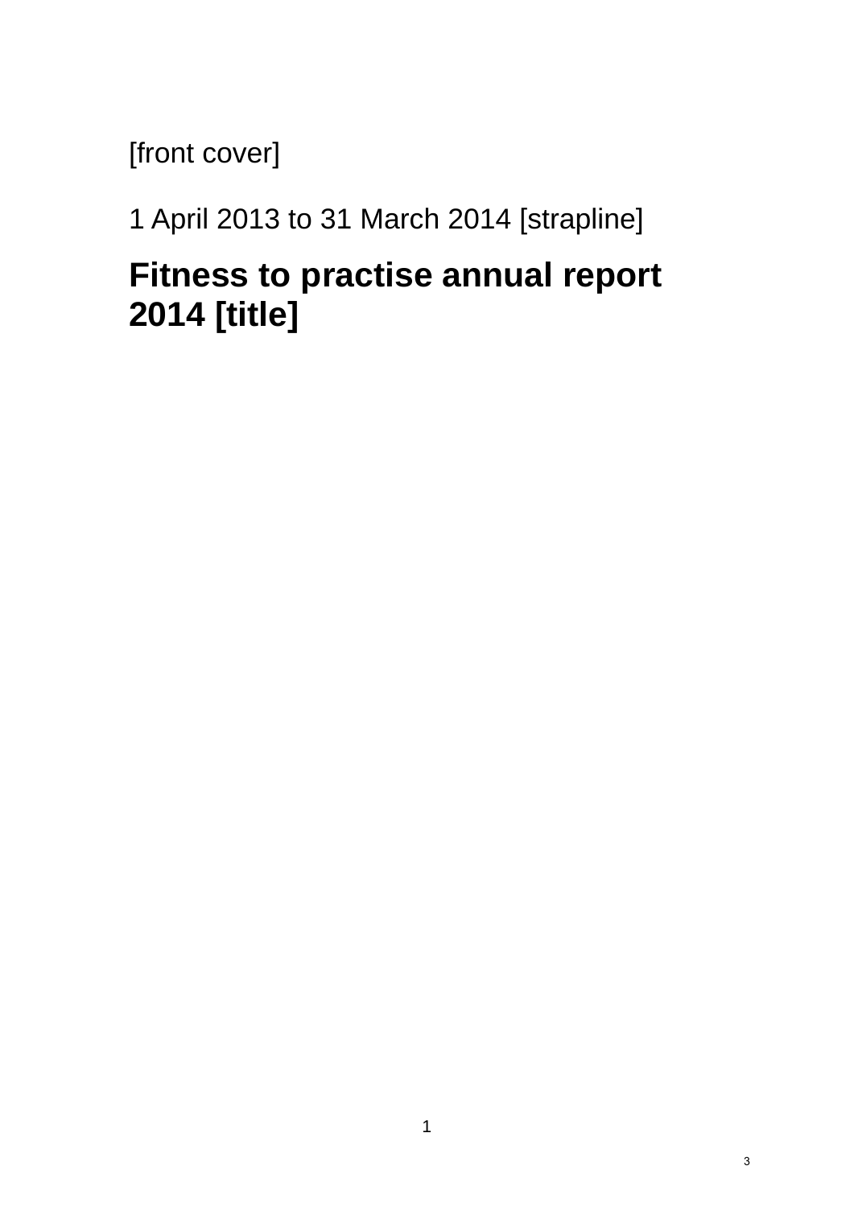[front cover]

1 April 2013 to 31 March 2014 [strapline]

# Fitness to practise annual report 2014 [title]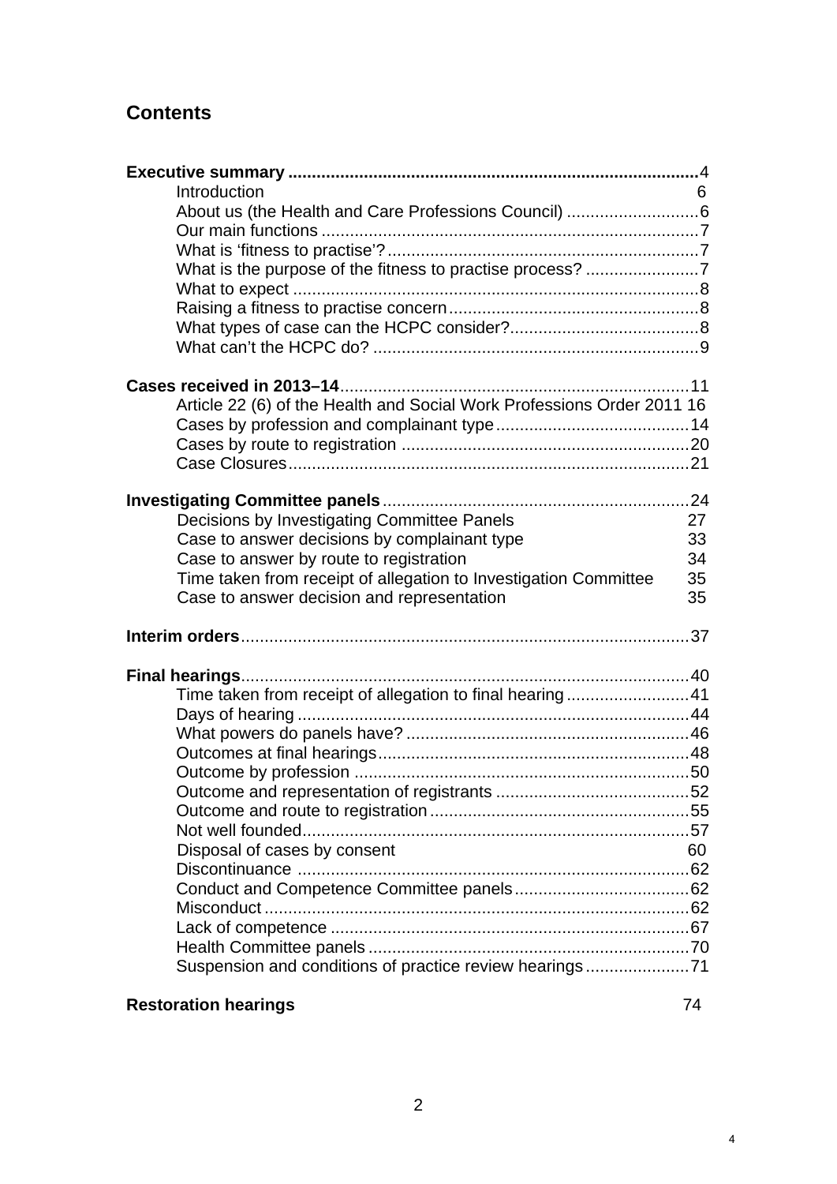## Contents

**Executive summary** ........................................................................................4

- Introduction 6
- About us (the Health and Care Professions Council) ............................6
- Our main functions ...............................................................................7
- What is 'fitness to practise'? .................................................................7
- What is the purpose of the fitness to practise process? ........................7
- What to expect .....................................................................................8
- Raising a fitness to practise concern ....................................................8
- What types of case can the HCPC consider? ........................................8
- What can't the HCPC do? .....................................................................9

**Cases received in 2013–14** ..........................................................................11

- Article 22 (6) of the Health and Social Work Professions Order 2011 16
- Cases by profession and complainant type .........................................14
- Cases by route to registration .............................................................20
- Case Closures .....................................................................................21

**Investigating Committee panels** .................................................................24

- Decisions by Investigating Committee Panels 27
- Case to answer decisions by complainant type 33
- Case to answer by route to registration 34
- Time taken from receipt of allegation to Investigation Committee 35
- Case to answer decision and representation 35

**Interim orders** ..............................................................................................37

**Final hearings** ..............................................................................................40

- Time taken from receipt of allegation to final hearing ..........................41
- Days of hearing ...................................................................................44
- What powers do panels have? ............................................................46
- Outcomes at final hearings .................................................................48
- Outcome by profession .......................................................................50
- Outcome and representation of registrants .........................................52
- Outcome and route to registration .......................................................55
- Not well founded .................................................................................57
- Disposal of cases by consent 60
- Discontinuance ...................................................................................62
- Conduct and Competence Committee panels .....................................62
- Misconduct ..........................................................................................62
- Lack of competence ............................................................................67
- Health Committee panels ....................................................................70
- Suspension and conditions of practice review hearings ......................71

**Restoration hearings** 74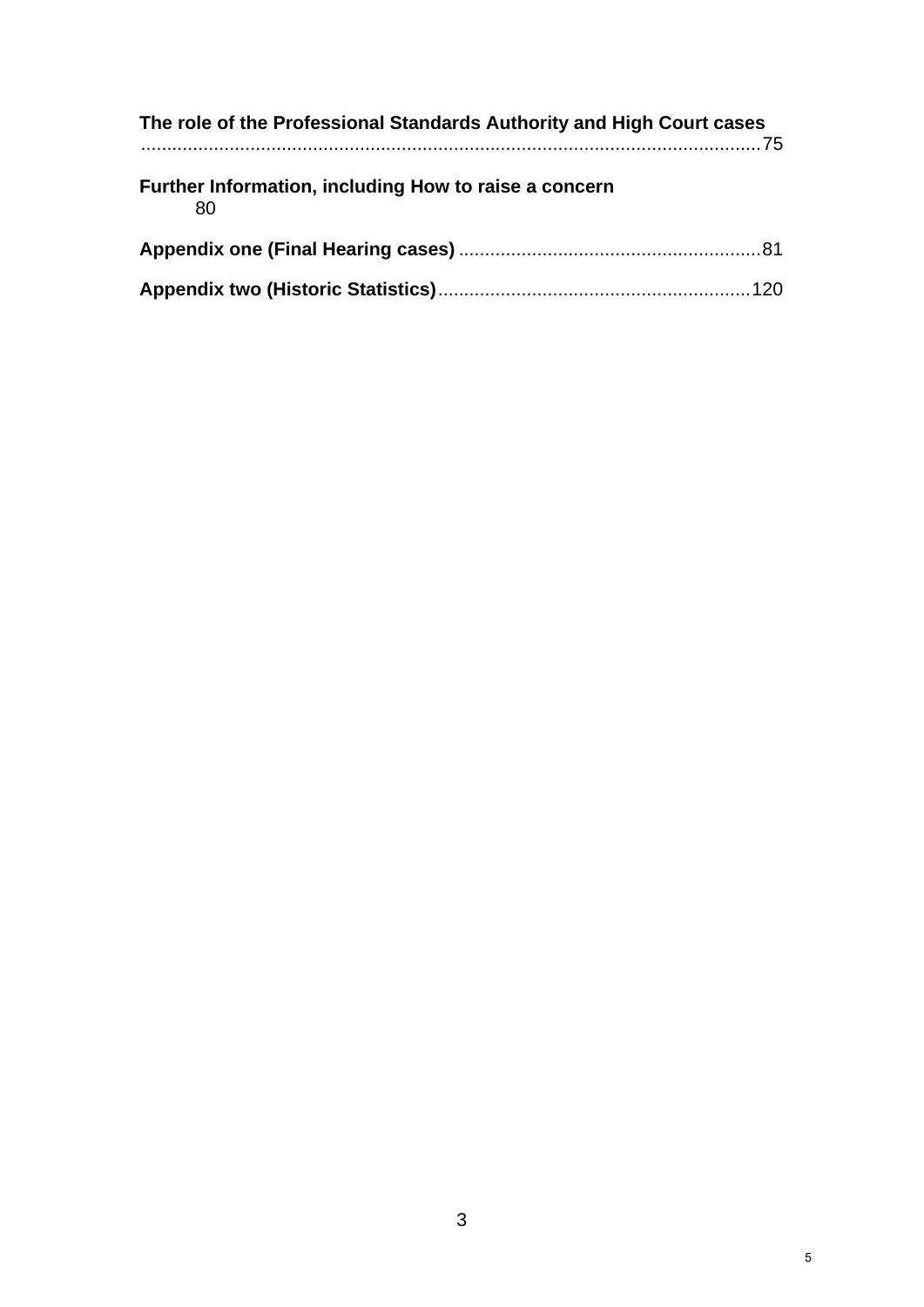**The role of the Professional Standards Authority and High Court cases** .......................................................................................................................75

**Further Information, including How to raise a concern** 80

**Appendix one (Final Hearing cases)** ..........................................................81

**Appendix two (Historic Statistics)**............................................................120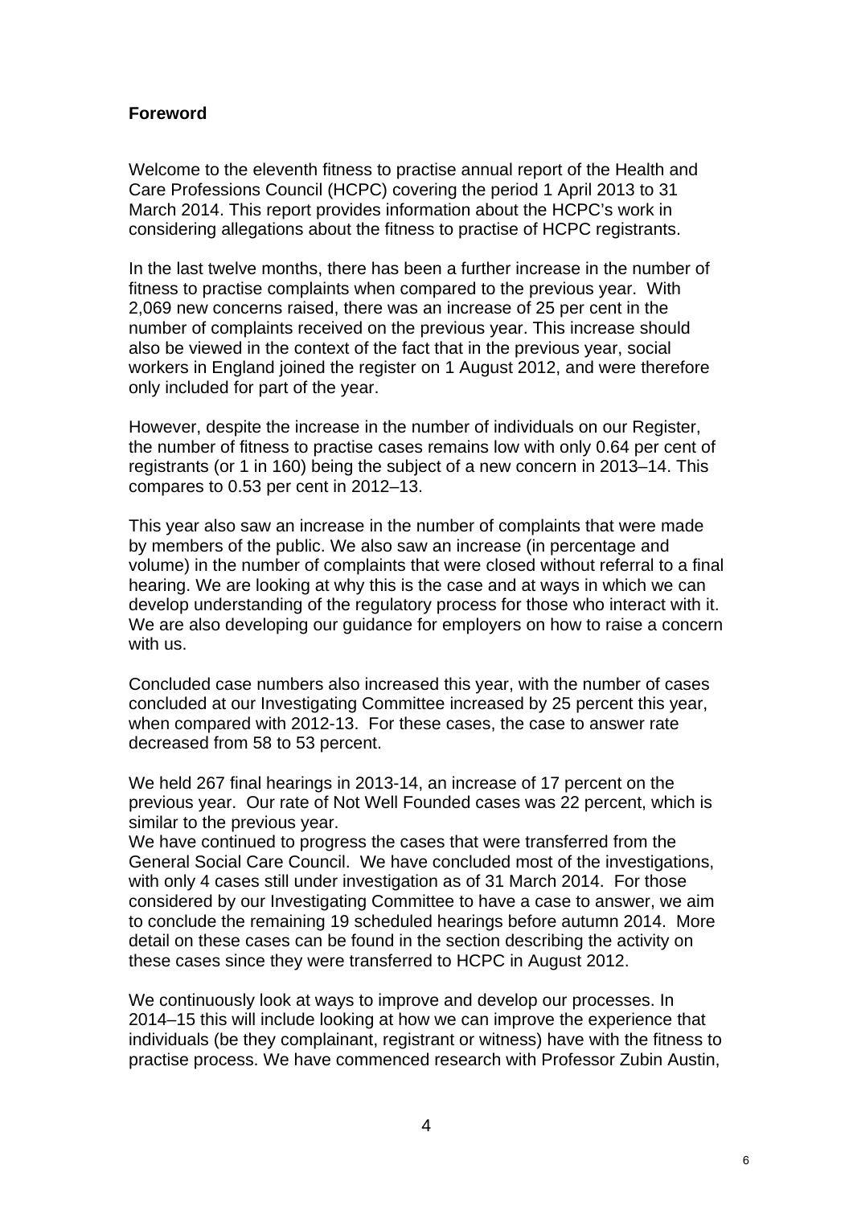## Foreword

Welcome to the eleventh fitness to practise annual report of the Health and Care Professions Council (HCPC) covering the period 1 April 2013 to 31 March 2014. This report provides information about the HCPC's work in considering allegations about the fitness to practise of HCPC registrants.

In the last twelve months, there has been a further increase in the number of fitness to practise complaints when compared to the previous year. With 2,069 new concerns raised, there was an increase of 25 per cent in the number of complaints received on the previous year. This increase should also be viewed in the context of the fact that in the previous year, social workers in England joined the register on 1 August 2012, and were therefore only included for part of the year.

However, despite the increase in the number of individuals on our Register, the number of fitness to practise cases remains low with only 0.64 per cent of registrants (or 1 in 160) being the subject of a new concern in 2013–14. This compares to 0.53 per cent in 2012–13.

This year also saw an increase in the number of complaints that were made by members of the public. We also saw an increase (in percentage and volume) in the number of complaints that were closed without referral to a final hearing. We are looking at why this is the case and at ways in which we can develop understanding of the regulatory process for those who interact with it. We are also developing our guidance for employers on how to raise a concern with us.

Concluded case numbers also increased this year, with the number of cases concluded at our Investigating Committee increased by 25 percent this year, when compared with 2012-13. For these cases, the case to answer rate decreased from 58 to 53 percent.

We held 267 final hearings in 2013-14, an increase of 17 percent on the previous year. Our rate of Not Well Founded cases was 22 percent, which is similar to the previous year.

We have continued to progress the cases that were transferred from the General Social Care Council. We have concluded most of the investigations, with only 4 cases still under investigation as of 31 March 2014. For those considered by our Investigating Committee to have a case to answer, we aim to conclude the remaining 19 scheduled hearings before autumn 2014. More detail on these cases can be found in the section describing the activity on these cases since they were transferred to HCPC in August 2012.

We continuously look at ways to improve and develop our processes. In 2014–15 this will include looking at how we can improve the experience that individuals (be they complainant, registrant or witness) have with the fitness to practise process. We have commenced research with Professor Zubin Austin,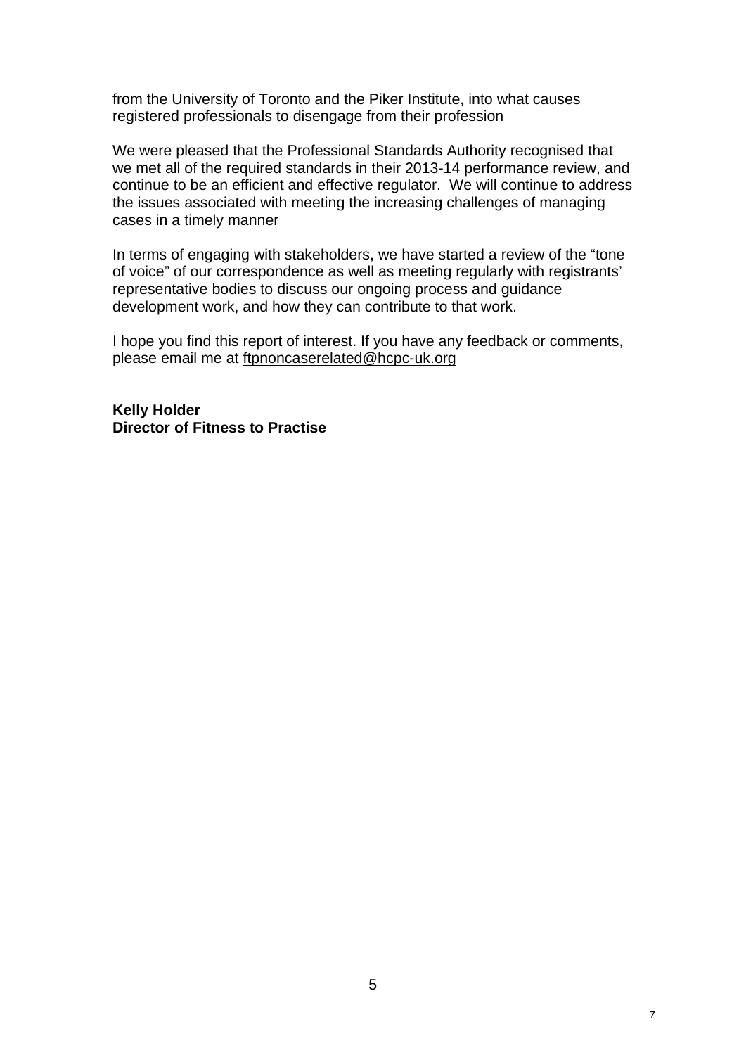from the University of Toronto and the Piker Institute, into what causes registered professionals to disengage from their profession

We were pleased that the Professional Standards Authority recognised that we met all of the required standards in their 2013-14 performance review, and continue to be an efficient and effective regulator. We will continue to address the issues associated with meeting the increasing challenges of managing cases in a timely manner

In terms of engaging with stakeholders, we have started a review of the “tone of voice” of our correspondence as well as meeting regularly with registrants’ representative bodies to discuss our ongoing process and guidance development work, and how they can contribute to that work.

I hope you find this report of interest. If you have any feedback or comments, please email me at ftpnoncaserelated@hcpc-uk.org

**Kelly Holder**
**Director of Fitness to Practise**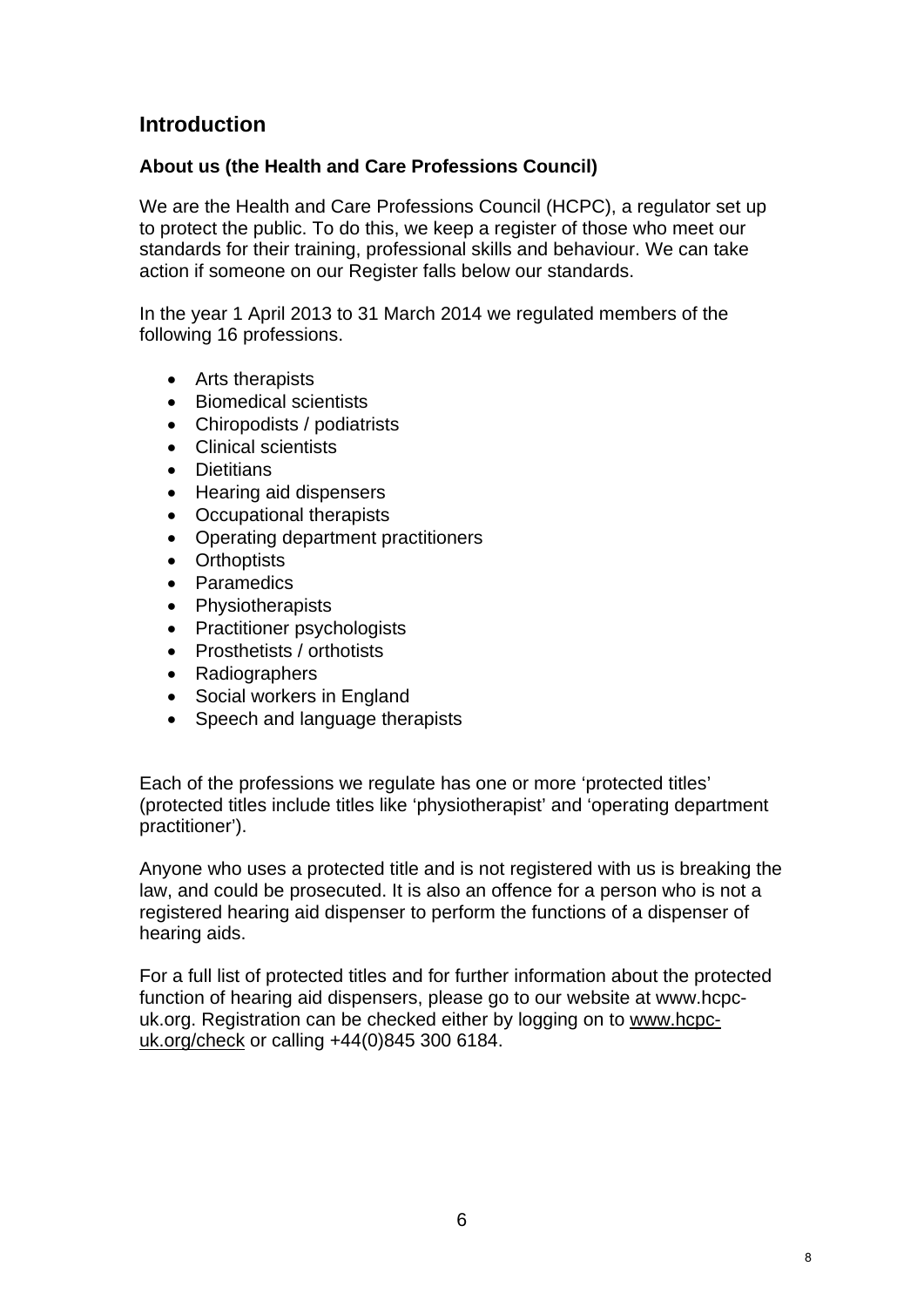## Introduction

### About us (the Health and Care Professions Council)

We are the Health and Care Professions Council (HCPC), a regulator set up to protect the public. To do this, we keep a register of those who meet our standards for their training, professional skills and behaviour. We can take action if someone on our Register falls below our standards.

In the year 1 April 2013 to 31 March 2014 we regulated members of the following 16 professions.

- Arts therapists
- Biomedical scientists
- Chiropodists / podiatrists
- Clinical scientists
- Dietitians
- Hearing aid dispensers
- Occupational therapists
- Operating department practitioners
- Orthoptists
- Paramedics
- Physiotherapists
- Practitioner psychologists
- Prosthetists / orthotists
- Radiographers
- Social workers in England
- Speech and language therapists

Each of the professions we regulate has one or more 'protected titles' (protected titles include titles like 'physiotherapist' and 'operating department practitioner').

Anyone who uses a protected title and is not registered with us is breaking the law, and could be prosecuted. It is also an offence for a person who is not a registered hearing aid dispenser to perform the functions of a dispenser of hearing aids.

For a full list of protected titles and for further information about the protected function of hearing aid dispensers, please go to our website at www.hcpc-uk.org. Registration can be checked either by logging on to www.hcpc-uk.org/check or calling +44(0)845 300 6184.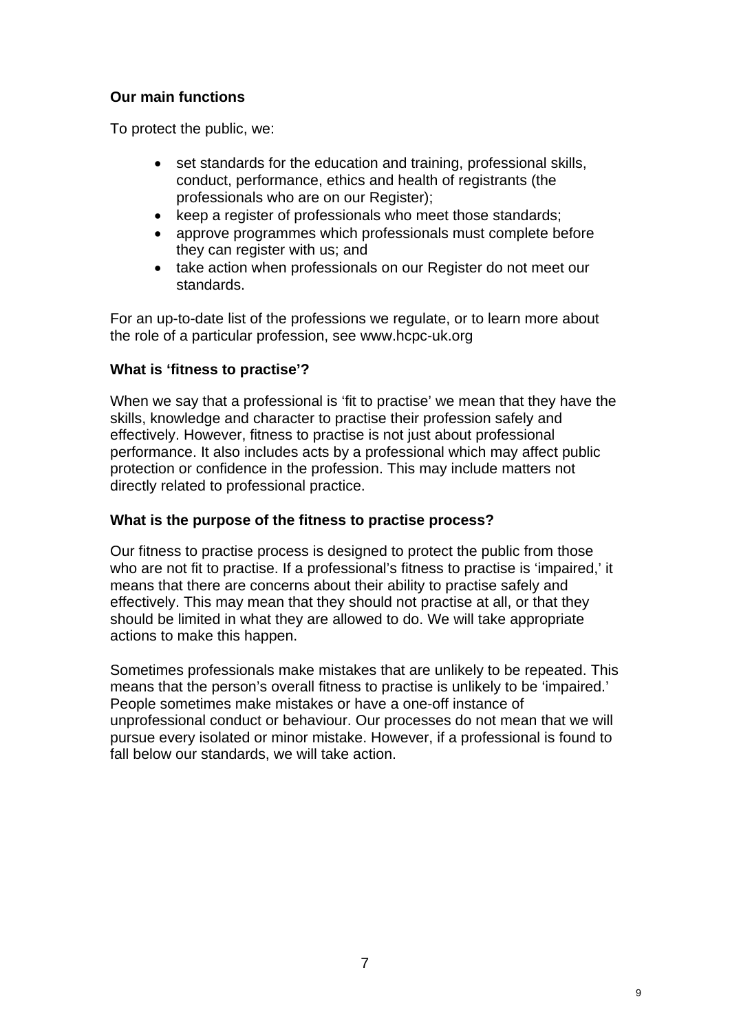**Our main functions**

To protect the public, we:

- set standards for the education and training, professional skills, conduct, performance, ethics and health of registrants (the professionals who are on our Register);
- keep a register of professionals who meet those standards;
- approve programmes which professionals must complete before they can register with us; and
- take action when professionals on our Register do not meet our standards.

For an up-to-date list of the professions we regulate, or to learn more about the role of a particular profession, see www.hcpc-uk.org

**What is 'fitness to practise'?**

When we say that a professional is 'fit to practise' we mean that they have the skills, knowledge and character to practise their profession safely and effectively. However, fitness to practise is not just about professional performance. It also includes acts by a professional which may affect public protection or confidence in the profession. This may include matters not directly related to professional practice.

**What is the purpose of the fitness to practise process?**

Our fitness to practise process is designed to protect the public from those who are not fit to practise. If a professional's fitness to practise is 'impaired,' it means that there are concerns about their ability to practise safely and effectively. This may mean that they should not practise at all, or that they should be limited in what they are allowed to do. We will take appropriate actions to make this happen.

Sometimes professionals make mistakes that are unlikely to be repeated. This means that the person's overall fitness to practise is unlikely to be 'impaired.' People sometimes make mistakes or have a one-off instance of unprofessional conduct or behaviour. Our processes do not mean that we will pursue every isolated or minor mistake. However, if a professional is found to fall below our standards, we will take action.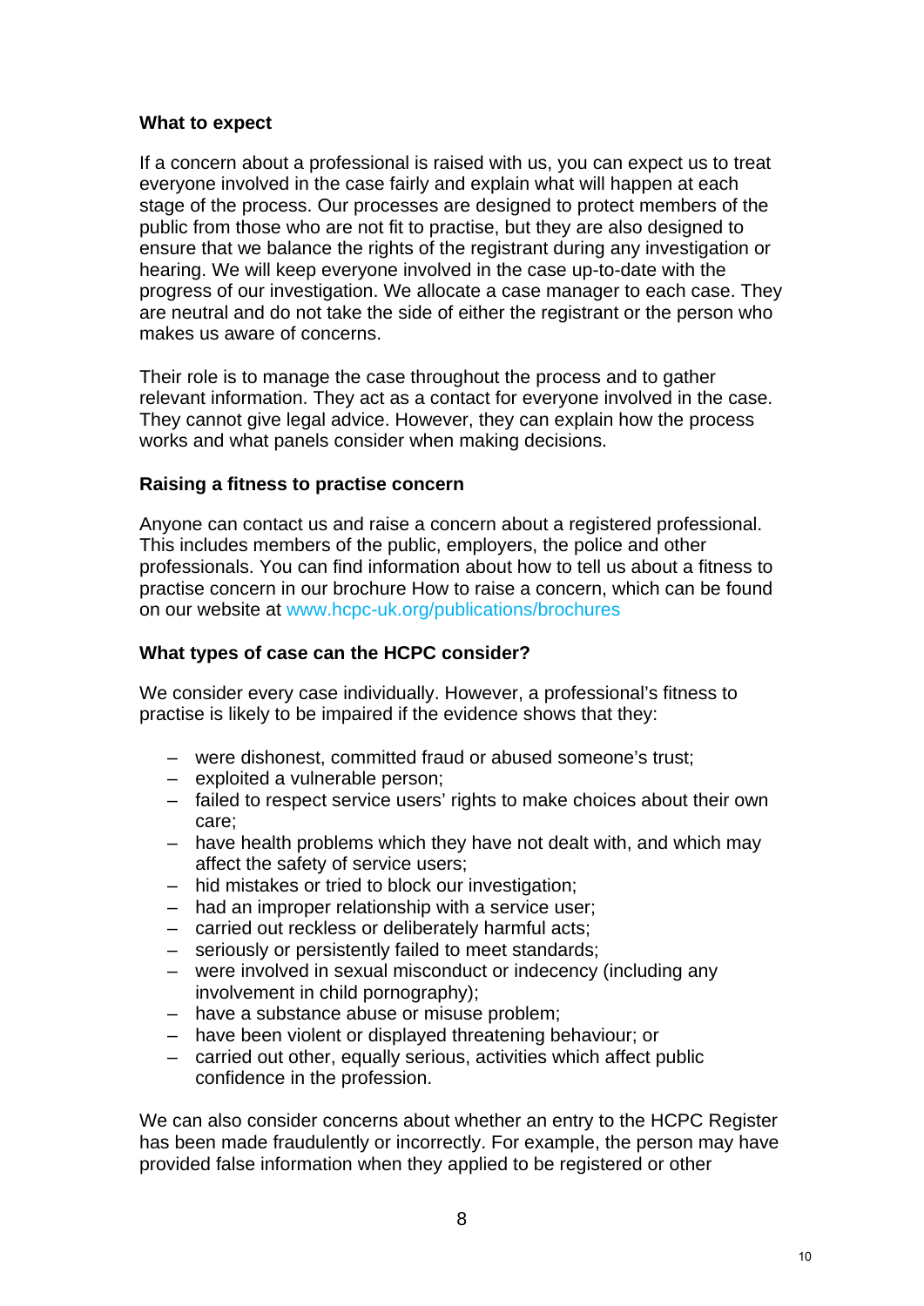### What to expect

If a concern about a professional is raised with us, you can expect us to treat everyone involved in the case fairly and explain what will happen at each stage of the process. Our processes are designed to protect members of the public from those who are not fit to practise, but they are also designed to ensure that we balance the rights of the registrant during any investigation or hearing. We will keep everyone involved in the case up-to-date with the progress of our investigation. We allocate a case manager to each case. They are neutral and do not take the side of either the registrant or the person who makes us aware of concerns.

Their role is to manage the case throughout the process and to gather relevant information. They act as a contact for everyone involved in the case. They cannot give legal advice. However, they can explain how the process works and what panels consider when making decisions.

### Raising a fitness to practise concern

Anyone can contact us and raise a concern about a registered professional. This includes members of the public, employers, the police and other professionals. You can find information about how to tell us about a fitness to practise concern in our brochure How to raise a concern, which can be found on our website at www.hcpc-uk.org/publications/brochures

### What types of case can the HCPC consider?

We consider every case individually. However, a professional's fitness to practise is likely to be impaired if the evidence shows that they:

- were dishonest, committed fraud or abused someone's trust;
- exploited a vulnerable person;
- failed to respect service users' rights to make choices about their own care;
- have health problems which they have not dealt with, and which may affect the safety of service users;
- hid mistakes or tried to block our investigation;
- had an improper relationship with a service user;
- carried out reckless or deliberately harmful acts;
- seriously or persistently failed to meet standards;
- were involved in sexual misconduct or indecency (including any involvement in child pornography);
- have a substance abuse or misuse problem;
- have been violent or displayed threatening behaviour; or
- carried out other, equally serious, activities which affect public confidence in the profession.

We can also consider concerns about whether an entry to the HCPC Register has been made fraudulently or incorrectly. For example, the person may have provided false information when they applied to be registered or other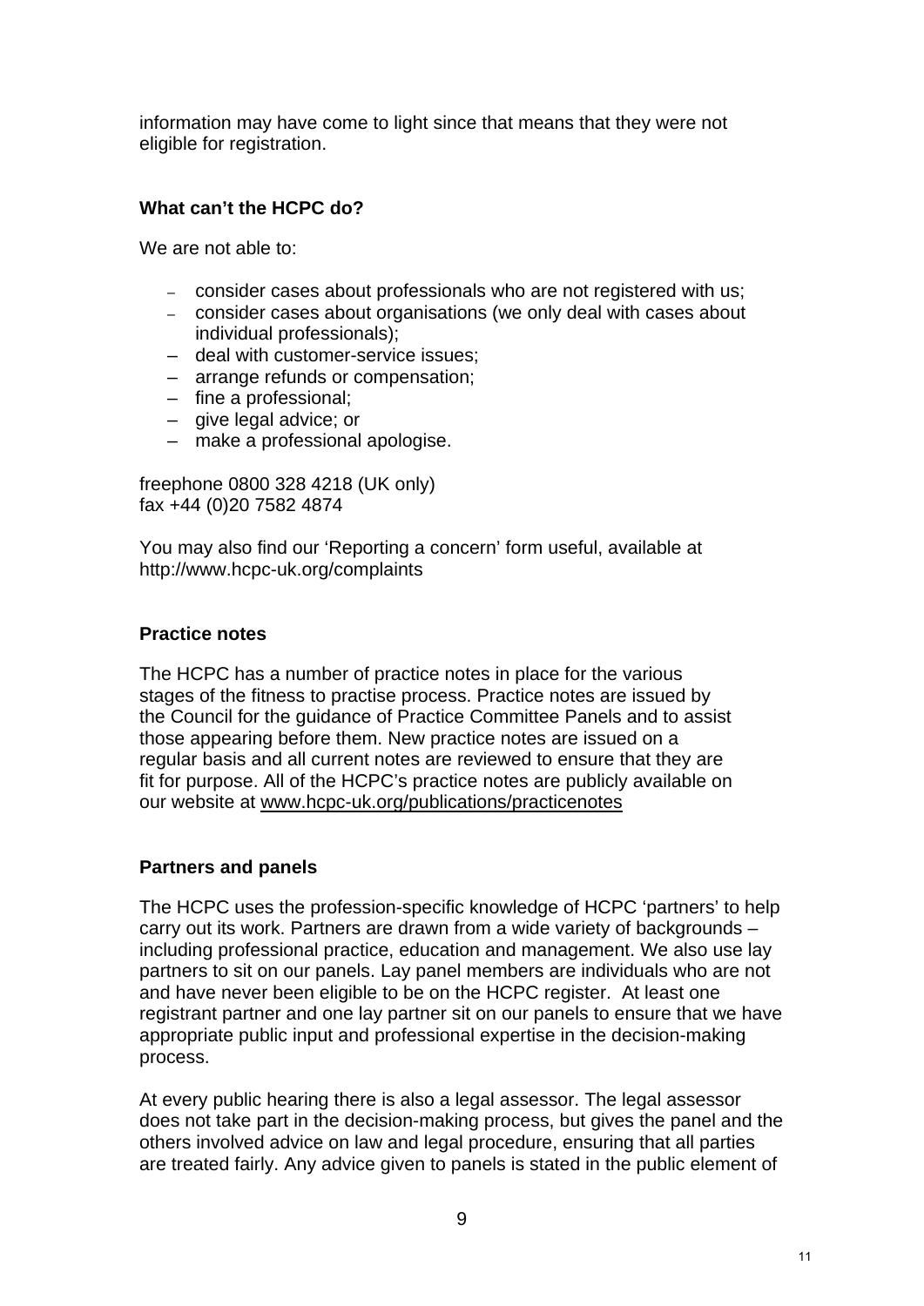information may have come to light since that means that they were not eligible for registration.

### What can't the HCPC do?

We are not able to:

- consider cases about professionals who are not registered with us;
- consider cases about organisations (we only deal with cases about individual professionals);
- deal with customer-service issues;
- arrange refunds or compensation;
- fine a professional;
- give legal advice; or
- make a professional apologise.

freephone 0800 328 4218 (UK only)
fax +44 (0)20 7582 4874

You may also find our 'Reporting a concern' form useful, available at http://www.hcpc-uk.org/complaints

### Practice notes

The HCPC has a number of practice notes in place for the various stages of the fitness to practise process. Practice notes are issued by the Council for the guidance of Practice Committee Panels and to assist those appearing before them. New practice notes are issued on a regular basis and all current notes are reviewed to ensure that they are fit for purpose. All of the HCPC's practice notes are publicly available on our website at www.hcpc-uk.org/publications/practicenotes

### Partners and panels

The HCPC uses the profession-specific knowledge of HCPC 'partners' to help carry out its work. Partners are drawn from a wide variety of backgrounds – including professional practice, education and management. We also use lay partners to sit on our panels. Lay panel members are individuals who are not and have never been eligible to be on the HCPC register. At least one registrant partner and one lay partner sit on our panels to ensure that we have appropriate public input and professional expertise in the decision-making process.

At every public hearing there is also a legal assessor. The legal assessor does not take part in the decision-making process, but gives the panel and the others involved advice on law and legal procedure, ensuring that all parties are treated fairly. Any advice given to panels is stated in the public element of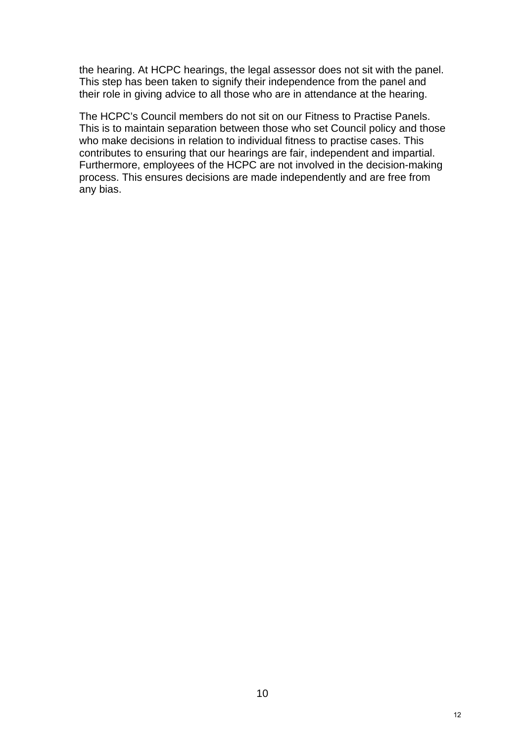the hearing. At HCPC hearings, the legal assessor does not sit with the panel. This step has been taken to signify their independence from the panel and their role in giving advice to all those who are in attendance at the hearing.

The HCPC's Council members do not sit on our Fitness to Practise Panels. This is to maintain separation between those who set Council policy and those who make decisions in relation to individual fitness to practise cases. This contributes to ensuring that our hearings are fair, independent and impartial. Furthermore, employees of the HCPC are not involved in the decision-making process. This ensures decisions are made independently and are free from any bias.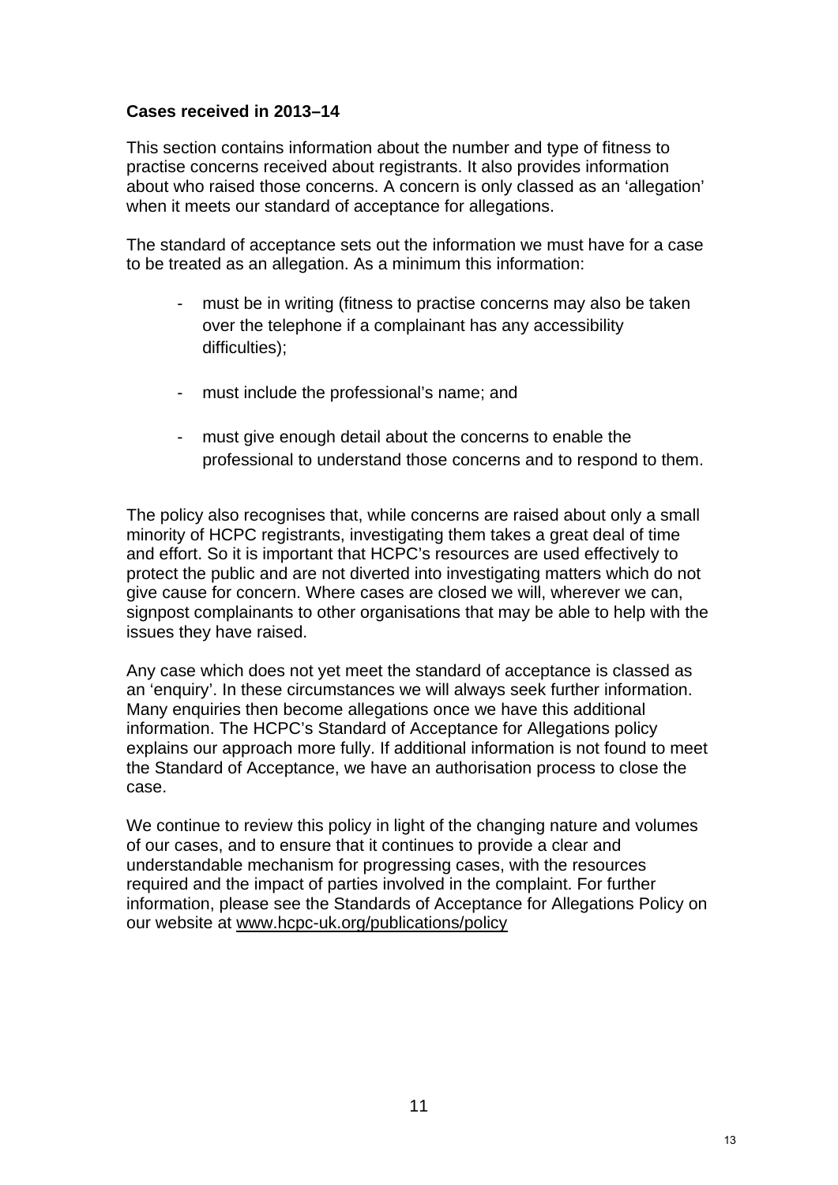**Cases received in 2013–14**

This section contains information about the number and type of fitness to practise concerns received about registrants. It also provides information about who raised those concerns. A concern is only classed as an 'allegation' when it meets our standard of acceptance for allegations.

The standard of acceptance sets out the information we must have for a case to be treated as an allegation. As a minimum this information:

- must be in writing (fitness to practise concerns may also be taken over the telephone if a complainant has any accessibility difficulties);
- must include the professional's name; and
- must give enough detail about the concerns to enable the professional to understand those concerns and to respond to them.

The policy also recognises that, while concerns are raised about only a small minority of HCPC registrants, investigating them takes a great deal of time and effort. So it is important that HCPC's resources are used effectively to protect the public and are not diverted into investigating matters which do not give cause for concern. Where cases are closed we will, wherever we can, signpost complainants to other organisations that may be able to help with the issues they have raised.

Any case which does not yet meet the standard of acceptance is classed as an 'enquiry'. In these circumstances we will always seek further information. Many enquiries then become allegations once we have this additional information. The HCPC's Standard of Acceptance for Allegations policy explains our approach more fully. If additional information is not found to meet the Standard of Acceptance, we have an authorisation process to close the case.

We continue to review this policy in light of the changing nature and volumes of our cases, and to ensure that it continues to provide a clear and understandable mechanism for progressing cases, with the resources required and the impact of parties involved in the complaint. For further information, please see the Standards of Acceptance for Allegations Policy on our website at www.hcpc-uk.org/publications/policy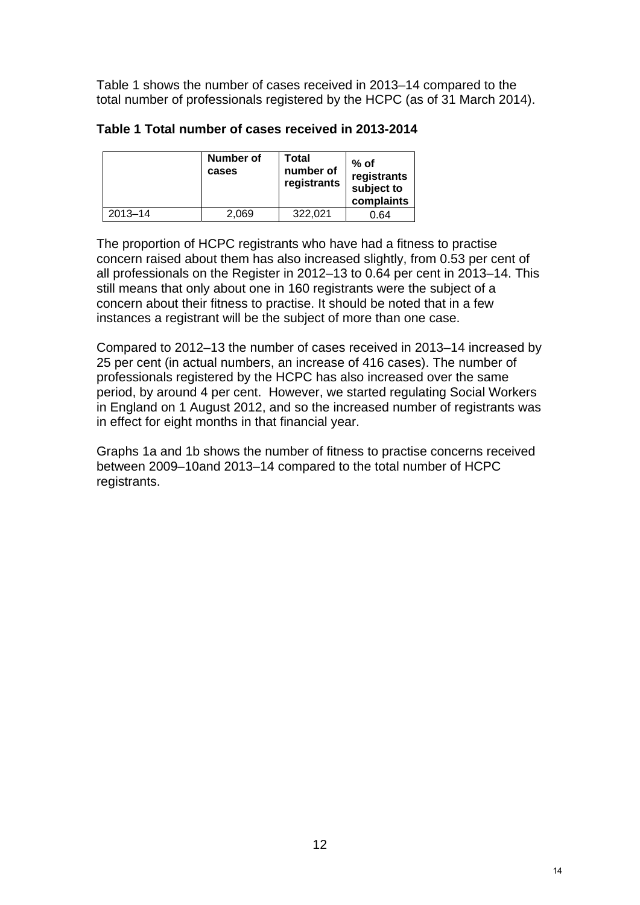Table 1 shows the number of cases received in 2013–14 compared to the total number of professionals registered by the HCPC (as of 31 March 2014).

**Table 1 Total number of cases received in 2013-2014**

| | Number of cases | Total number of registrants | % of registrants subject to complaints |
|---|---|---|---|
| 2013–14 | 2,069 | 322,021 | 0.64 |

The proportion of HCPC registrants who have had a fitness to practise concern raised about them has also increased slightly, from 0.53 per cent of all professionals on the Register in 2012–13 to 0.64 per cent in 2013–14. This still means that only about one in 160 registrants were the subject of a concern about their fitness to practise. It should be noted that in a few instances a registrant will be the subject of more than one case.

Compared to 2012–13 the number of cases received in 2013–14 increased by 25 per cent (in actual numbers, an increase of 416 cases). The number of professionals registered by the HCPC has also increased over the same period, by around 4 per cent. However, we started regulating Social Workers in England on 1 August 2012, and so the increased number of registrants was in effect for eight months in that financial year.

Graphs 1a and 1b shows the number of fitness to practise concerns received between 2009–10and 2013–14 compared to the total number of HCPC registrants.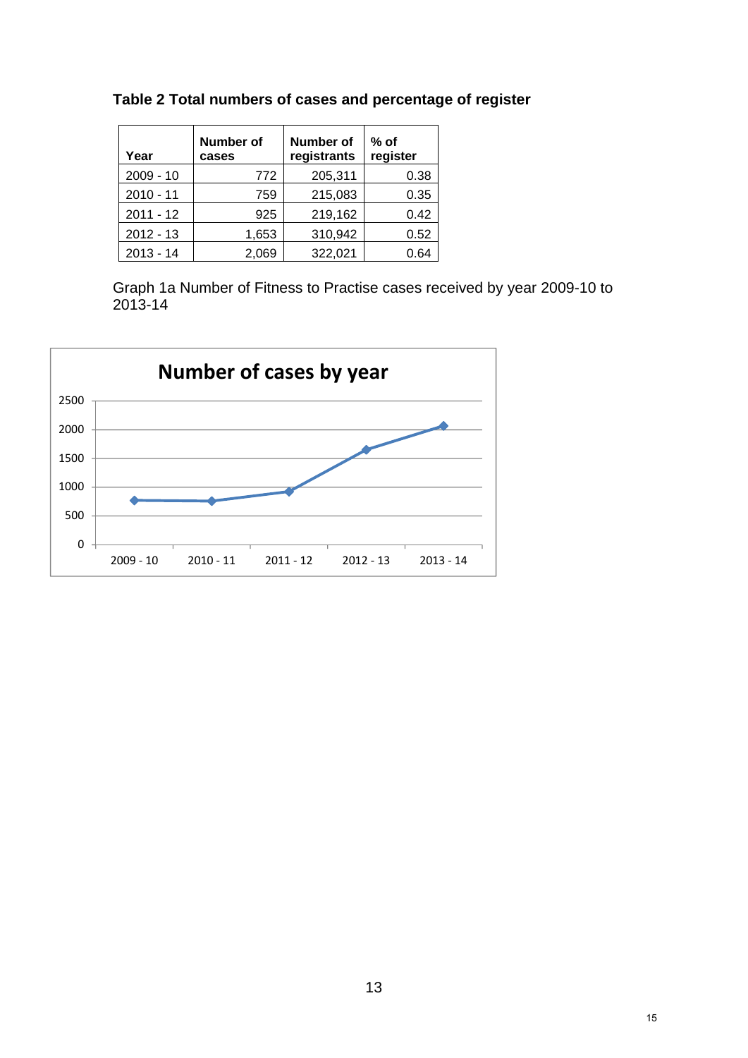**Table 2 Total numbers of cases and percentage of register**

| Year | Number of cases | Number of registrants | % of register |
|---|---|---|---|
| 2009 - 10 | 772 | 205,311 | 0.38 |
| 2010 - 11 | 759 | 215,083 | 0.35 |
| 2011 - 12 | 925 | 219,162 | 0.42 |
| 2012 - 13 | 1,653 | 310,942 | 0.52 |
| 2013 - 14 | 2,069 | 322,021 | 0.64 |

Graph 1a Number of Fitness to Practise cases received by year 2009-10 to 2013-14

**Number of cases by year**

| Year | Number of cases |
|---|---|
| 2009 - 10 | 772 |
| 2010 - 11 | 759 |
| 2011 - 12 | 925 |
| 2012 - 13 | 1,653 |
| 2013 - 14 | 2,069 |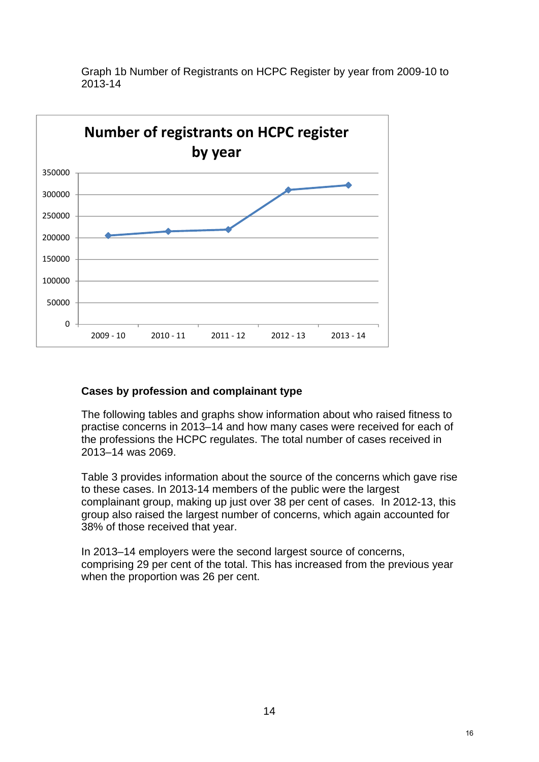Graph 1b Number of Registrants on HCPC Register by year from 2009-10 to 2013-14

### Cases by profession and complainant type

The following tables and graphs show information about who raised fitness to practise concerns in 2013–14 and how many cases were received for each of the professions the HCPC regulates. The total number of cases received in 2013–14 was 2069.

Table 3 provides information about the source of the concerns which gave rise to these cases. In 2013-14 members of the public were the largest complainant group, making up just over 38 per cent of cases. In 2012-13, this group also raised the largest number of concerns, which again accounted for 38% of those received that year.

In 2013–14 employers were the second largest source of concerns, comprising 29 per cent of the total. This has increased from the previous year when the proportion was 26 per cent.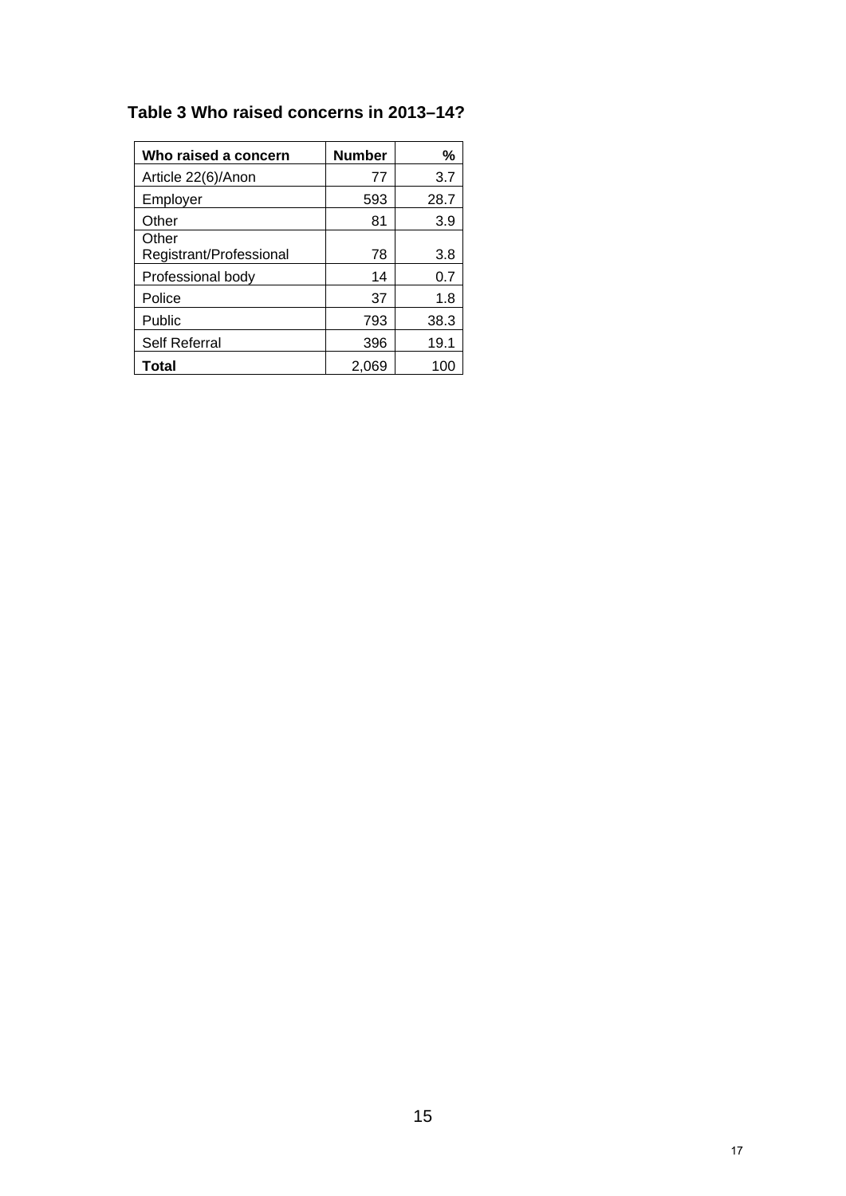**Table 3 Who raised concerns in 2013–14?**

| Who raised a concern | Number | % |
|---|---|---|
| Article 22(6)/Anon | 77 | 3.7 |
| Employer | 593 | 28.7 |
| Other | 81 | 3.9 |
| Other Registrant/Professional | 78 | 3.8 |
| Professional body | 14 | 0.7 |
| Police | 37 | 1.8 |
| Public | 793 | 38.3 |
| Self Referral | 396 | 19.1 |
| **Total** | 2,069 | 100 |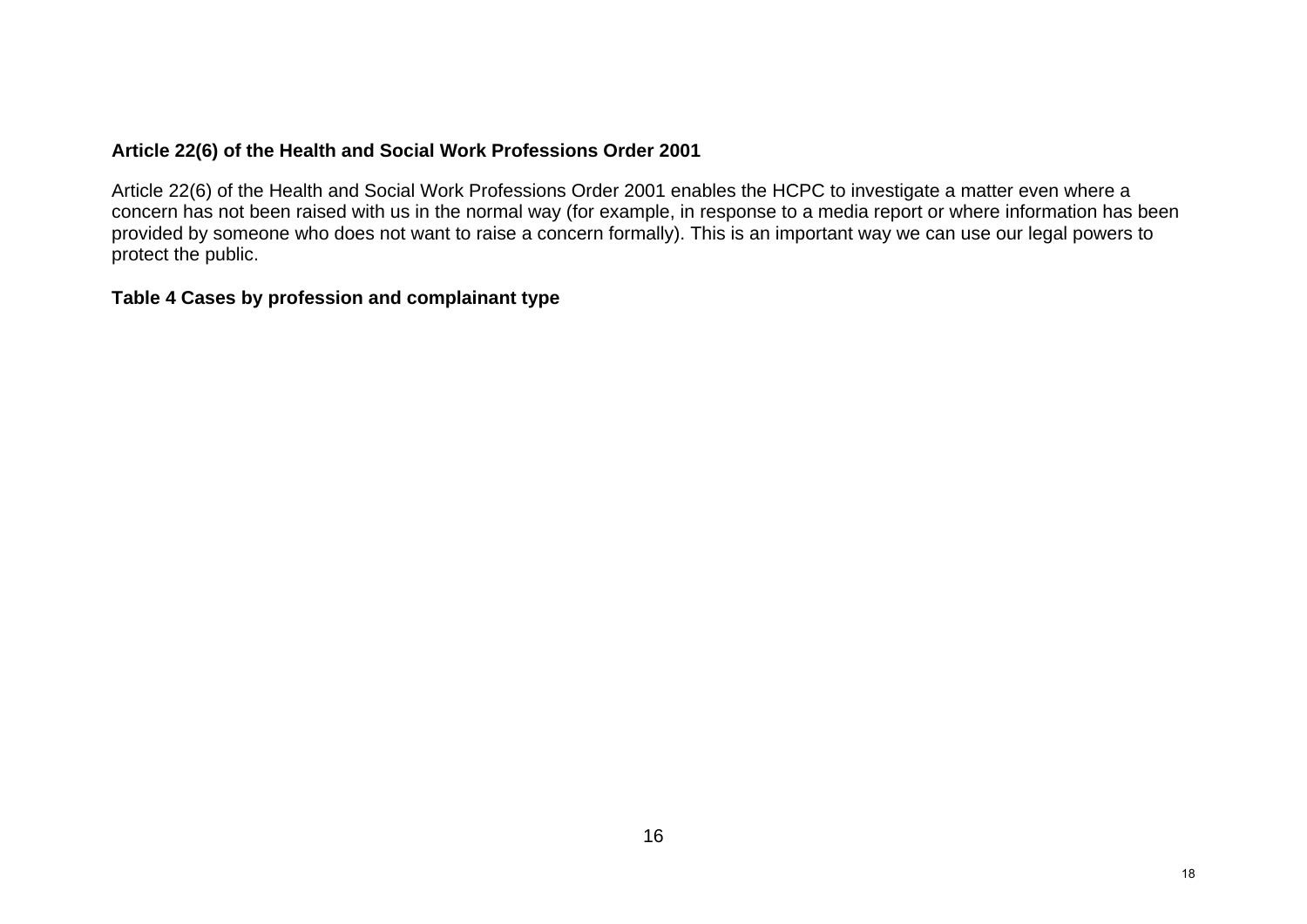**Article 22(6) of the Health and Social Work Professions Order 2001**

Article 22(6) of the Health and Social Work Professions Order 2001 enables the HCPC to investigate a matter even where a concern has not been raised with us in the normal way (for example, in response to a media report or where information has been provided by someone who does not want to raise a concern formally). This is an important way we can use our legal powers to protect the public.

**Table 4 Cases by profession and complainant type**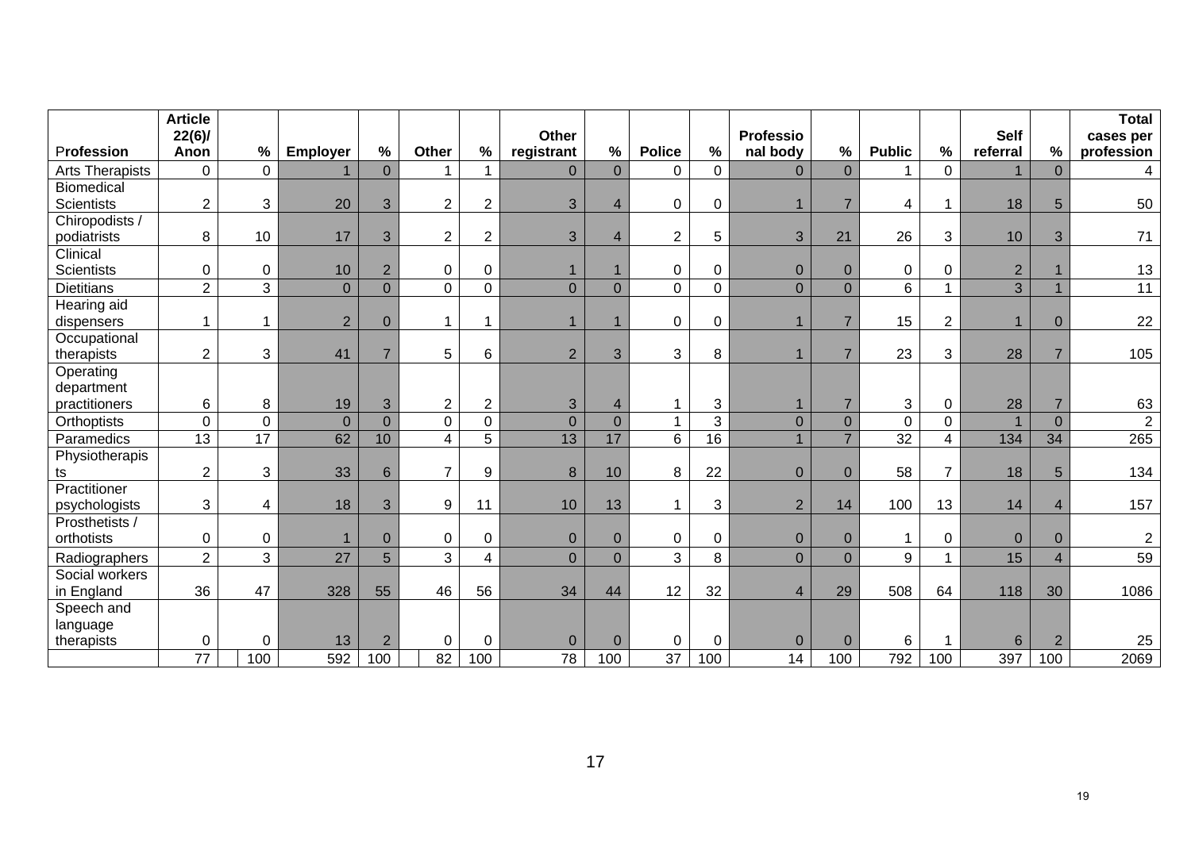| Profession | Article 22(6)/ Anon | % | Employer | % | Other | % | Other registrant | % | Police | % | Professional body | % | Public | % | Self referral | % | Total cases per profession |
|---|---|---|---|---|---|---|---|---|---|---|---|---|---|---|---|---|---|
| Arts Therapists | 0 | 0 | 1 | 0 | 1 | 1 | 0 | 0 | 0 | 0 | 0 | 0 | 1 | 0 | 1 | 0 | 4 |
| Biomedical Scientists | 2 | 3 | 20 | 3 | 2 | 2 | 3 | 4 | 0 | 0 | 1 | 7 | 4 | 1 | 18 | 5 | 50 |
| Chiropodists / podiatrists | 8 | 10 | 17 | 3 | 2 | 2 | 3 | 4 | 2 | 5 | 3 | 21 | 26 | 3 | 10 | 3 | 71 |
| Clinical Scientists | 0 | 0 | 10 | 2 | 0 | 0 | 1 | 1 | 0 | 0 | 0 | 0 | 0 | 0 | 2 | 1 | 13 |
| Dietitians | 2 | 3 | 0 | 0 | 0 | 0 | 0 | 0 | 0 | 0 | 0 | 0 | 6 | 1 | 3 | 1 | 11 |
| Hearing aid dispensers | 1 | 1 | 2 | 0 | 1 | 1 | 1 | 1 | 0 | 0 | 1 | 7 | 15 | 2 | 1 | 0 | 22 |
| Occupational therapists | 2 | 3 | 41 | 7 | 5 | 6 | 2 | 3 | 3 | 8 | 1 | 7 | 23 | 3 | 28 | 7 | 105 |
| Operating department practitioners | 6 | 8 | 19 | 3 | 2 | 2 | 3 | 4 | 1 | 3 | 1 | 7 | 3 | 0 | 28 | 7 | 63 |
| Orthoptists | 0 | 0 | 0 | 0 | 0 | 0 | 0 | 0 | 1 | 3 | 0 | 0 | 0 | 0 | 1 | 0 | 2 |
| Paramedics | 13 | 17 | 62 | 10 | 4 | 5 | 13 | 17 | 6 | 16 | 1 | 7 | 32 | 4 | 134 | 34 | 265 |
| Physiotherapists | 2 | 3 | 33 | 6 | 7 | 9 | 8 | 10 | 8 | 22 | 0 | 0 | 58 | 7 | 18 | 5 | 134 |
| Practitioner psychologists | 3 | 4 | 18 | 3 | 9 | 11 | 10 | 13 | 1 | 3 | 2 | 14 | 100 | 13 | 14 | 4 | 157 |
| Prosthetists / orthotists | 0 | 0 | 1 | 0 | 0 | 0 | 0 | 0 | 0 | 0 | 0 | 0 | 1 | 0 | 0 | 0 | 2 |
| Radiographers | 2 | 3 | 27 | 5 | 3 | 4 | 0 | 0 | 3 | 8 | 0 | 0 | 9 | 1 | 15 | 4 | 59 |
| Social workers in England | 36 | 47 | 328 | 55 | 46 | 56 | 34 | 44 | 12 | 32 | 4 | 29 | 508 | 64 | 118 | 30 | 1086 |
| Speech and language therapists | 0 | 0 | 13 | 2 | 0 | 0 | 0 | 0 | 0 | 0 | 0 | 0 | 6 | 1 | 6 | 2 | 25 |
| | 77 | 100 | 592 | 100 | 82 | 100 | 78 | 100 | 37 | 100 | 14 | 100 | 792 | 100 | 397 | 100 | 2069 |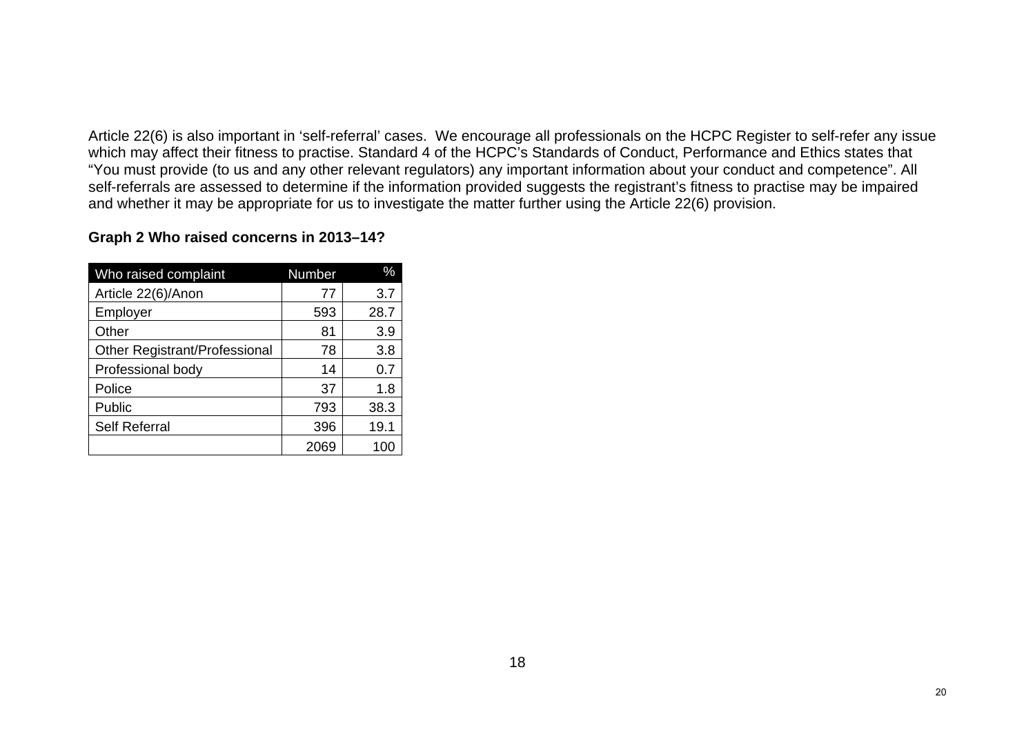Article 22(6) is also important in 'self-referral' cases. We encourage all professionals on the HCPC Register to self-refer any issue which may affect their fitness to practise. Standard 4 of the HCPC's Standards of Conduct, Performance and Ethics states that "You must provide (to us and any other relevant regulators) any important information about your conduct and competence". All self-referrals are assessed to determine if the information provided suggests the registrant's fitness to practise may be impaired and whether it may be appropriate for us to investigate the matter further using the Article 22(6) provision.

**Graph 2 Who raised concerns in 2013–14?**

| Who raised complaint | Number | % |
|---|---|---|
| Article 22(6)/Anon | 77 | 3.7 |
| Employer | 593 | 28.7 |
| Other | 81 | 3.9 |
| Other Registrant/Professional | 78 | 3.8 |
| Professional body | 14 | 0.7 |
| Police | 37 | 1.8 |
| Public | 793 | 38.3 |
| Self Referral | 396 | 19.1 |
| | 2069 | 100 |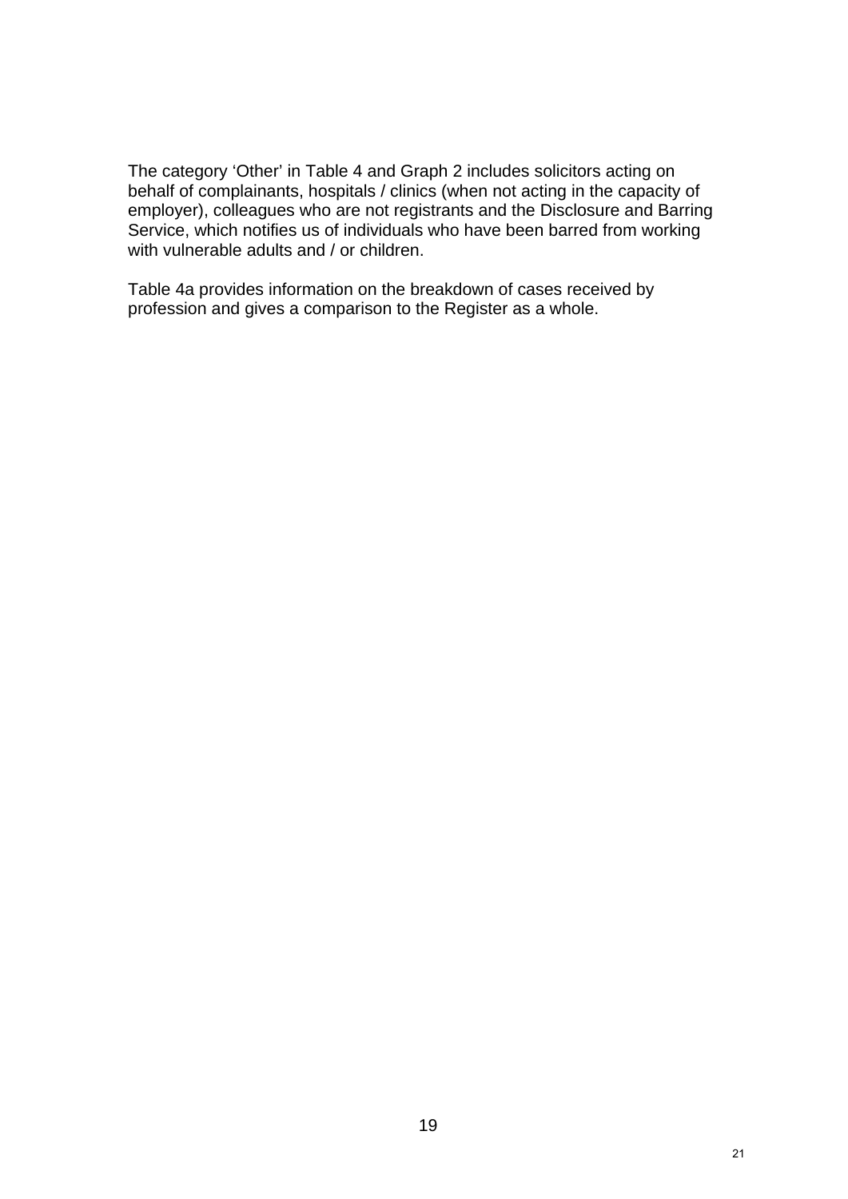The category ‘Other’ in Table 4 and Graph 2 includes solicitors acting on behalf of complainants, hospitals / clinics (when not acting in the capacity of employer), colleagues who are not registrants and the Disclosure and Barring Service, which notifies us of individuals who have been barred from working with vulnerable adults and / or children.

Table 4a provides information on the breakdown of cases received by profession and gives a comparison to the Register as a whole.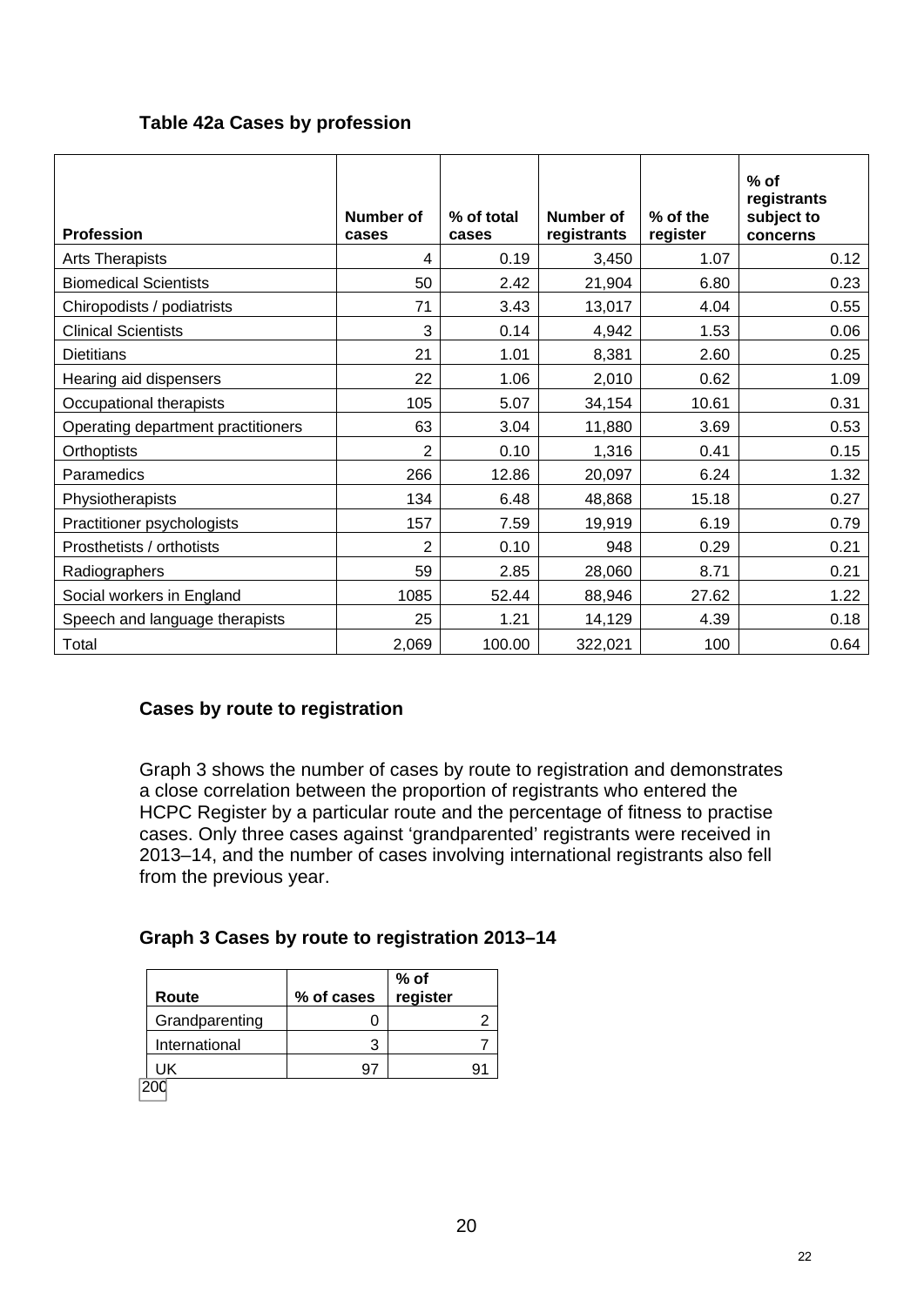### Table 42a Cases by profession

| Profession | Number of cases | % of total cases | Number of registrants | % of the register | % of registrants subject to concerns |
|---|---|---|---|---|---|
| Arts Therapists | 4 | 0.19 | 3,450 | 1.07 | 0.12 |
| Biomedical Scientists | 50 | 2.42 | 21,904 | 6.80 | 0.23 |
| Chiropodists / podiatrists | 71 | 3.43 | 13,017 | 4.04 | 0.55 |
| Clinical Scientists | 3 | 0.14 | 4,942 | 1.53 | 0.06 |
| Dietitians | 21 | 1.01 | 8,381 | 2.60 | 0.25 |
| Hearing aid dispensers | 22 | 1.06 | 2,010 | 0.62 | 1.09 |
| Occupational therapists | 105 | 5.07 | 34,154 | 10.61 | 0.31 |
| Operating department practitioners | 63 | 3.04 | 11,880 | 3.69 | 0.53 |
| Orthoptists | 2 | 0.10 | 1,316 | 0.41 | 0.15 |
| Paramedics | 266 | 12.86 | 20,097 | 6.24 | 1.32 |
| Physiotherapists | 134 | 6.48 | 48,868 | 15.18 | 0.27 |
| Practitioner psychologists | 157 | 7.59 | 19,919 | 6.19 | 0.79 |
| Prosthetists / orthotists | 2 | 0.10 | 948 | 0.29 | 0.21 |
| Radiographers | 59 | 2.85 | 28,060 | 8.71 | 0.21 |
| Social workers in England | 1085 | 52.44 | 88,946 | 27.62 | 1.22 |
| Speech and language therapists | 25 | 1.21 | 14,129 | 4.39 | 0.18 |
| Total | 2,069 | 100.00 | 322,021 | 100 | 0.64 |

### Cases by route to registration

Graph 3 shows the number of cases by route to registration and demonstrates a close correlation between the proportion of registrants who entered the HCPC Register by a particular route and the percentage of fitness to practise cases. Only three cases against 'grandparented' registrants were received in 2013–14, and the number of cases involving international registrants also fell from the previous year.

### Graph 3 Cases by route to registration 2013–14

| Route | % of cases | % of register |
|---|---|---|
| Grandparenting | 0 | 2 |
| International | 3 | 7 |
| UK | 97 | 91 |

200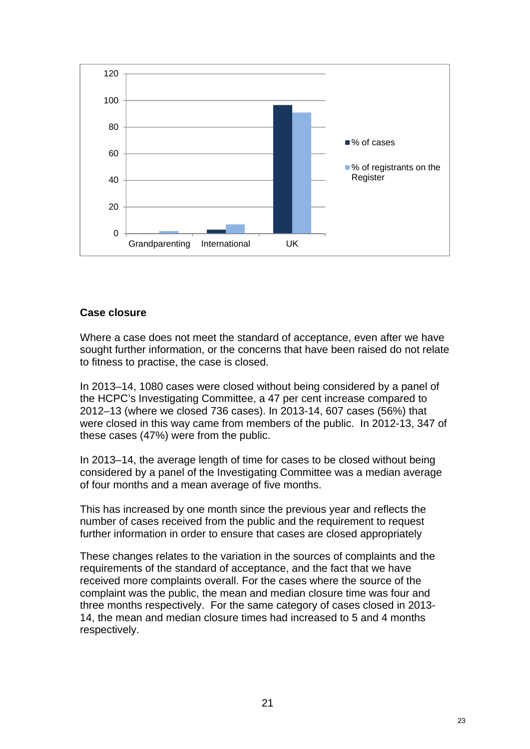## Case closure

Where a case does not meet the standard of acceptance, even after we have sought further information, or the concerns that have been raised do not relate to fitness to practise, the case is closed.

In 2013–14, 1080 cases were closed without being considered by a panel of the HCPC's Investigating Committee, a 47 per cent increase compared to 2012–13 (where we closed 736 cases). In 2013-14, 607 cases (56%) that were closed in this way came from members of the public. In 2012-13, 347 of these cases (47%) were from the public.

In 2013–14, the average length of time for cases to be closed without being considered by a panel of the Investigating Committee was a median average of four months and a mean average of five months.

This has increased by one month since the previous year and reflects the number of cases received from the public and the requirement to request further information in order to ensure that cases are closed appropriately

These changes relates to the variation in the sources of complaints and the requirements of the standard of acceptance, and the fact that we have received more complaints overall. For the cases where the source of the complaint was the public, the mean and median closure time was four and three months respectively. For the same category of cases closed in 2013-14, the mean and median closure times had increased to 5 and 4 months respectively.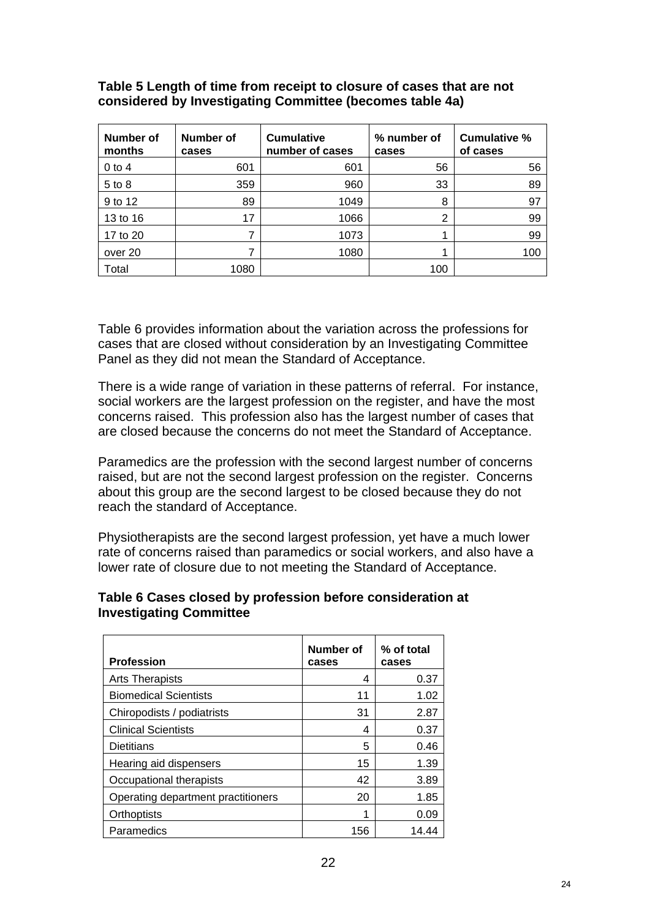**Table 5 Length of time from receipt to closure of cases that are not considered by Investigating Committee (becomes table 4a)**

| Number of months | Number of cases | Cumulative number of cases | % number of cases | Cumulative % of cases |
|---|---|---|---|---|
| 0 to 4 | 601 | 601 | 56 | 56 |
| 5 to 8 | 359 | 960 | 33 | 89 |
| 9 to 12 | 89 | 1049 | 8 | 97 |
| 13 to 16 | 17 | 1066 | 2 | 99 |
| 17 to 20 | 7 | 1073 | 1 | 99 |
| over 20 | 7 | 1080 | 1 | 100 |
| Total | 1080 | | 100 | |

Table 6 provides information about the variation across the professions for cases that are closed without consideration by an Investigating Committee Panel as they did not mean the Standard of Acceptance.

There is a wide range of variation in these patterns of referral. For instance, social workers are the largest profession on the register, and have the most concerns raised. This profession also has the largest number of cases that are closed because the concerns do not meet the Standard of Acceptance.

Paramedics are the profession with the second largest number of concerns raised, but are not the second largest profession on the register. Concerns about this group are the second largest to be closed because they do not reach the standard of Acceptance.

Physiotherapists are the second largest profession, yet have a much lower rate of concerns raised than paramedics or social workers, and also have a lower rate of closure due to not meeting the Standard of Acceptance.

**Table 6 Cases closed by profession before consideration at Investigating Committee**

| Profession | Number of cases | % of total cases |
|---|---|---|
| Arts Therapists | 4 | 0.37 |
| Biomedical Scientists | 11 | 1.02 |
| Chiropodists / podiatrists | 31 | 2.87 |
| Clinical Scientists | 4 | 0.37 |
| Dietitians | 5 | 0.46 |
| Hearing aid dispensers | 15 | 1.39 |
| Occupational therapists | 42 | 3.89 |
| Operating department practitioners | 20 | 1.85 |
| Orthoptists | 1 | 0.09 |
| Paramedics | 156 | 14.44 |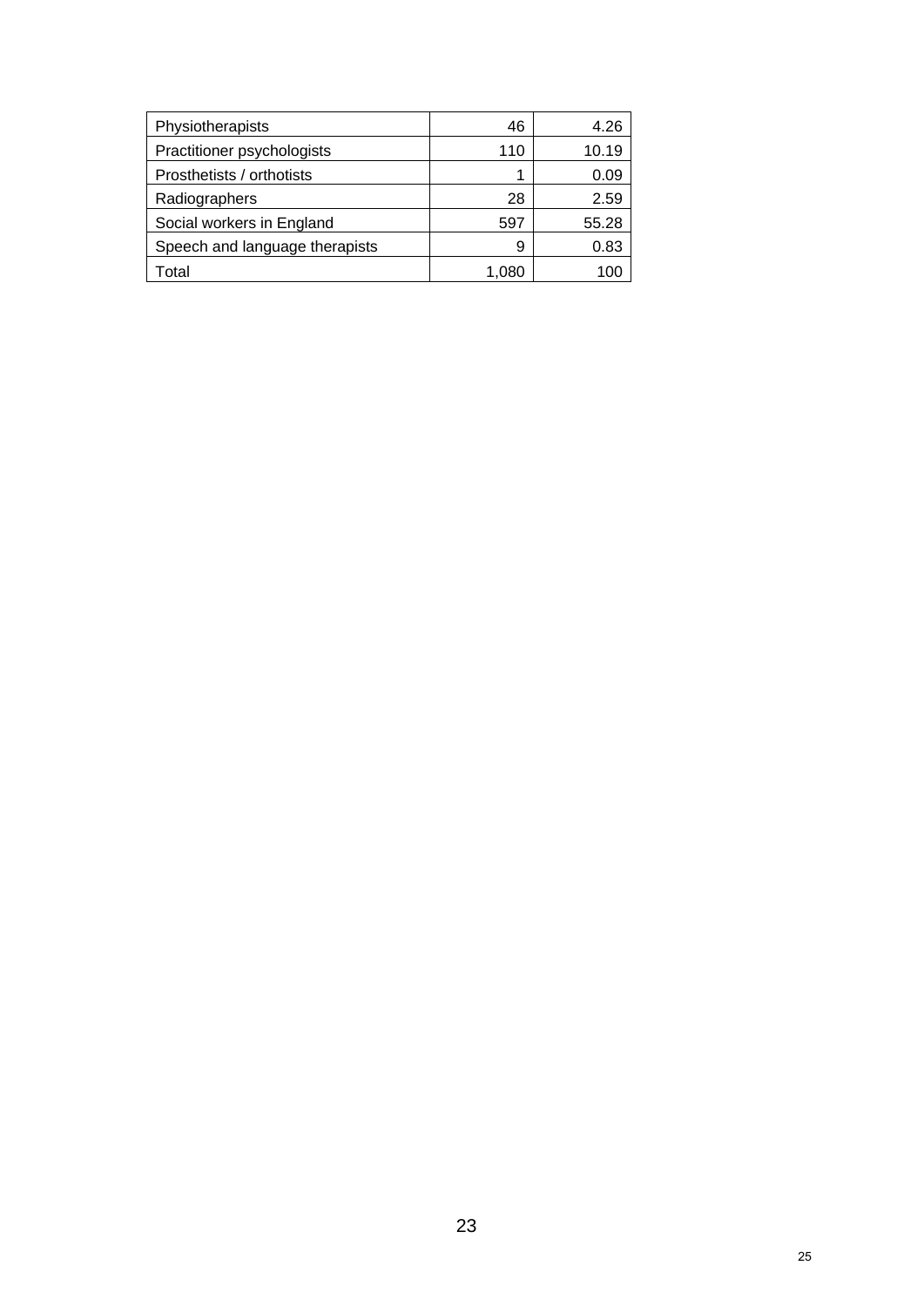| | | |
|---|---|---|
| Physiotherapists | 46 | 4.26 |
| Practitioner psychologists | 110 | 10.19 |
| Prosthetists / orthotists | 1 | 0.09 |
| Radiographers | 28 | 2.59 |
| Social workers in England | 597 | 55.28 |
| Speech and language therapists | 9 | 0.83 |
| Total | 1,080 | 100 |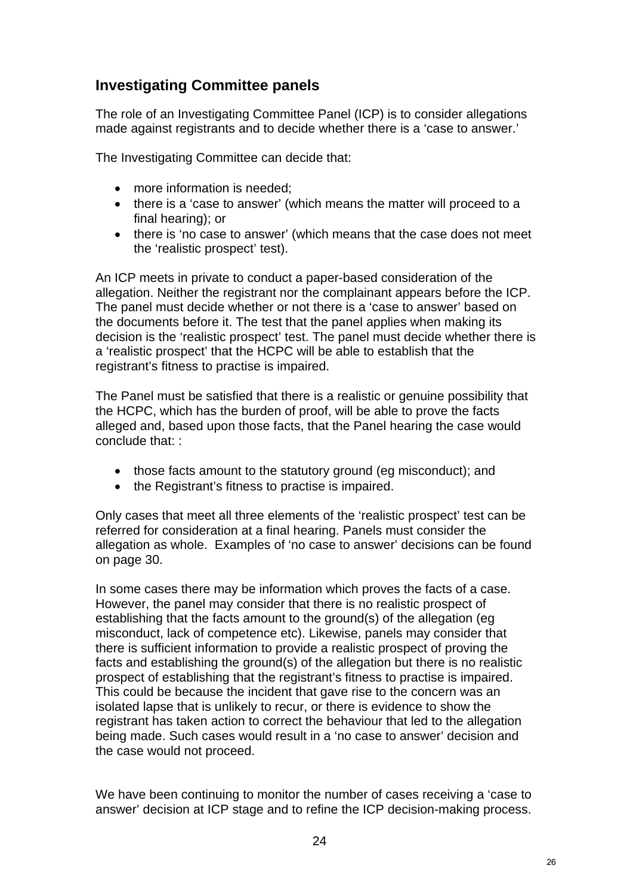## Investigating Committee panels

The role of an Investigating Committee Panel (ICP) is to consider allegations made against registrants and to decide whether there is a 'case to answer.'

The Investigating Committee can decide that:

- more information is needed;
- there is a 'case to answer' (which means the matter will proceed to a final hearing); or
- there is 'no case to answer' (which means that the case does not meet the 'realistic prospect' test).

An ICP meets in private to conduct a paper-based consideration of the allegation. Neither the registrant nor the complainant appears before the ICP. The panel must decide whether or not there is a 'case to answer' based on the documents before it. The test that the panel applies when making its decision is the 'realistic prospect' test. The panel must decide whether there is a 'realistic prospect' that the HCPC will be able to establish that the registrant's fitness to practise is impaired.

The Panel must be satisfied that there is a realistic or genuine possibility that the HCPC, which has the burden of proof, will be able to prove the facts alleged and, based upon those facts, that the Panel hearing the case would conclude that: :

- those facts amount to the statutory ground (eg misconduct); and
- the Registrant's fitness to practise is impaired.

Only cases that meet all three elements of the 'realistic prospect' test can be referred for consideration at a final hearing. Panels must consider the allegation as whole. Examples of 'no case to answer' decisions can be found on page 30.

In some cases there may be information which proves the facts of a case. However, the panel may consider that there is no realistic prospect of establishing that the facts amount to the ground(s) of the allegation (eg misconduct, lack of competence etc). Likewise, panels may consider that there is sufficient information to provide a realistic prospect of proving the facts and establishing the ground(s) of the allegation but there is no realistic prospect of establishing that the registrant's fitness to practise is impaired. This could be because the incident that gave rise to the concern was an isolated lapse that is unlikely to recur, or there is evidence to show the registrant has taken action to correct the behaviour that led to the allegation being made. Such cases would result in a 'no case to answer' decision and the case would not proceed.

We have been continuing to monitor the number of cases receiving a 'case to answer' decision at ICP stage and to refine the ICP decision-making process.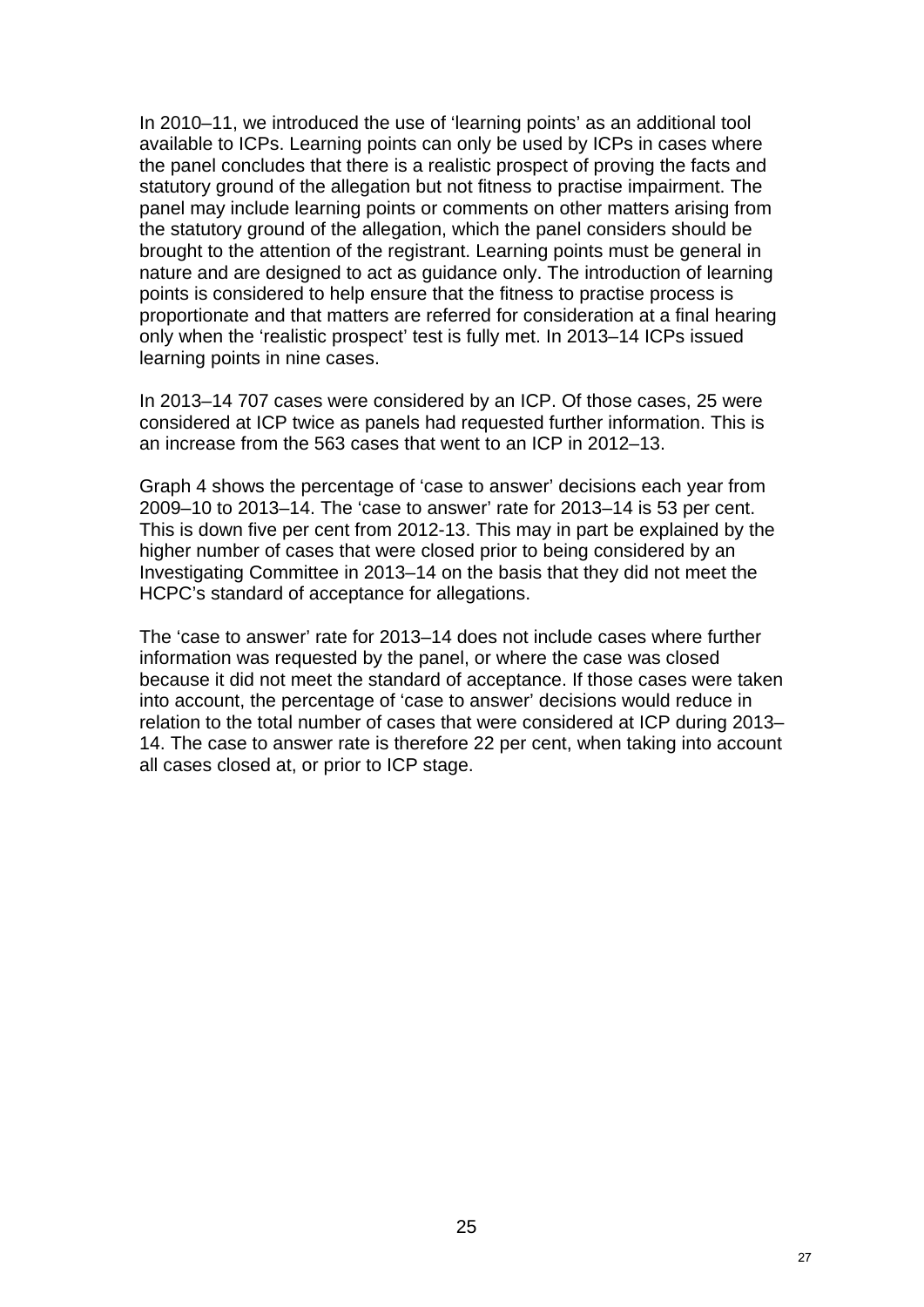In 2010–11, we introduced the use of 'learning points' as an additional tool available to ICPs. Learning points can only be used by ICPs in cases where the panel concludes that there is a realistic prospect of proving the facts and statutory ground of the allegation but not fitness to practise impairment. The panel may include learning points or comments on other matters arising from the statutory ground of the allegation, which the panel considers should be brought to the attention of the registrant. Learning points must be general in nature and are designed to act as guidance only. The introduction of learning points is considered to help ensure that the fitness to practise process is proportionate and that matters are referred for consideration at a final hearing only when the 'realistic prospect' test is fully met. In 2013–14 ICPs issued learning points in nine cases.

In 2013–14 707 cases were considered by an ICP. Of those cases, 25 were considered at ICP twice as panels had requested further information. This is an increase from the 563 cases that went to an ICP in 2012–13.

Graph 4 shows the percentage of 'case to answer' decisions each year from 2009–10 to 2013–14. The 'case to answer' rate for 2013–14 is 53 per cent. This is down five per cent from 2012-13. This may in part be explained by the higher number of cases that were closed prior to being considered by an Investigating Committee in 2013–14 on the basis that they did not meet the HCPC's standard of acceptance for allegations.

The 'case to answer' rate for 2013–14 does not include cases where further information was requested by the panel, or where the case was closed because it did not meet the standard of acceptance. If those cases were taken into account, the percentage of 'case to answer' decisions would reduce in relation to the total number of cases that were considered at ICP during 2013–14. The case to answer rate is therefore 22 per cent, when taking into account all cases closed at, or prior to ICP stage.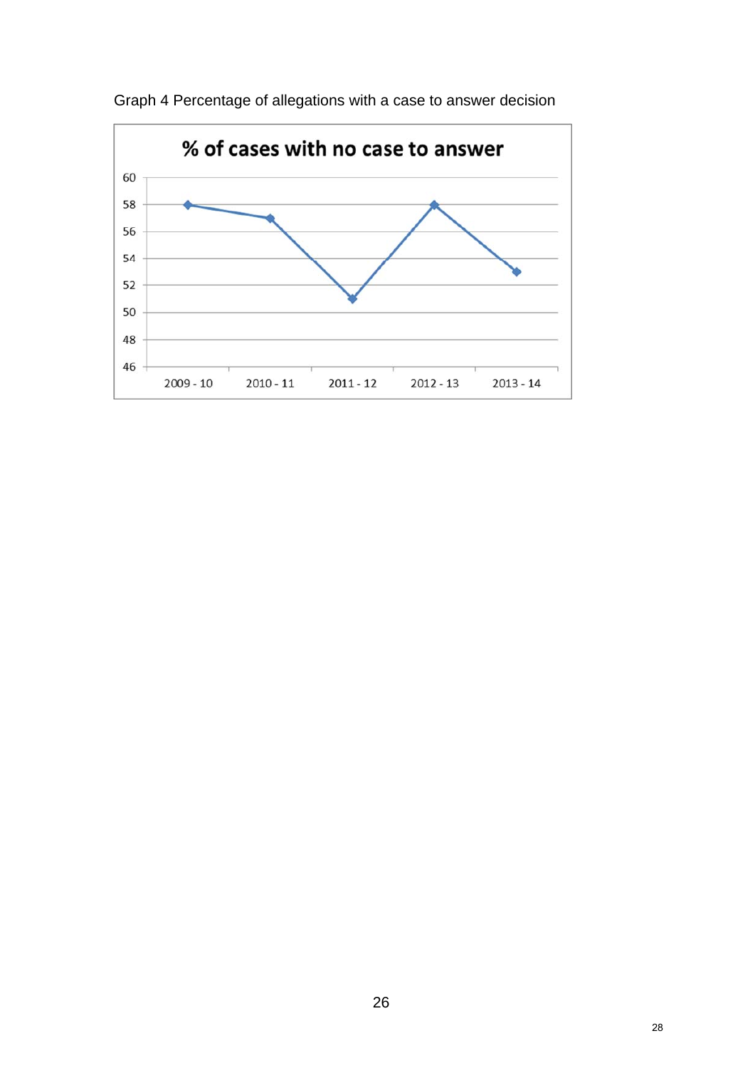Graph 4 Percentage of allegations with a case to answer decision

**% of cases with no case to answer**

| Year | % |
|---|---|
| 2009 - 10 | 58 |
| 2010 - 11 | 57 |
| 2011 - 12 | 51 |
| 2012 - 13 | 58 |
| 2013 - 14 | 53 |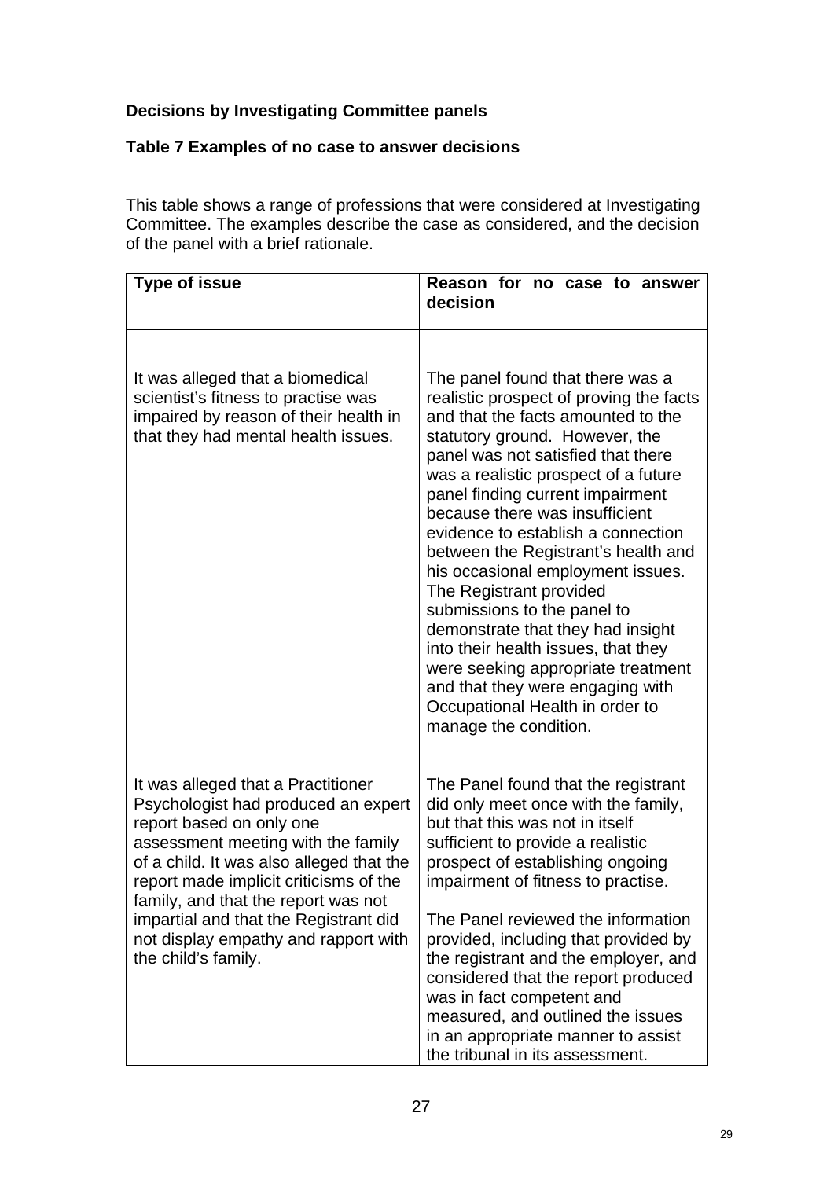**Decisions by Investigating Committee panels**

**Table 7 Examples of no case to answer decisions**

This table shows a range of professions that were considered at Investigating Committee. The examples describe the case as considered, and the decision of the panel with a brief rationale.

| Type of issue | Reason for no case to answer decision |
|---|---|
| It was alleged that a biomedical scientist's fitness to practise was impaired by reason of their health in that they had mental health issues. | The panel found that there was a realistic prospect of proving the facts and that the facts amounted to the statutory ground. However, the panel was not satisfied that there was a realistic prospect of a future panel finding current impairment because there was insufficient evidence to establish a connection between the Registrant's health and his occasional employment issues. The Registrant provided submissions to the panel to demonstrate that they had insight into their health issues, that they were seeking appropriate treatment and that they were engaging with Occupational Health in order to manage the condition. |
| It was alleged that a Practitioner Psychologist had produced an expert report based on only one assessment meeting with the family of a child. It was also alleged that the report made implicit criticisms of the family, and that the report was not impartial and that the Registrant did not display empathy and rapport with the child's family. | The Panel found that the registrant did only meet once with the family, but that this was not in itself sufficient to provide a realistic prospect of establishing ongoing impairment of fitness to practise.<br><br>The Panel reviewed the information provided, including that provided by the registrant and the employer, and considered that the report produced was in fact competent and measured, and outlined the issues in an appropriate manner to assist the tribunal in its assessment. |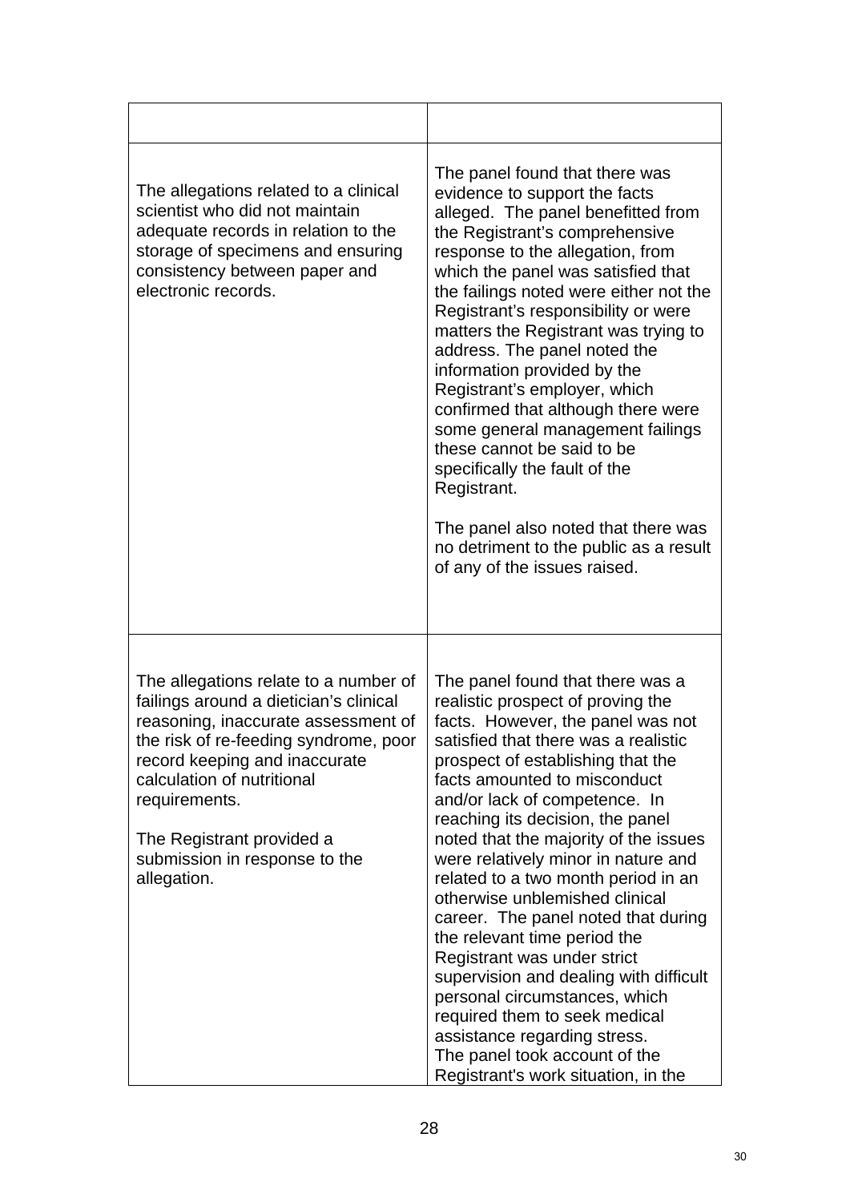| | |
|---|---|
| The allegations related to a clinical scientist who did not maintain adequate records in relation to the storage of specimens and ensuring consistency between paper and electronic records. | The panel found that there was evidence to support the facts alleged. The panel benefitted from the Registrant's comprehensive response to the allegation, from which the panel was satisfied that the failings noted were either not the Registrant's responsibility or were matters the Registrant was trying to address. The panel noted the information provided by the Registrant's employer, which confirmed that although there were some general management failings these cannot be said to be specifically the fault of the Registrant.<br><br>The panel also noted that there was no detriment to the public as a result of any of the issues raised. |
| The allegations relate to a number of failings around a dietician's clinical reasoning, inaccurate assessment of the risk of re-feeding syndrome, poor record keeping and inaccurate calculation of nutritional requirements.<br><br>The Registrant provided a submission in response to the allegation. | The panel found that there was a realistic prospect of proving the facts. However, the panel was not satisfied that there was a realistic prospect of establishing that the facts amounted to misconduct and/or lack of competence. In reaching its decision, the panel noted that the majority of the issues were relatively minor in nature and related to a two month period in an otherwise unblemished clinical career. The panel noted that during the relevant time period the Registrant was under strict supervision and dealing with difficult personal circumstances, which required them to seek medical assistance regarding stress.<br>The panel took account of the Registrant's work situation, in the |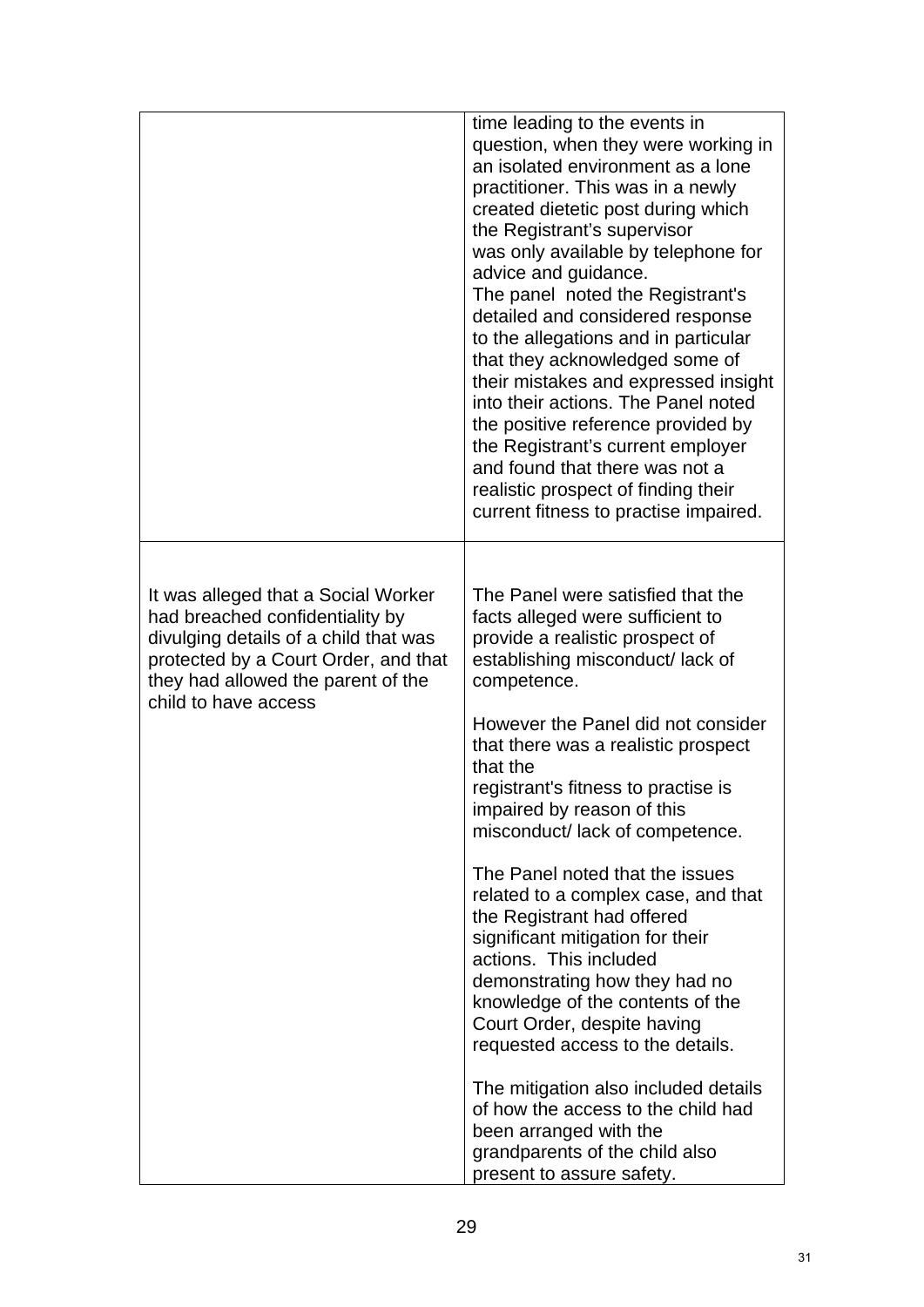| | |
|---|---|
| | time leading to the events in question, when they were working in an isolated environment as a lone practitioner. This was in a newly created dietetic post during which the Registrant's supervisor was only available by telephone for advice and guidance.<br>The panel noted the Registrant's detailed and considered response to the allegations and in particular that they acknowledged some of their mistakes and expressed insight into their actions. The Panel noted the positive reference provided by the Registrant's current employer and found that there was not a realistic prospect of finding their current fitness to practise impaired. |
| It was alleged that a Social Worker had breached confidentiality by divulging details of a child that was protected by a Court Order, and that they had allowed the parent of the child to have access | The Panel were satisfied that the facts alleged were sufficient to provide a realistic prospect of establishing misconduct/ lack of competence.<br><br>However the Panel did not consider that there was a realistic prospect that the registrant's fitness to practise is impaired by reason of this misconduct/ lack of competence.<br><br>The Panel noted that the issues related to a complex case, and that the Registrant had offered significant mitigation for their actions. This included demonstrating how they had no knowledge of the contents of the Court Order, despite having requested access to the details.<br><br>The mitigation also included details of how the access to the child had been arranged with the grandparents of the child also present to assure safety. |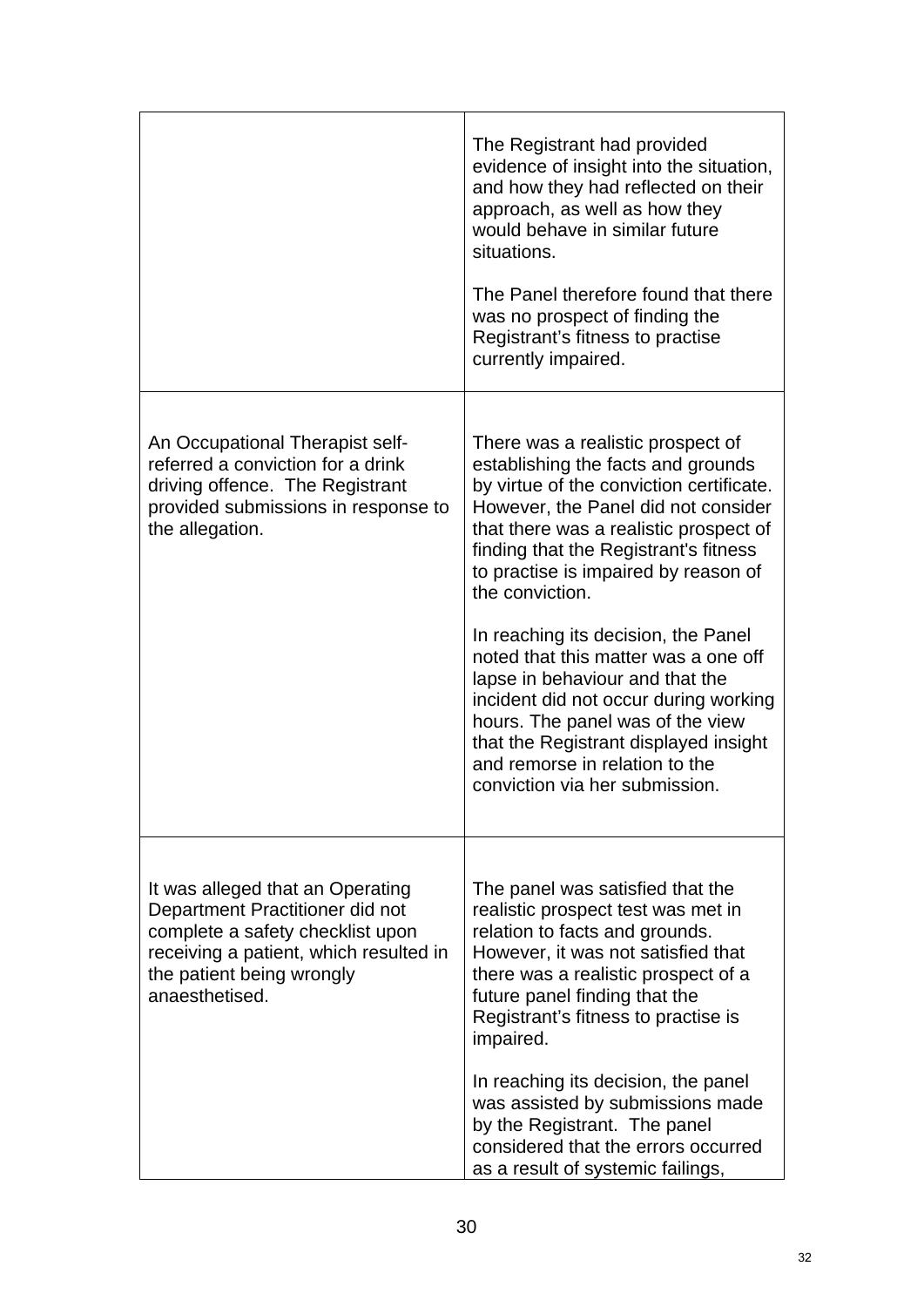| | |
|---|---|
| | The Registrant had provided evidence of insight into the situation, and how they had reflected on their approach, as well as how they would behave in similar future situations.<br><br>The Panel therefore found that there was no prospect of finding the Registrant's fitness to practise currently impaired. |
| An Occupational Therapist self-referred a conviction for a drink driving offence. The Registrant provided submissions in response to the allegation. | There was a realistic prospect of establishing the facts and grounds by virtue of the conviction certificate. However, the Panel did not consider that there was a realistic prospect of finding that the Registrant's fitness to practise is impaired by reason of the conviction.<br><br>In reaching its decision, the Panel noted that this matter was a one off lapse in behaviour and that the incident did not occur during working hours. The panel was of the view that the Registrant displayed insight and remorse in relation to the conviction via her submission. |
| It was alleged that an Operating Department Practitioner did not complete a safety checklist upon receiving a patient, which resulted in the patient being wrongly anaesthetised. | The panel was satisfied that the realistic prospect test was met in relation to facts and grounds. However, it was not satisfied that there was a realistic prospect of a future panel finding that the Registrant's fitness to practise is impaired.<br><br>In reaching its decision, the panel was assisted by submissions made by the Registrant. The panel considered that the errors occurred as a result of systemic failings, |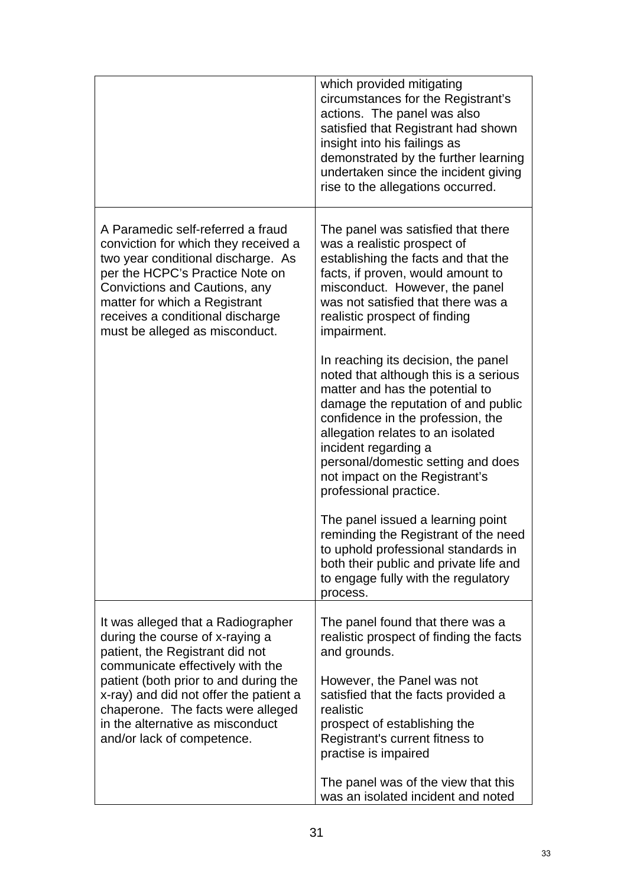| | |
|---|---|
| | which provided mitigating circumstances for the Registrant's actions. The panel was also satisfied that Registrant had shown insight into his failings as demonstrated by the further learning undertaken since the incident giving rise to the allegations occurred. |
| A Paramedic self-referred a fraud conviction for which they received a two year conditional discharge. As per the HCPC's Practice Note on Convictions and Cautions, any matter for which a Registrant receives a conditional discharge must be alleged as misconduct. | The panel was satisfied that there was a realistic prospect of establishing the facts and that the facts, if proven, would amount to misconduct. However, the panel was not satisfied that there was a realistic prospect of finding impairment.<br><br>In reaching its decision, the panel noted that although this is a serious matter and has the potential to damage the reputation of and public confidence in the profession, the allegation relates to an isolated incident regarding a personal/domestic setting and does not impact on the Registrant's professional practice.<br><br>The panel issued a learning point reminding the Registrant of the need to uphold professional standards in both their public and private life and to engage fully with the regulatory process. |
| It was alleged that a Radiographer during the course of x-raying a patient, the Registrant did not communicate effectively with the patient (both prior to and during the x-ray) and did not offer the patient a chaperone. The facts were alleged in the alternative as misconduct and/or lack of competence. | The panel found that there was a realistic prospect of finding the facts and grounds.<br><br>However, the Panel was not satisfied that the facts provided a realistic prospect of establishing the Registrant's current fitness to practise is impaired<br><br>The panel was of the view that this was an isolated incident and noted |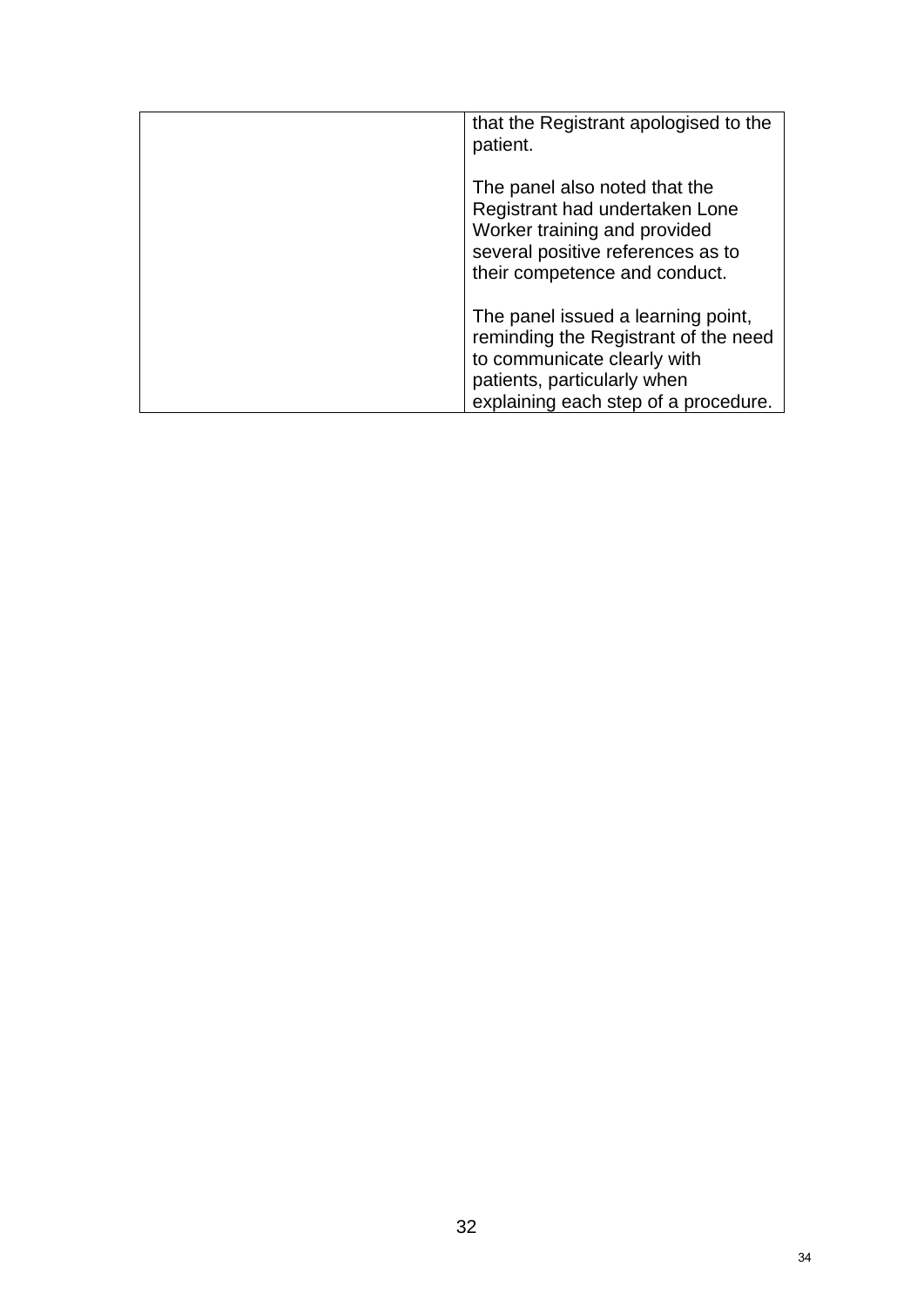| | |
|---|---|
| | that the Registrant apologised to the patient.<br><br>The panel also noted that the Registrant had undertaken Lone Worker training and provided several positive references as to their competence and conduct.<br><br>The panel issued a learning point, reminding the Registrant of the need to communicate clearly with patients, particularly when explaining each step of a procedure. |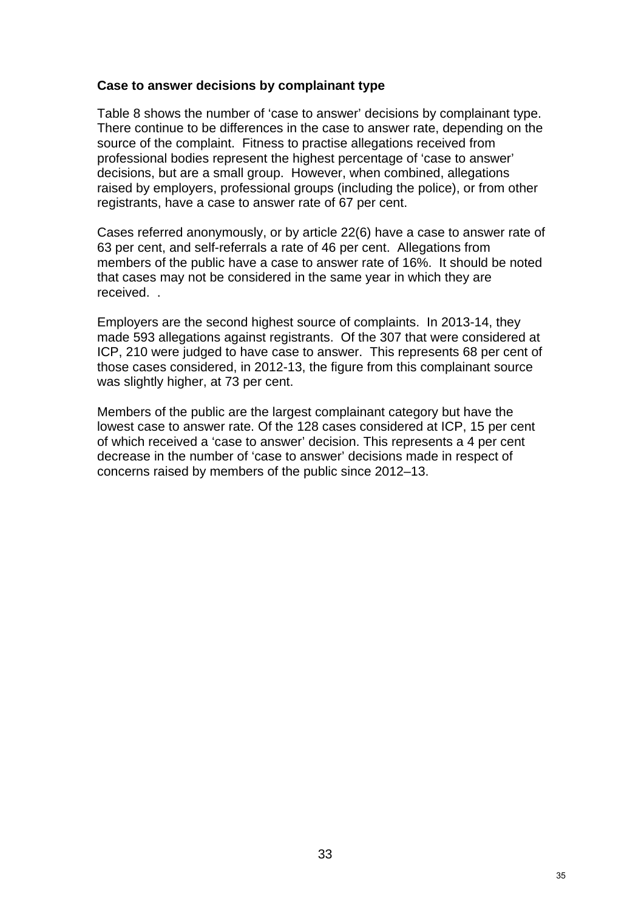### Case to answer decisions by complainant type

Table 8 shows the number of ‘case to answer’ decisions by complainant type. There continue to be differences in the case to answer rate, depending on the source of the complaint. Fitness to practise allegations received from professional bodies represent the highest percentage of ‘case to answer’ decisions, but are a small group. However, when combined, allegations raised by employers, professional groups (including the police), or from other registrants, have a case to answer rate of 67 per cent.

Cases referred anonymously, or by article 22(6) have a case to answer rate of 63 per cent, and self-referrals a rate of 46 per cent. Allegations from members of the public have a case to answer rate of 16%. It should be noted that cases may not be considered in the same year in which they are received. .

Employers are the second highest source of complaints. In 2013-14, they made 593 allegations against registrants. Of the 307 that were considered at ICP, 210 were judged to have case to answer. This represents 68 per cent of those cases considered, in 2012-13, the figure from this complainant source was slightly higher, at 73 per cent.

Members of the public are the largest complainant category but have the lowest case to answer rate. Of the 128 cases considered at ICP, 15 per cent of which received a ‘case to answer’ decision. This represents a 4 per cent decrease in the number of ‘case to answer’ decisions made in respect of concerns raised by members of the public since 2012–13.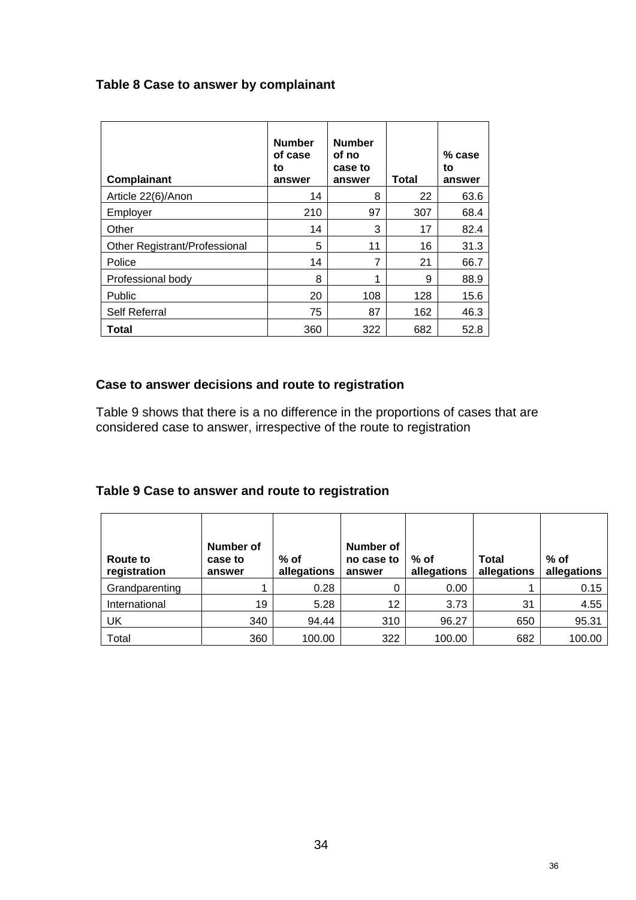### Table 8 Case to answer by complainant

| Complainant | Number of case to answer | Number of no case to answer | Total | % case to answer |
|---|---|---|---|---|
| Article 22(6)/Anon | 14 | 8 | 22 | 63.6 |
| Employer | 210 | 97 | 307 | 68.4 |
| Other | 14 | 3 | 17 | 82.4 |
| Other Registrant/Professional | 5 | 11 | 16 | 31.3 |
| Police | 14 | 7 | 21 | 66.7 |
| Professional body | 8 | 1 | 9 | 88.9 |
| Public | 20 | 108 | 128 | 15.6 |
| Self Referral | 75 | 87 | 162 | 46.3 |
| **Total** | 360 | 322 | 682 | 52.8 |

### Case to answer decisions and route to registration

Table 9 shows that there is a no difference in the proportions of cases that are considered case to answer, irrespective of the route to registration

### Table 9 Case to answer and route to registration

| Route to registration | Number of case to answer | % of allegations | Number of no case to answer | % of allegations | Total allegations | % of allegations |
|---|---|---|---|---|---|---|
| Grandparenting | 1 | 0.28 | 0 | 0.00 | 1 | 0.15 |
| International | 19 | 5.28 | 12 | 3.73 | 31 | 4.55 |
| UK | 340 | 94.44 | 310 | 96.27 | 650 | 95.31 |
| Total | 360 | 100.00 | 322 | 100.00 | 682 | 100.00 |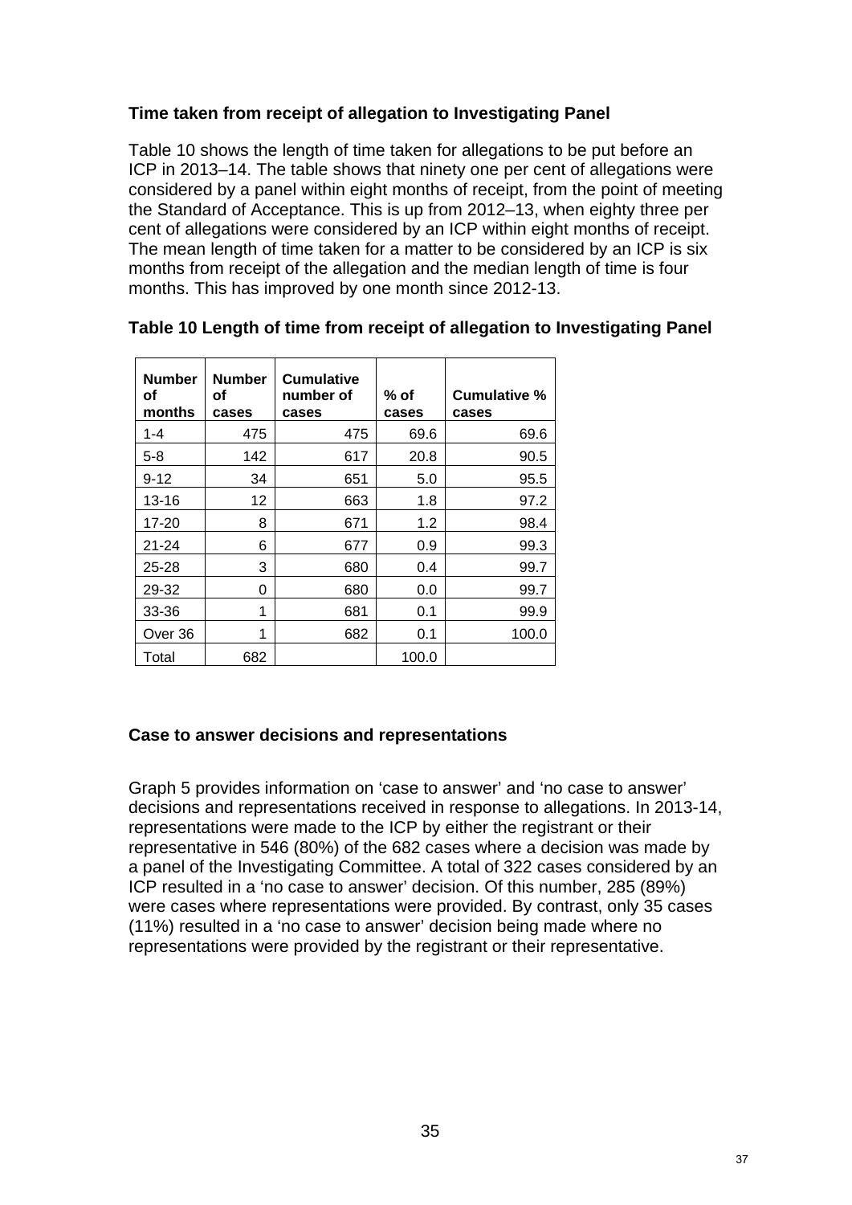### Time taken from receipt of allegation to Investigating Panel

Table 10 shows the length of time taken for allegations to be put before an ICP in 2013–14. The table shows that ninety one per cent of allegations were considered by a panel within eight months of receipt, from the point of meeting the Standard of Acceptance. This is up from 2012–13, when eighty three per cent of allegations were considered by an ICP within eight months of receipt. The mean length of time taken for a matter to be considered by an ICP is six months from receipt of the allegation and the median length of time is four months. This has improved by one month since 2012-13.

**Table 10 Length of time from receipt of allegation to Investigating Panel**

| Number of months | Number of cases | Cumulative number of cases | % of cases | Cumulative % cases |
|---|---|---|---|---|
| 1-4 | 475 | 475 | 69.6 | 69.6 |
| 5-8 | 142 | 617 | 20.8 | 90.5 |
| 9-12 | 34 | 651 | 5.0 | 95.5 |
| 13-16 | 12 | 663 | 1.8 | 97.2 |
| 17-20 | 8 | 671 | 1.2 | 98.4 |
| 21-24 | 6 | 677 | 0.9 | 99.3 |
| 25-28 | 3 | 680 | 0.4 | 99.7 |
| 29-32 | 0 | 680 | 0.0 | 99.7 |
| 33-36 | 1 | 681 | 0.1 | 99.9 |
| Over 36 | 1 | 682 | 0.1 | 100.0 |
| Total | 682 | | 100.0 | |

### Case to answer decisions and representations

Graph 5 provides information on 'case to answer' and 'no case to answer' decisions and representations received in response to allegations. In 2013-14, representations were made to the ICP by either the registrant or their representative in 546 (80%) of the 682 cases where a decision was made by a panel of the Investigating Committee. A total of 322 cases considered by an ICP resulted in a 'no case to answer' decision. Of this number, 285 (89%) were cases where representations were provided. By contrast, only 35 cases (11%) resulted in a 'no case to answer' decision being made where no representations were provided by the registrant or their representative.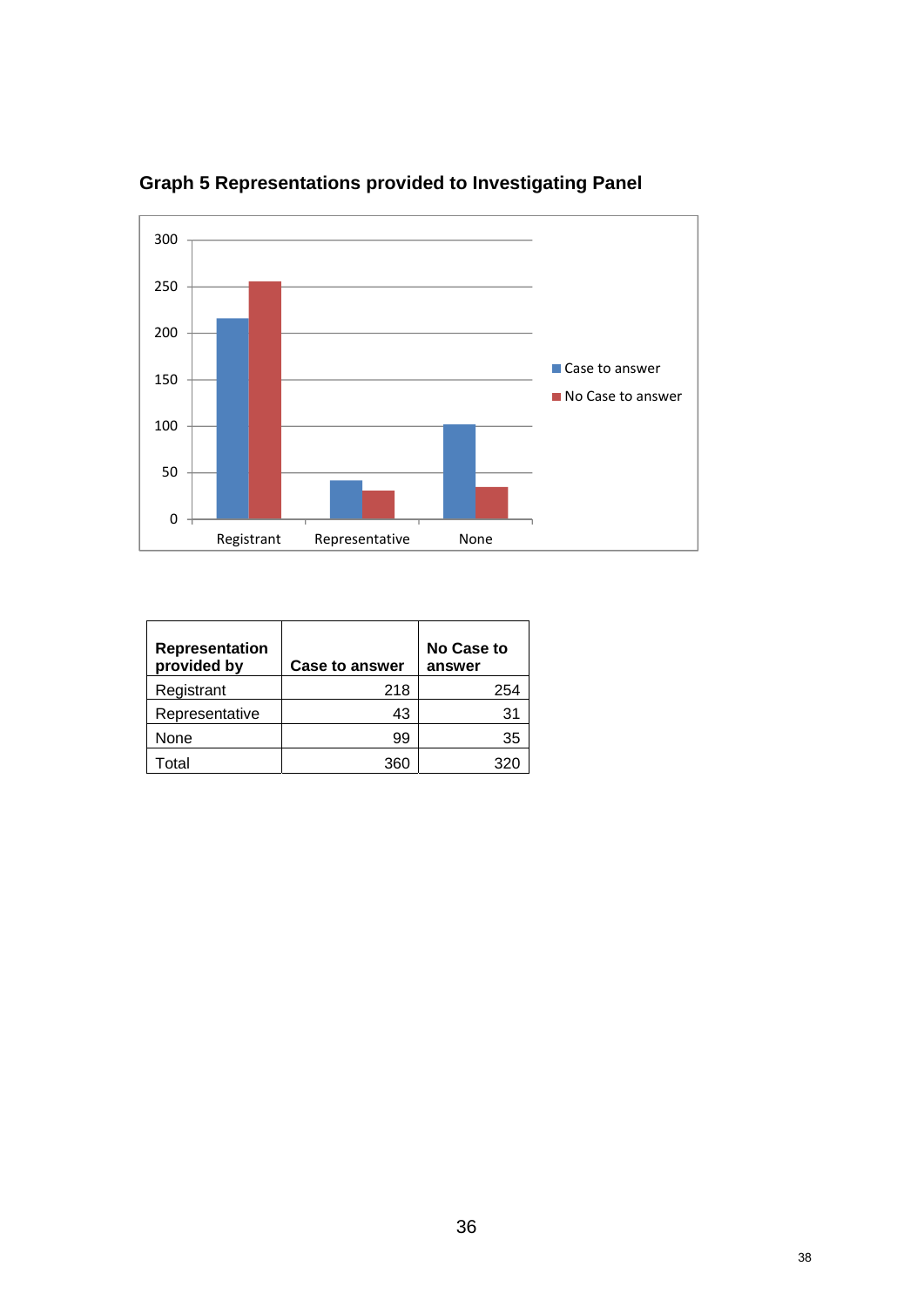**Graph 5 Representations provided to Investigating Panel**

| Representation provided by | Case to answer | No Case to answer |
|---|---|---|
| Registrant | 218 | 254 |
| Representative | 43 | 31 |
| None | 99 | 35 |
| Total | 360 | 320 |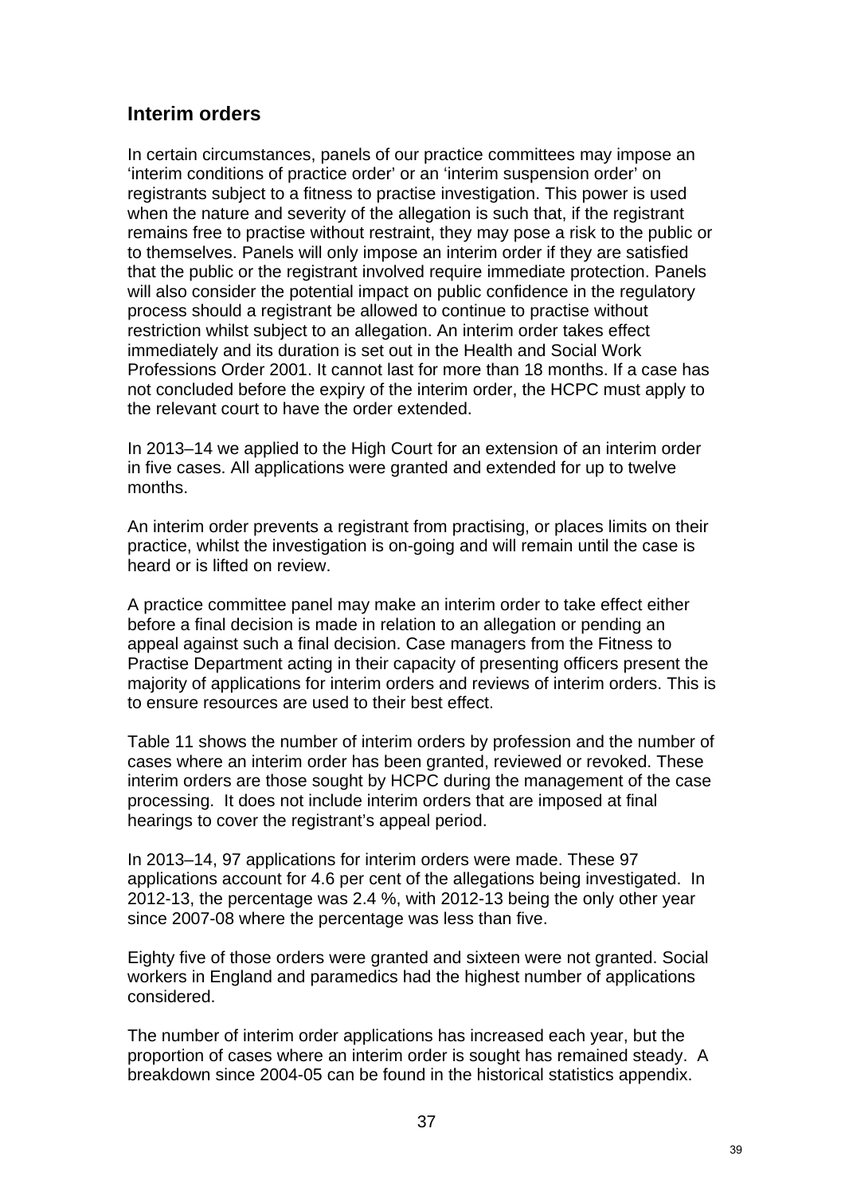## Interim orders

In certain circumstances, panels of our practice committees may impose an 'interim conditions of practice order' or an 'interim suspension order' on registrants subject to a fitness to practise investigation. This power is used when the nature and severity of the allegation is such that, if the registrant remains free to practise without restraint, they may pose a risk to the public or to themselves. Panels will only impose an interim order if they are satisfied that the public or the registrant involved require immediate protection. Panels will also consider the potential impact on public confidence in the regulatory process should a registrant be allowed to continue to practise without restriction whilst subject to an allegation. An interim order takes effect immediately and its duration is set out in the Health and Social Work Professions Order 2001. It cannot last for more than 18 months. If a case has not concluded before the expiry of the interim order, the HCPC must apply to the relevant court to have the order extended.

In 2013–14 we applied to the High Court for an extension of an interim order in five cases. All applications were granted and extended for up to twelve months.

An interim order prevents a registrant from practising, or places limits on their practice, whilst the investigation is on-going and will remain until the case is heard or is lifted on review.

A practice committee panel may make an interim order to take effect either before a final decision is made in relation to an allegation or pending an appeal against such a final decision. Case managers from the Fitness to Practise Department acting in their capacity of presenting officers present the majority of applications for interim orders and reviews of interim orders. This is to ensure resources are used to their best effect.

Table 11 shows the number of interim orders by profession and the number of cases where an interim order has been granted, reviewed or revoked. These interim orders are those sought by HCPC during the management of the case processing. It does not include interim orders that are imposed at final hearings to cover the registrant's appeal period.

In 2013–14, 97 applications for interim orders were made. These 97 applications account for 4.6 per cent of the allegations being investigated. In 2012-13, the percentage was 2.4 %, with 2012-13 being the only other year since 2007-08 where the percentage was less than five.

Eighty five of those orders were granted and sixteen were not granted. Social workers in England and paramedics had the highest number of applications considered.

The number of interim order applications has increased each year, but the proportion of cases where an interim order is sought has remained steady. A breakdown since 2004-05 can be found in the historical statistics appendix.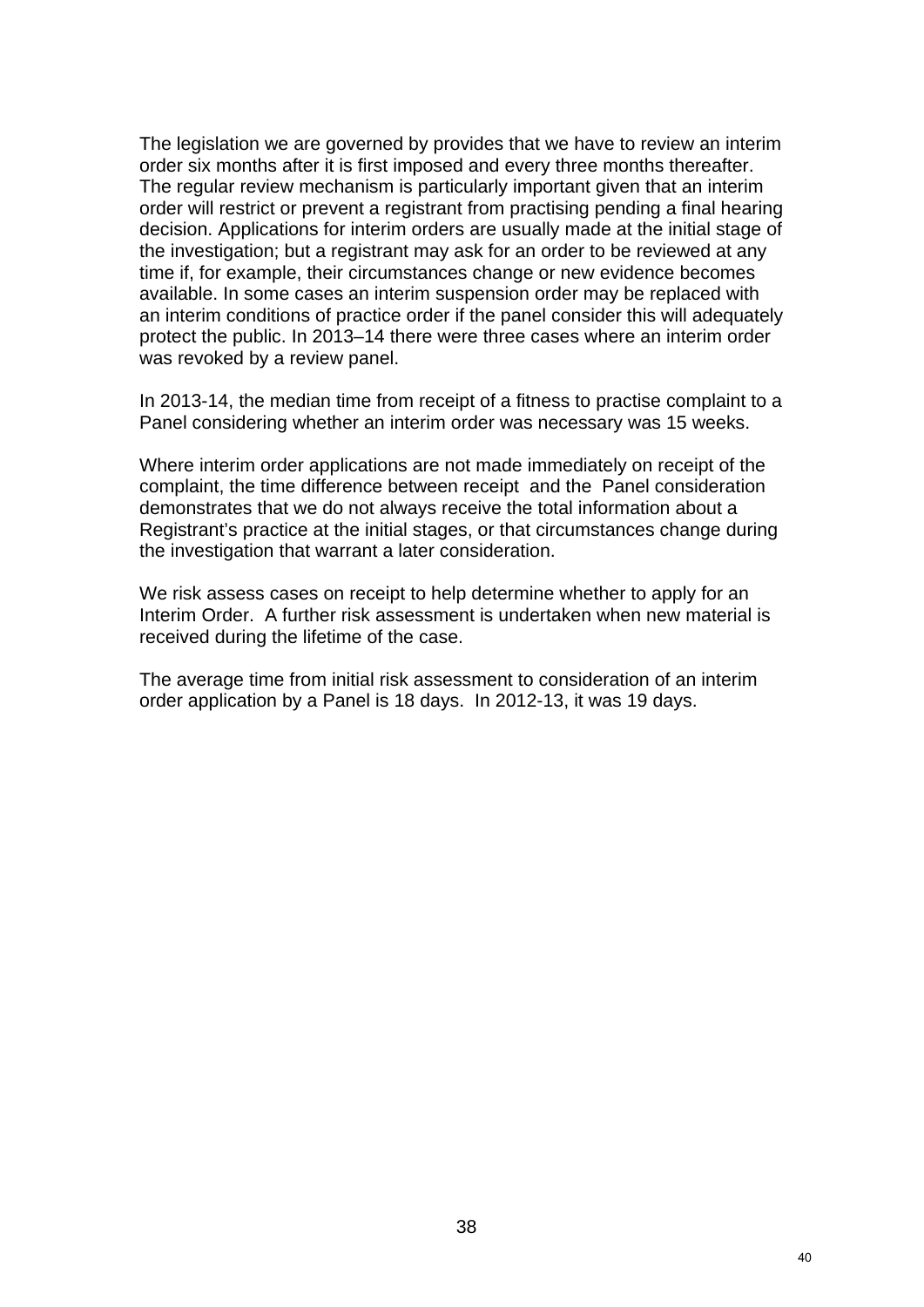The legislation we are governed by provides that we have to review an interim order six months after it is first imposed and every three months thereafter. The regular review mechanism is particularly important given that an interim order will restrict or prevent a registrant from practising pending a final hearing decision. Applications for interim orders are usually made at the initial stage of the investigation; but a registrant may ask for an order to be reviewed at any time if, for example, their circumstances change or new evidence becomes available. In some cases an interim suspension order may be replaced with an interim conditions of practice order if the panel consider this will adequately protect the public. In 2013–14 there were three cases where an interim order was revoked by a review panel.

In 2013-14, the median time from receipt of a fitness to practise complaint to a Panel considering whether an interim order was necessary was 15 weeks.

Where interim order applications are not made immediately on receipt of the complaint, the time difference between receipt and the Panel consideration demonstrates that we do not always receive the total information about a Registrant's practice at the initial stages, or that circumstances change during the investigation that warrant a later consideration.

We risk assess cases on receipt to help determine whether to apply for an Interim Order. A further risk assessment is undertaken when new material is received during the lifetime of the case.

The average time from initial risk assessment to consideration of an interim order application by a Panel is 18 days. In 2012-13, it was 19 days.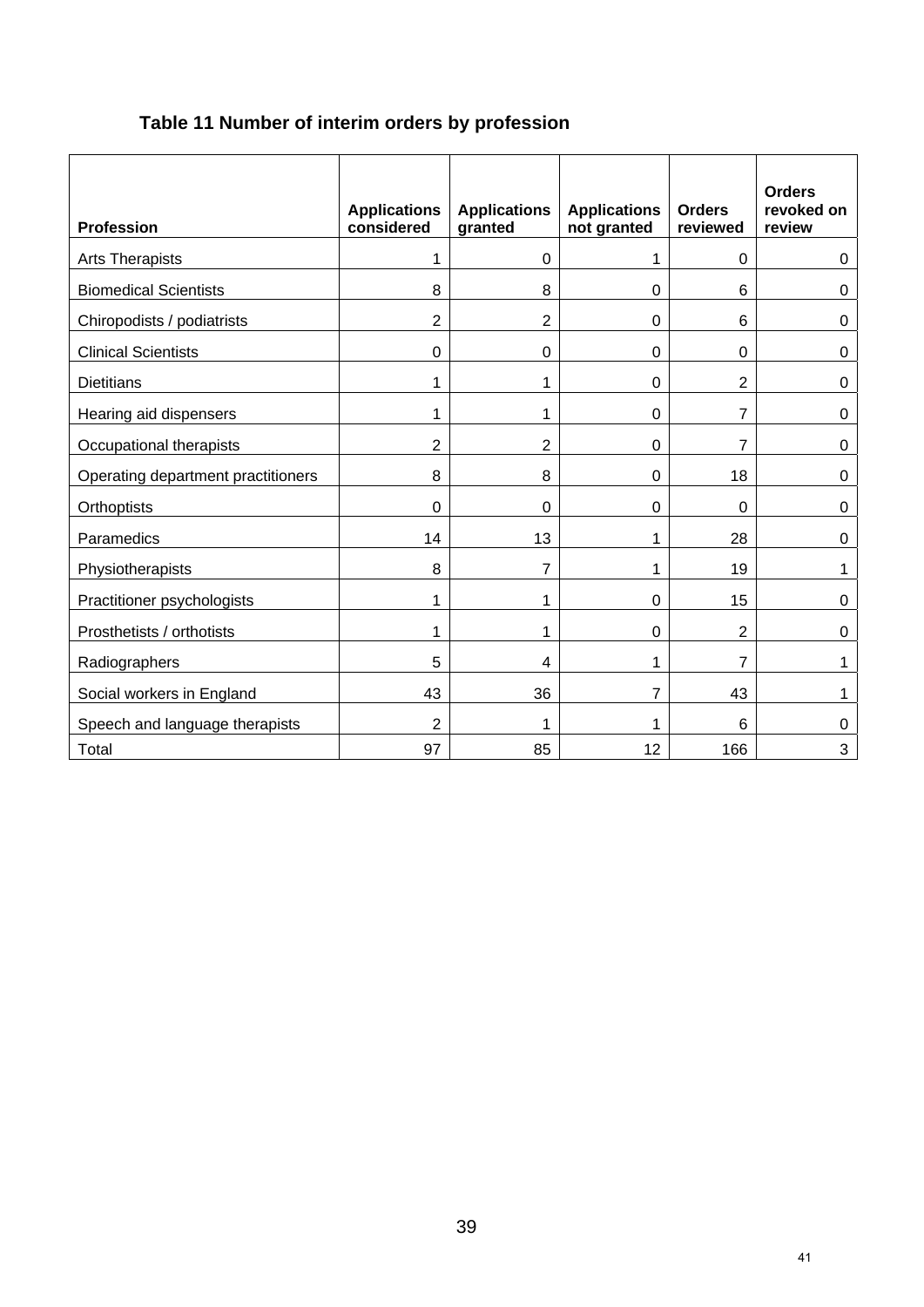### Table 11 Number of interim orders by profession

| Profession | Applications considered | Applications granted | Applications not granted | Orders reviewed | Orders revoked on review |
|---|---|---|---|---|---|
| Arts Therapists | 1 | 0 | 1 | 0 | 0 |
| Biomedical Scientists | 8 | 8 | 0 | 6 | 0 |
| Chiropodists / podiatrists | 2 | 2 | 0 | 6 | 0 |
| Clinical Scientists | 0 | 0 | 0 | 0 | 0 |
| Dietitians | 1 | 1 | 0 | 2 | 0 |
| Hearing aid dispensers | 1 | 1 | 0 | 7 | 0 |
| Occupational therapists | 2 | 2 | 0 | 7 | 0 |
| Operating department practitioners | 8 | 8 | 0 | 18 | 0 |
| Orthoptists | 0 | 0 | 0 | 0 | 0 |
| Paramedics | 14 | 13 | 1 | 28 | 0 |
| Physiotherapists | 8 | 7 | 1 | 19 | 1 |
| Practitioner psychologists | 1 | 1 | 0 | 15 | 0 |
| Prosthetists / orthotists | 1 | 1 | 0 | 2 | 0 |
| Radiographers | 5 | 4 | 1 | 7 | 1 |
| Social workers in England | 43 | 36 | 7 | 43 | 1 |
| Speech and language therapists | 2 | 1 | 1 | 6 | 0 |
| Total | 97 | 85 | 12 | 166 | 3 |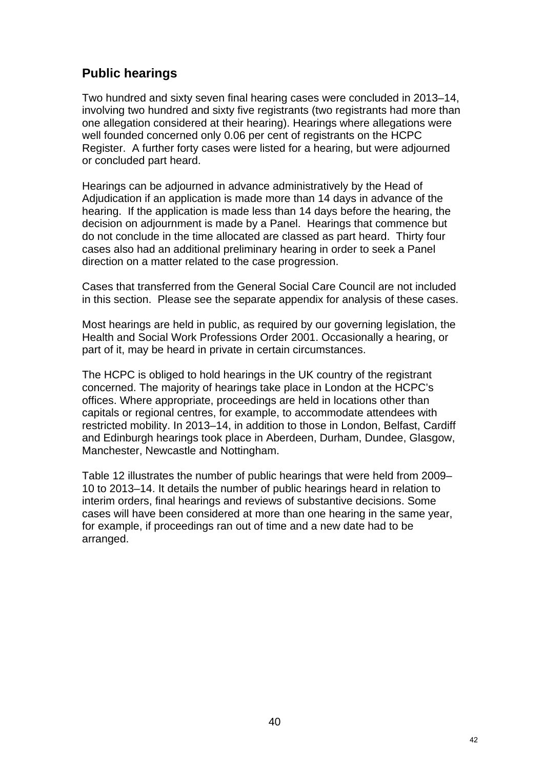## Public hearings

Two hundred and sixty seven final hearing cases were concluded in 2013–14, involving two hundred and sixty five registrants (two registrants had more than one allegation considered at their hearing). Hearings where allegations were well founded concerned only 0.06 per cent of registrants on the HCPC Register. A further forty cases were listed for a hearing, but were adjourned or concluded part heard.

Hearings can be adjourned in advance administratively by the Head of Adjudication if an application is made more than 14 days in advance of the hearing. If the application is made less than 14 days before the hearing, the decision on adjournment is made by a Panel. Hearings that commence but do not conclude in the time allocated are classed as part heard. Thirty four cases also had an additional preliminary hearing in order to seek a Panel direction on a matter related to the case progression.

Cases that transferred from the General Social Care Council are not included in this section. Please see the separate appendix for analysis of these cases.

Most hearings are held in public, as required by our governing legislation, the Health and Social Work Professions Order 2001. Occasionally a hearing, or part of it, may be heard in private in certain circumstances.

The HCPC is obliged to hold hearings in the UK country of the registrant concerned. The majority of hearings take place in London at the HCPC's offices. Where appropriate, proceedings are held in locations other than capitals or regional centres, for example, to accommodate attendees with restricted mobility. In 2013–14, in addition to those in London, Belfast, Cardiff and Edinburgh hearings took place in Aberdeen, Durham, Dundee, Glasgow, Manchester, Newcastle and Nottingham.

Table 12 illustrates the number of public hearings that were held from 2009–10 to 2013–14. It details the number of public hearings heard in relation to interim orders, final hearings and reviews of substantive decisions. Some cases will have been considered at more than one hearing in the same year, for example, if proceedings ran out of time and a new date had to be arranged.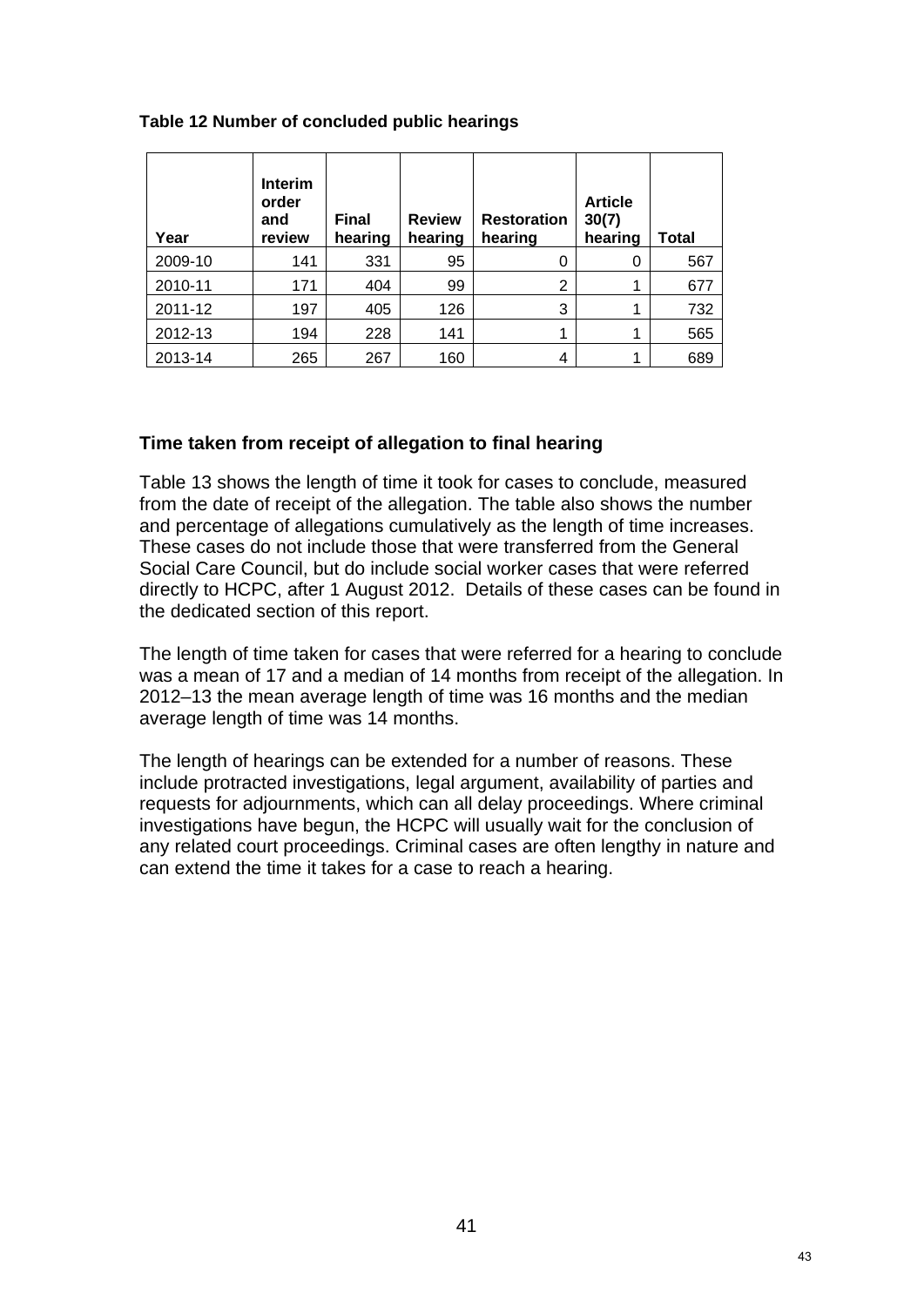**Table 12 Number of concluded public hearings**

| Year | Interim order and review | Final hearing | Review hearing | Restoration hearing | Article 30(7) hearing | Total |
|---|---|---|---|---|---|---|
| 2009-10 | 141 | 331 | 95 | 0 | 0 | 567 |
| 2010-11 | 171 | 404 | 99 | 2 | 1 | 677 |
| 2011-12 | 197 | 405 | 126 | 3 | 1 | 732 |
| 2012-13 | 194 | 228 | 141 | 1 | 1 | 565 |
| 2013-14 | 265 | 267 | 160 | 4 | 1 | 689 |

## Time taken from receipt of allegation to final hearing

Table 13 shows the length of time it took for cases to conclude, measured from the date of receipt of the allegation. The table also shows the number and percentage of allegations cumulatively as the length of time increases. These cases do not include those that were transferred from the General Social Care Council, but do include social worker cases that were referred directly to HCPC, after 1 August 2012. Details of these cases can be found in the dedicated section of this report.

The length of time taken for cases that were referred for a hearing to conclude was a mean of 17 and a median of 14 months from receipt of the allegation. In 2012–13 the mean average length of time was 16 months and the median average length of time was 14 months.

The length of hearings can be extended for a number of reasons. These include protracted investigations, legal argument, availability of parties and requests for adjournments, which can all delay proceedings. Where criminal investigations have begun, the HCPC will usually wait for the conclusion of any related court proceedings. Criminal cases are often lengthy in nature and can extend the time it takes for a case to reach a hearing.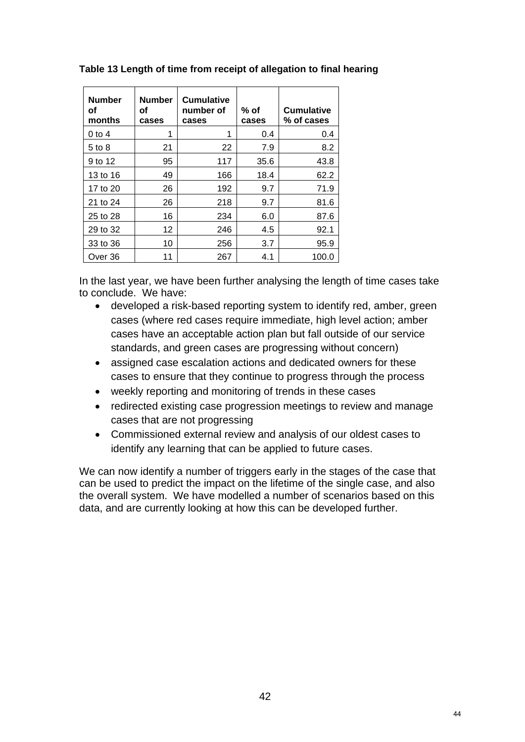**Table 13 Length of time from receipt of allegation to final hearing**

| Number of months | Number of cases | Cumulative number of cases | % of cases | Cumulative % of cases |
|---|---|---|---|---|
| 0 to 4 | 1 | 1 | 0.4 | 0.4 |
| 5 to 8 | 21 | 22 | 7.9 | 8.2 |
| 9 to 12 | 95 | 117 | 35.6 | 43.8 |
| 13 to 16 | 49 | 166 | 18.4 | 62.2 |
| 17 to 20 | 26 | 192 | 9.7 | 71.9 |
| 21 to 24 | 26 | 218 | 9.7 | 81.6 |
| 25 to 28 | 16 | 234 | 6.0 | 87.6 |
| 29 to 32 | 12 | 246 | 4.5 | 92.1 |
| 33 to 36 | 10 | 256 | 3.7 | 95.9 |
| Over 36 | 11 | 267 | 4.1 | 100.0 |

In the last year, we have been further analysing the length of time cases take to conclude. We have:

- developed a risk-based reporting system to identify red, amber, green cases (where red cases require immediate, high level action; amber cases have an acceptable action plan but fall outside of our service standards, and green cases are progressing without concern)
- assigned case escalation actions and dedicated owners for these cases to ensure that they continue to progress through the process
- weekly reporting and monitoring of trends in these cases
- redirected existing case progression meetings to review and manage cases that are not progressing
- Commissioned external review and analysis of our oldest cases to identify any learning that can be applied to future cases.

We can now identify a number of triggers early in the stages of the case that can be used to predict the impact on the lifetime of the single case, and also the overall system. We have modelled a number of scenarios based on this data, and are currently looking at how this can be developed further.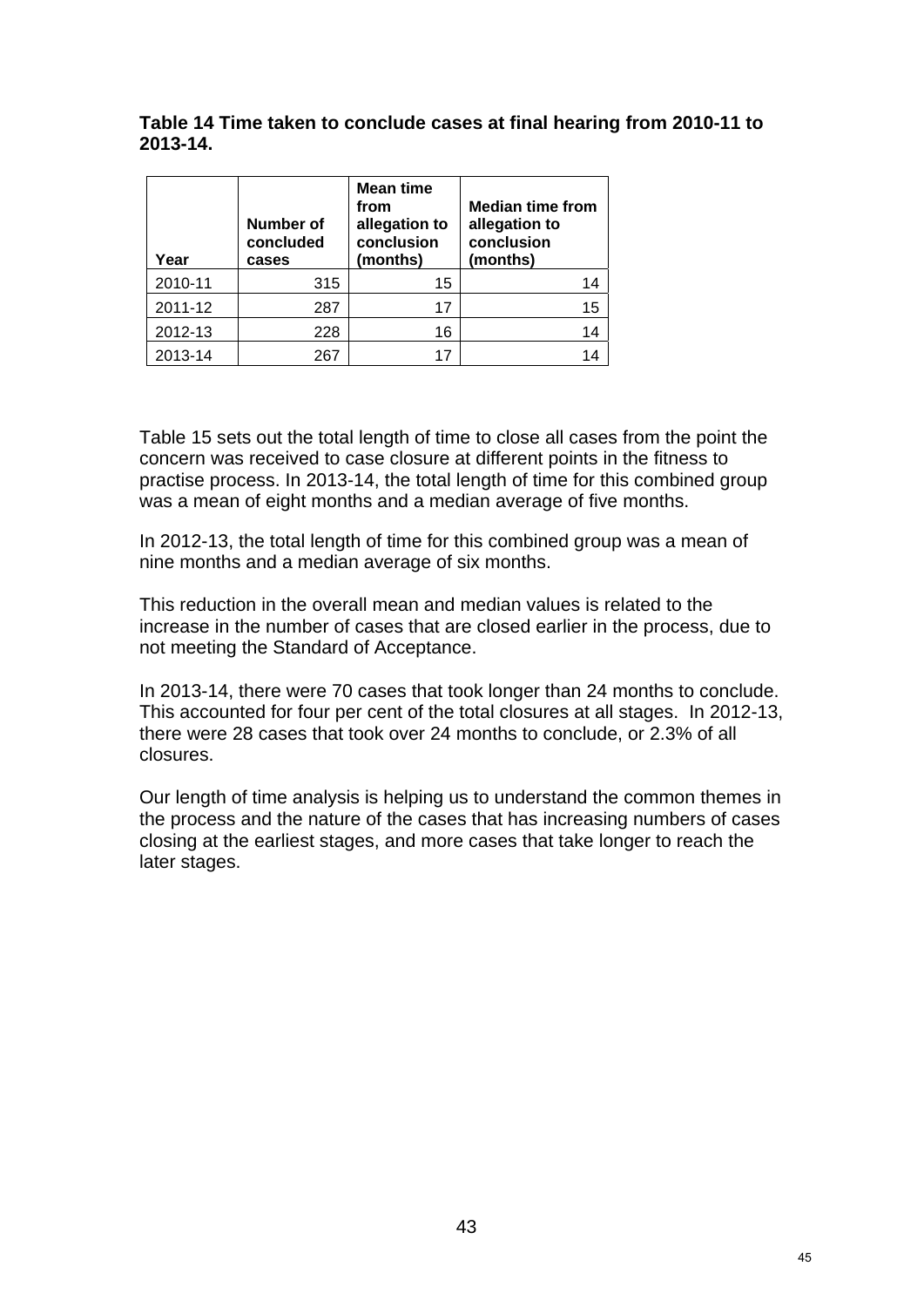**Table 14 Time taken to conclude cases at final hearing from 2010-11 to 2013-14.**

| Year | Number of concluded cases | Mean time from allegation to conclusion (months) | Median time from allegation to conclusion (months) |
|---|---|---|---|
| 2010-11 | 315 | 15 | 14 |
| 2011-12 | 287 | 17 | 15 |
| 2012-13 | 228 | 16 | 14 |
| 2013-14 | 267 | 17 | 14 |

Table 15 sets out the total length of time to close all cases from the point the concern was received to case closure at different points in the fitness to practise process. In 2013-14, the total length of time for this combined group was a mean of eight months and a median average of five months.

In 2012-13, the total length of time for this combined group was a mean of nine months and a median average of six months.

This reduction in the overall mean and median values is related to the increase in the number of cases that are closed earlier in the process, due to not meeting the Standard of Acceptance.

In 2013-14, there were 70 cases that took longer than 24 months to conclude. This accounted for four per cent of the total closures at all stages. In 2012-13, there were 28 cases that took over 24 months to conclude, or 2.3% of all closures.

Our length of time analysis is helping us to understand the common themes in the process and the nature of the cases that has increasing numbers of cases closing at the earliest stages, and more cases that take longer to reach the later stages.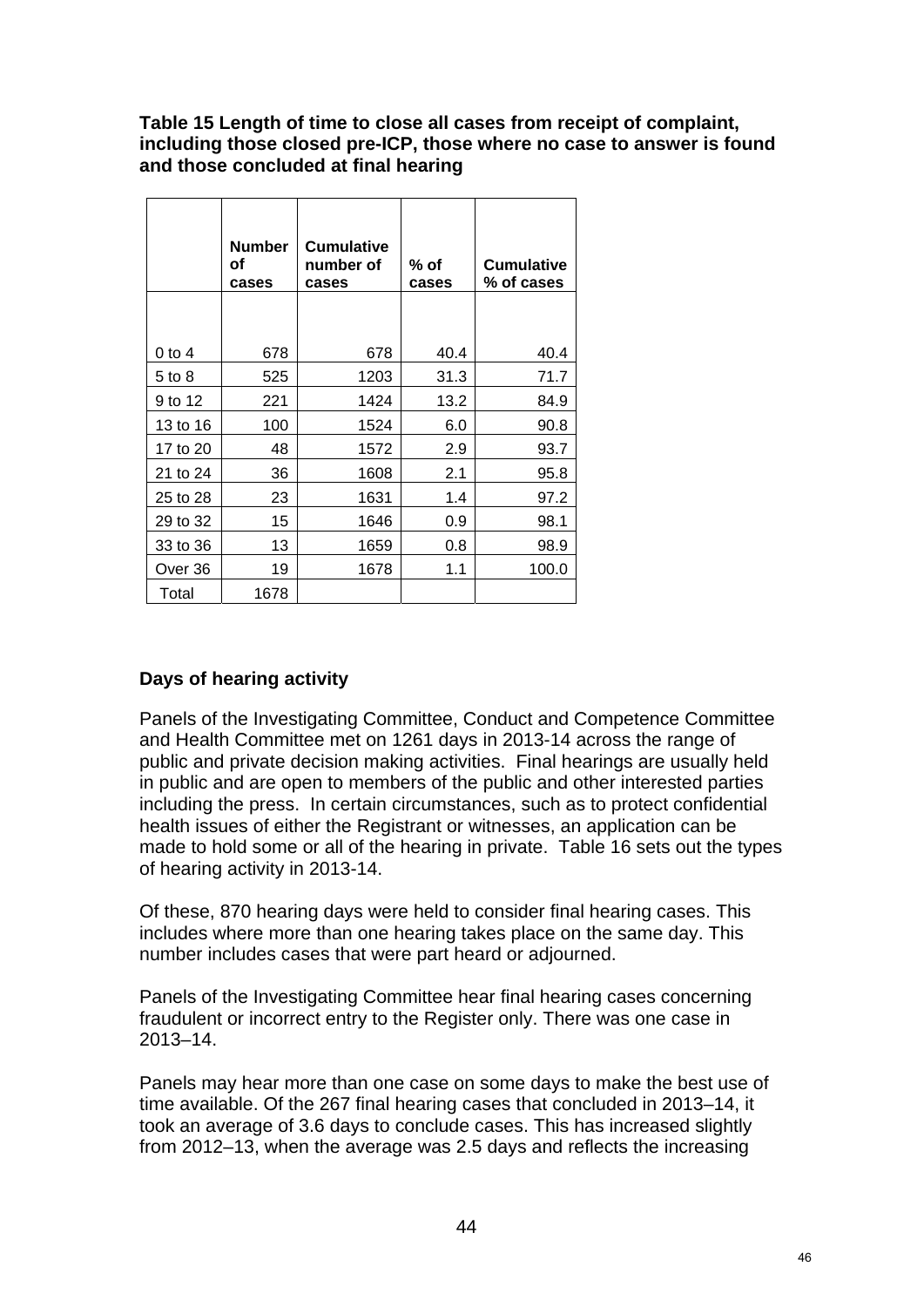**Table 15 Length of time to close all cases from receipt of complaint, including those closed pre-ICP, those where no case to answer is found and those concluded at final hearing**

| | Number of cases | Cumulative number of cases | % of cases | Cumulative % of cases |
|---|---|---|---|---|
| 0 to 4 | 678 | 678 | 40.4 | 40.4 |
| 5 to 8 | 525 | 1203 | 31.3 | 71.7 |
| 9 to 12 | 221 | 1424 | 13.2 | 84.9 |
| 13 to 16 | 100 | 1524 | 6.0 | 90.8 |
| 17 to 20 | 48 | 1572 | 2.9 | 93.7 |
| 21 to 24 | 36 | 1608 | 2.1 | 95.8 |
| 25 to 28 | 23 | 1631 | 1.4 | 97.2 |
| 29 to 32 | 15 | 1646 | 0.9 | 98.1 |
| 33 to 36 | 13 | 1659 | 0.8 | 98.9 |
| Over 36 | 19 | 1678 | 1.1 | 100.0 |
| Total | 1678 | | | |

**Days of hearing activity**

Panels of the Investigating Committee, Conduct and Competence Committee and Health Committee met on 1261 days in 2013-14 across the range of public and private decision making activities. Final hearings are usually held in public and are open to members of the public and other interested parties including the press. In certain circumstances, such as to protect confidential health issues of either the Registrant or witnesses, an application can be made to hold some or all of the hearing in private. Table 16 sets out the types of hearing activity in 2013-14.

Of these, 870 hearing days were held to consider final hearing cases. This includes where more than one hearing takes place on the same day. This number includes cases that were part heard or adjourned.

Panels of the Investigating Committee hear final hearing cases concerning fraudulent or incorrect entry to the Register only. There was one case in 2013–14.

Panels may hear more than one case on some days to make the best use of time available. Of the 267 final hearing cases that concluded in 2013–14, it took an average of 3.6 days to conclude cases. This has increased slightly from 2012–13, when the average was 2.5 days and reflects the increasing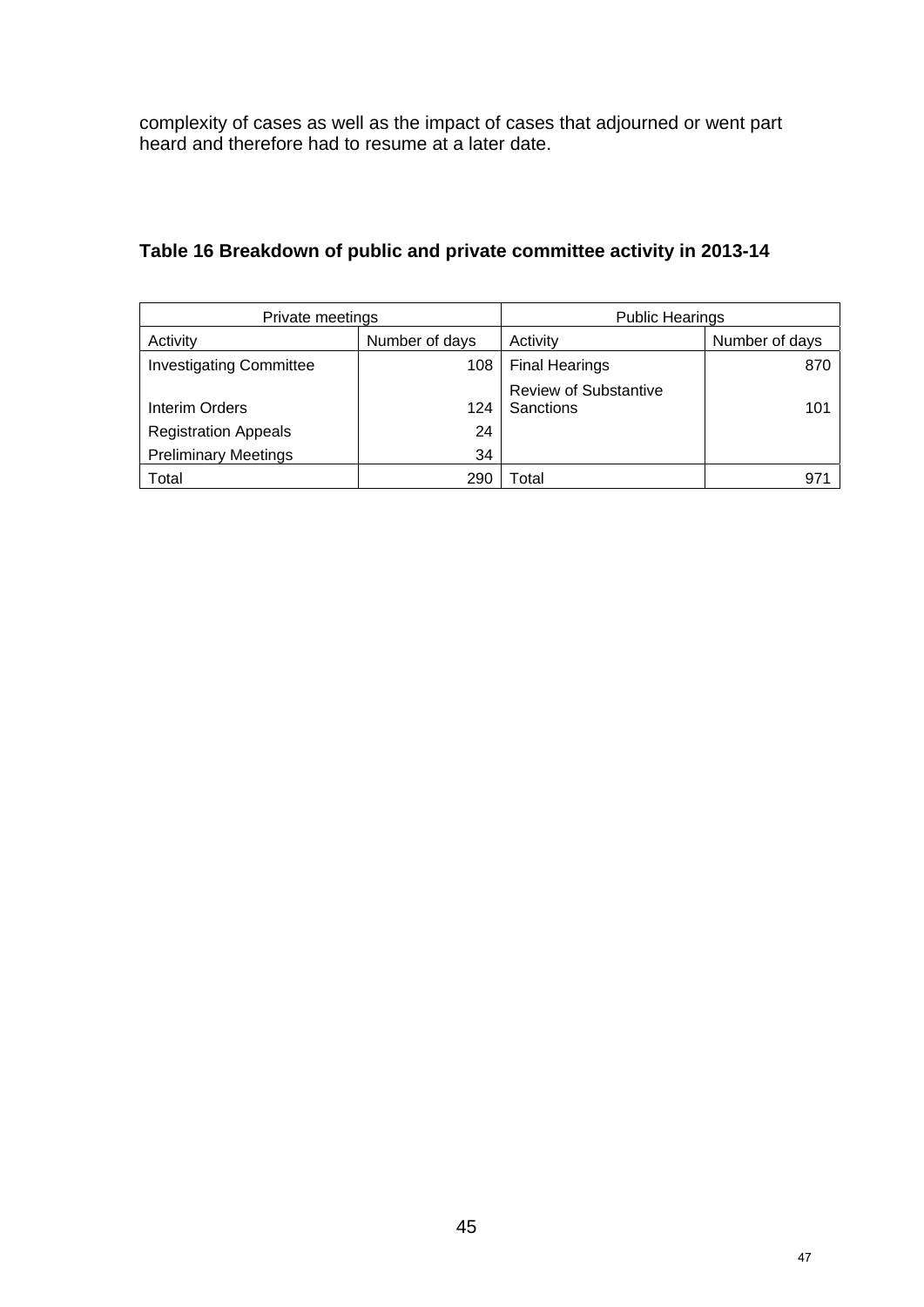complexity of cases as well as the impact of cases that adjourned or went part heard and therefore had to resume at a later date.

**Table 16 Breakdown of public and private committee activity in 2013-14**

| Private meetings | | Public Hearings | |
|---|---|---|---|
| Activity | Number of days | Activity | Number of days |
| Investigating Committee | 108 | Final Hearings | 870 |
| Interim Orders | 124 | Review of Substantive Sanctions | 101 |
| Registration Appeals | 24 | | |
| Preliminary Meetings | 34 | | |
| Total | 290 | Total | 971 |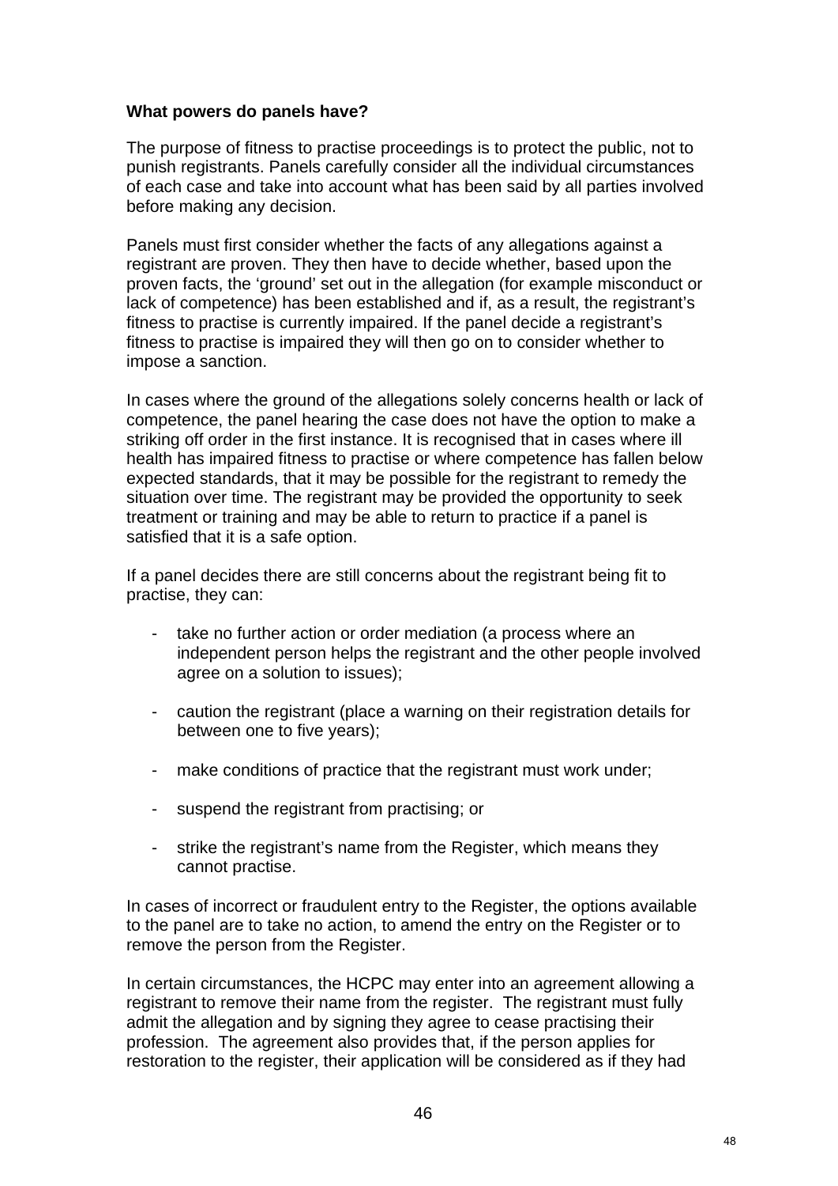**What powers do panels have?**

The purpose of fitness to practise proceedings is to protect the public, not to punish registrants. Panels carefully consider all the individual circumstances of each case and take into account what has been said by all parties involved before making any decision.

Panels must first consider whether the facts of any allegations against a registrant are proven. They then have to decide whether, based upon the proven facts, the 'ground' set out in the allegation (for example misconduct or lack of competence) has been established and if, as a result, the registrant's fitness to practise is currently impaired. If the panel decide a registrant's fitness to practise is impaired they will then go on to consider whether to impose a sanction.

In cases where the ground of the allegations solely concerns health or lack of competence, the panel hearing the case does not have the option to make a striking off order in the first instance. It is recognised that in cases where ill health has impaired fitness to practise or where competence has fallen below expected standards, that it may be possible for the registrant to remedy the situation over time. The registrant may be provided the opportunity to seek treatment or training and may be able to return to practice if a panel is satisfied that it is a safe option.

If a panel decides there are still concerns about the registrant being fit to practise, they can:

- take no further action or order mediation (a process where an independent person helps the registrant and the other people involved agree on a solution to issues);
- caution the registrant (place a warning on their registration details for between one to five years);
- make conditions of practice that the registrant must work under;
- suspend the registrant from practising; or
- strike the registrant's name from the Register, which means they cannot practise.

In cases of incorrect or fraudulent entry to the Register, the options available to the panel are to take no action, to amend the entry on the Register or to remove the person from the Register.

In certain circumstances, the HCPC may enter into an agreement allowing a registrant to remove their name from the register. The registrant must fully admit the allegation and by signing they agree to cease practising their profession. The agreement also provides that, if the person applies for restoration to the register, their application will be considered as if they had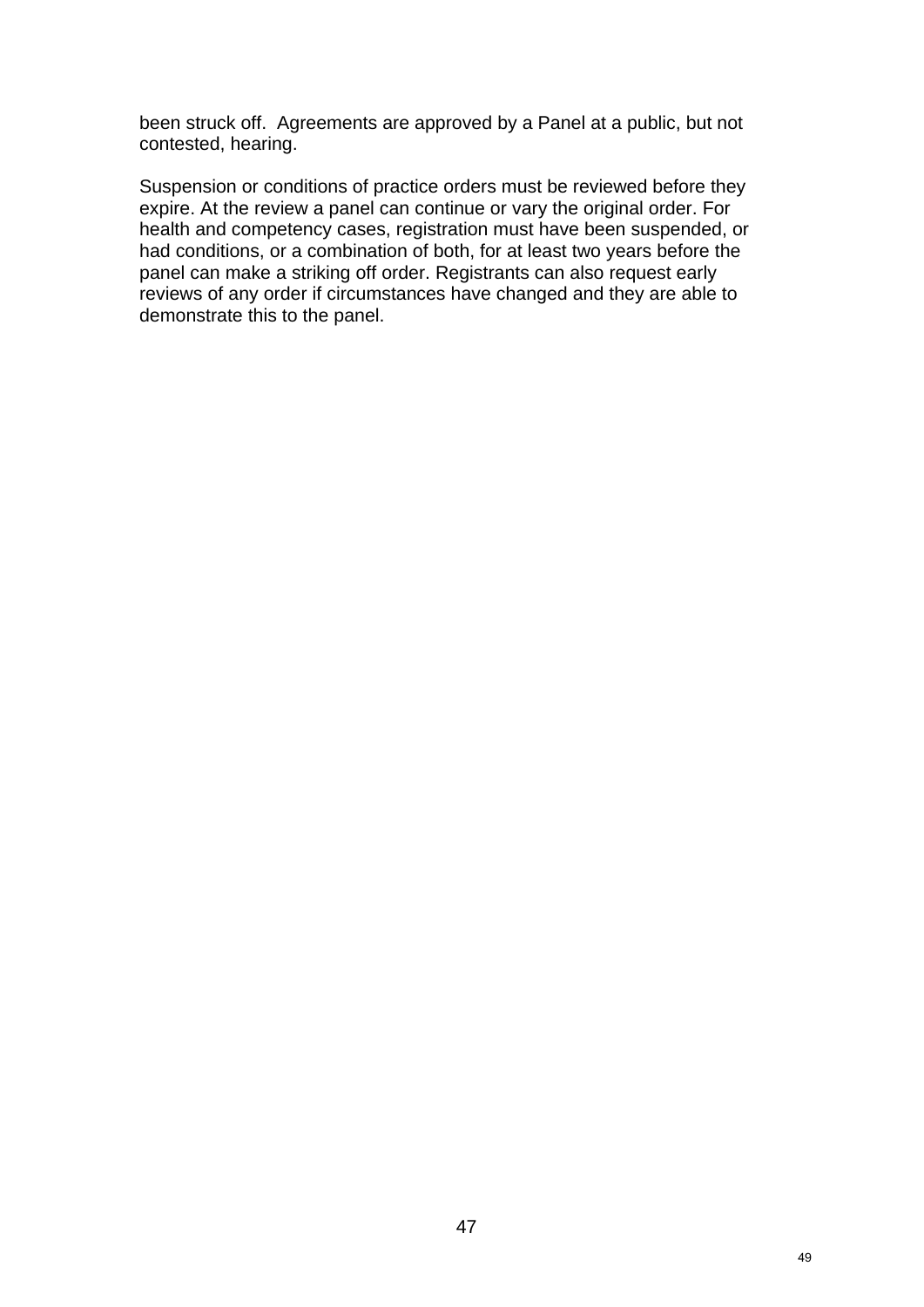been struck off.  Agreements are approved by a Panel at a public, but not contested, hearing.

Suspension or conditions of practice orders must be reviewed before they expire. At the review a panel can continue or vary the original order. For health and competency cases, registration must have been suspended, or had conditions, or a combination of both, for at least two years before the panel can make a striking off order. Registrants can also request early reviews of any order if circumstances have changed and they are able to demonstrate this to the panel.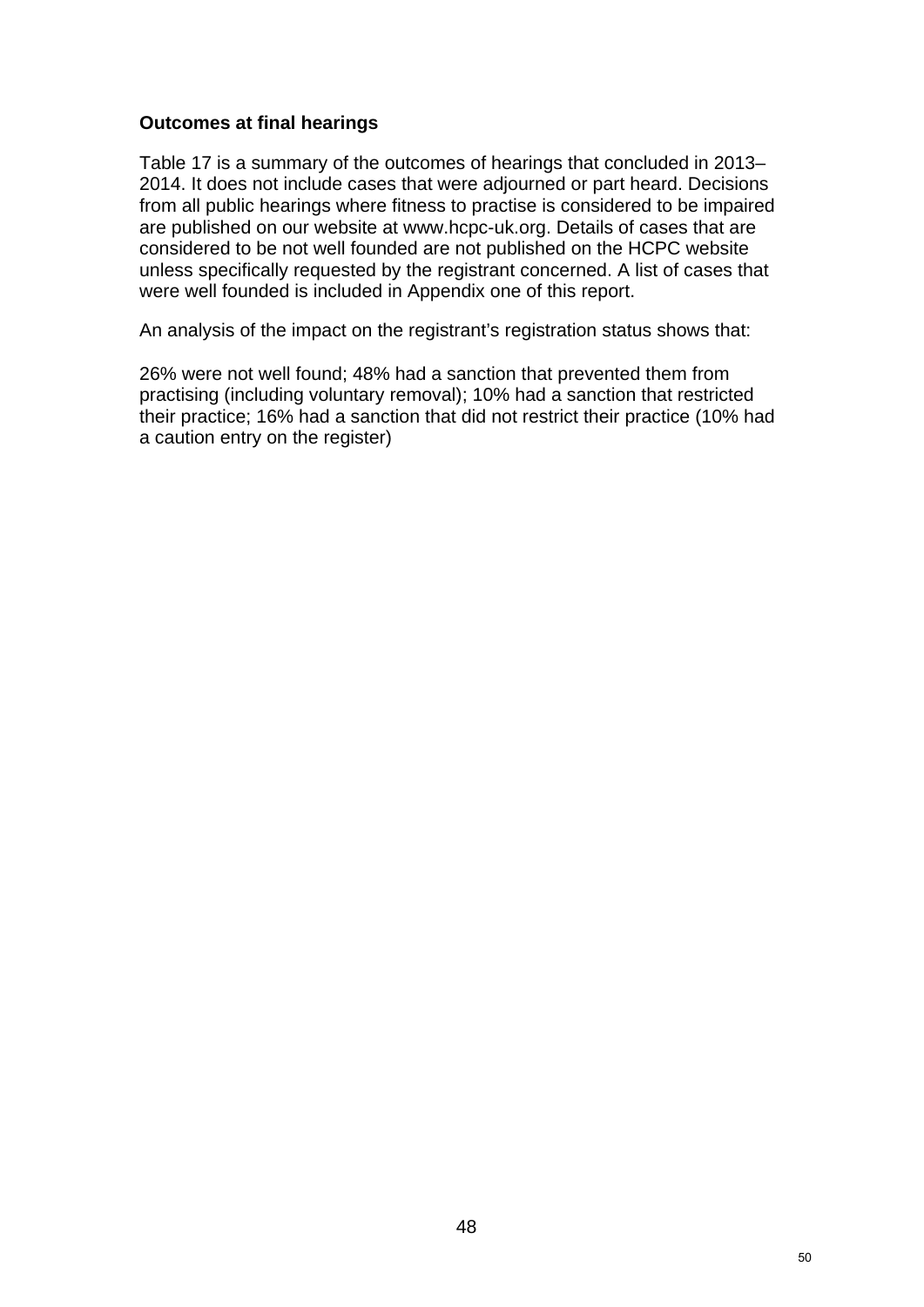**Outcomes at final hearings**

Table 17 is a summary of the outcomes of hearings that concluded in 2013–2014. It does not include cases that were adjourned or part heard. Decisions from all public hearings where fitness to practise is considered to be impaired are published on our website at www.hcpc-uk.org. Details of cases that are considered to be not well founded are not published on the HCPC website unless specifically requested by the registrant concerned. A list of cases that were well founded is included in Appendix one of this report.

An analysis of the impact on the registrant's registration status shows that:

26% were not well found; 48% had a sanction that prevented them from practising (including voluntary removal); 10% had a sanction that restricted their practice; 16% had a sanction that did not restrict their practice (10% had a caution entry on the register)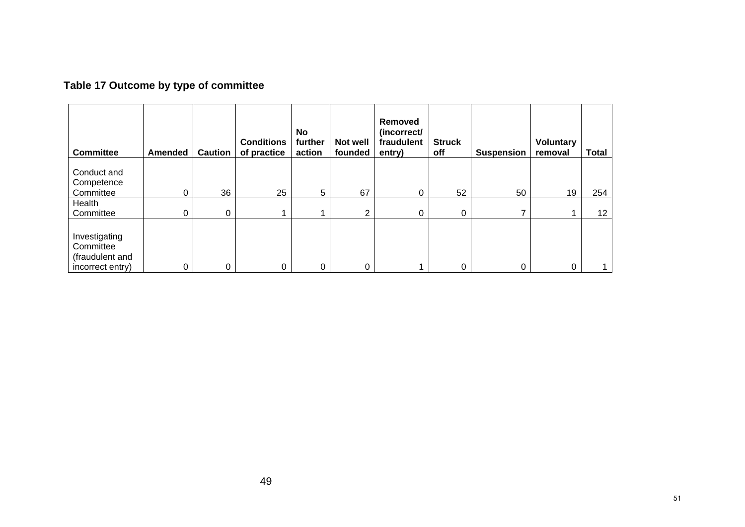**Table 17 Outcome by type of committee**

| Committee | Amended | Caution | Conditions of practice | No further action | Not well founded | Removed (incorrect/ fraudulent entry) | Struck off | Suspension | Voluntary removal | Total |
|---|---|---|---|---|---|---|---|---|---|---|
| Conduct and Competence Committee | 0 | 36 | 25 | 5 | 67 | 0 | 52 | 50 | 19 | 254 |
| Health Committee | 0 | 0 | 1 | 1 | 2 | 0 | 0 | 7 | 1 | 12 |
| Investigating Committee (fraudulent and incorrect entry) | 0 | 0 | 0 | 0 | 0 | 1 | 0 | 0 | 0 | 1 |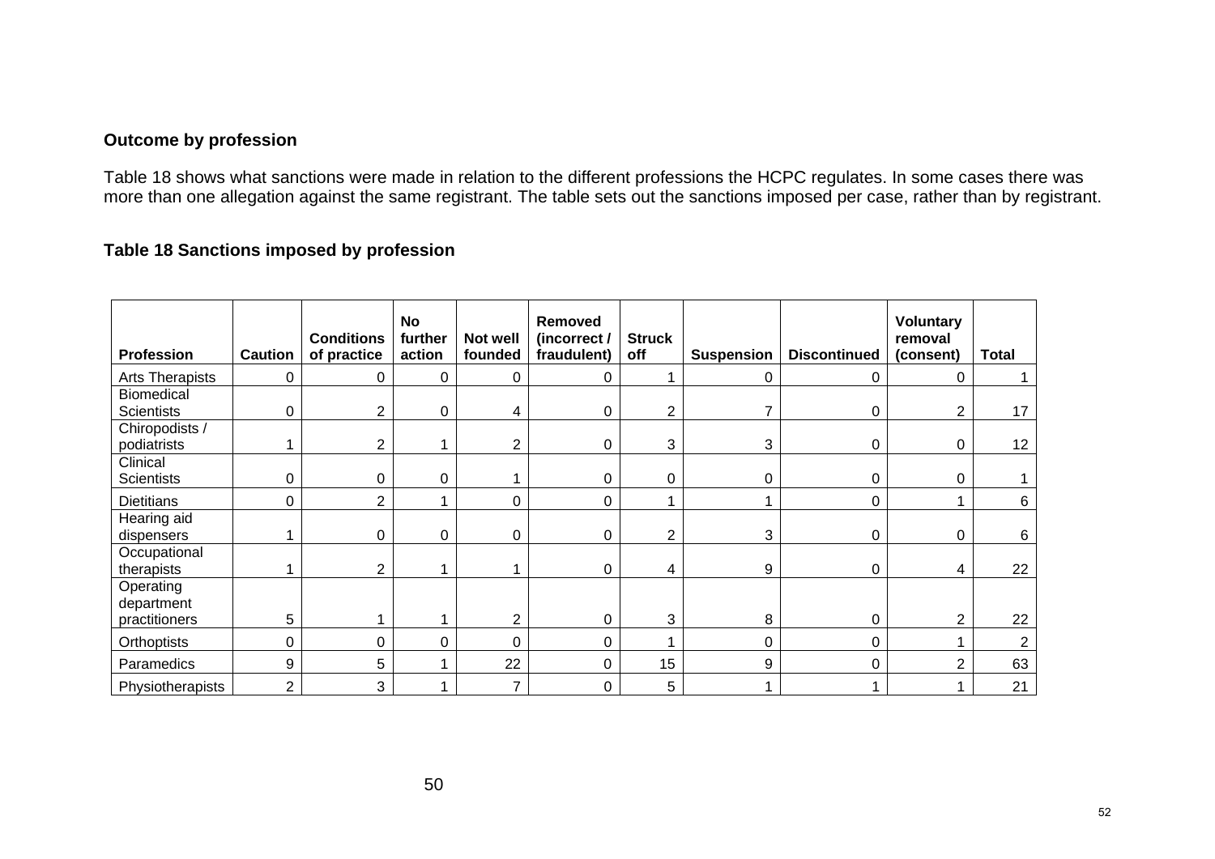### Outcome by profession

Table 18 shows what sanctions were made in relation to the different professions the HCPC regulates. In some cases there was more than one allegation against the same registrant. The table sets out the sanctions imposed per case, rather than by registrant.

### Table 18 Sanctions imposed by profession

| Profession | Caution | Conditions of practice | No further action | Not well founded | Removed (incorrect / fraudulent) | Struck off | Suspension | Discontinued | Voluntary removal (consent) | Total |
|---|---|---|---|---|---|---|---|---|---|---|
| Arts Therapists | 0 | 0 | 0 | 0 | 0 | 1 | 0 | 0 | 0 | 1 |
| Biomedical Scientists | 0 | 2 | 0 | 4 | 0 | 2 | 7 | 0 | 2 | 17 |
| Chiropodists / podiatrists | 1 | 2 | 1 | 2 | 0 | 3 | 3 | 0 | 0 | 12 |
| Clinical Scientists | 0 | 0 | 0 | 1 | 0 | 0 | 0 | 0 | 0 | 1 |
| Dietitians | 0 | 2 | 1 | 0 | 0 | 1 | 1 | 0 | 1 | 6 |
| Hearing aid dispensers | 1 | 0 | 0 | 0 | 0 | 2 | 3 | 0 | 0 | 6 |
| Occupational therapists | 1 | 2 | 1 | 1 | 0 | 4 | 9 | 0 | 4 | 22 |
| Operating department practitioners | 5 | 1 | 1 | 2 | 0 | 3 | 8 | 0 | 2 | 22 |
| Orthoptists | 0 | 0 | 0 | 0 | 0 | 1 | 0 | 0 | 1 | 2 |
| Paramedics | 9 | 5 | 1 | 22 | 0 | 15 | 9 | 0 | 2 | 63 |
| Physiotherapists | 2 | 3 | 1 | 7 | 0 | 5 | 1 | 1 | 1 | 21 |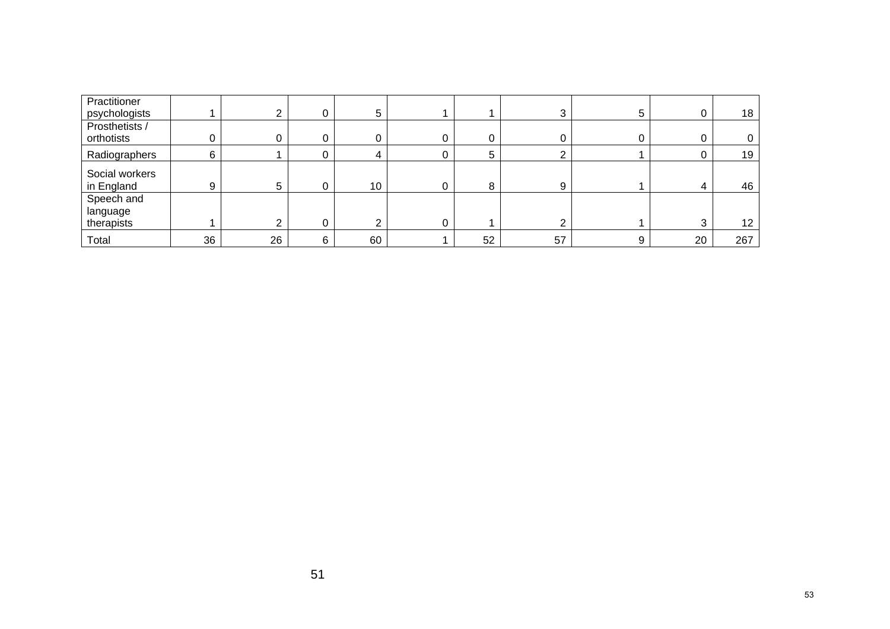| | | | | | | | | | | |
|---|---|---|---|---|---|---|---|---|---|---|
| Practitioner psychologists | 1 | 2 | 0 | 5 | 1 | 1 | 3 | 5 | 0 | 18 |
| Prosthetists / orthotists | 0 | 0 | 0 | 0 | 0 | 0 | 0 | 0 | 0 | 0 |
| Radiographers | 6 | 1 | 0 | 4 | 0 | 5 | 2 | 1 | 0 | 19 |
| Social workers in England | 9 | 5 | 0 | 10 | 0 | 8 | 9 | 1 | 4 | 46 |
| Speech and language therapists | 1 | 2 | 0 | 2 | 0 | 1 | 2 | 1 | 3 | 12 |
| Total | 36 | 26 | 6 | 60 | 1 | 52 | 57 | 9 | 20 | 267 |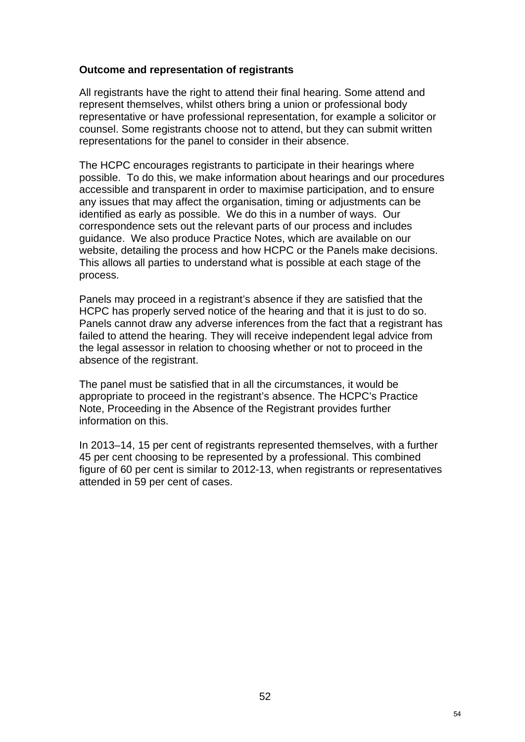**Outcome and representation of registrants**

All registrants have the right to attend their final hearing. Some attend and represent themselves, whilst others bring a union or professional body representative or have professional representation, for example a solicitor or counsel. Some registrants choose not to attend, but they can submit written representations for the panel to consider in their absence.

The HCPC encourages registrants to participate in their hearings where possible. To do this, we make information about hearings and our procedures accessible and transparent in order to maximise participation, and to ensure any issues that may affect the organisation, timing or adjustments can be identified as early as possible. We do this in a number of ways. Our correspondence sets out the relevant parts of our process and includes guidance. We also produce Practice Notes, which are available on our website, detailing the process and how HCPC or the Panels make decisions. This allows all parties to understand what is possible at each stage of the process.

Panels may proceed in a registrant's absence if they are satisfied that the HCPC has properly served notice of the hearing and that it is just to do so. Panels cannot draw any adverse inferences from the fact that a registrant has failed to attend the hearing. They will receive independent legal advice from the legal assessor in relation to choosing whether or not to proceed in the absence of the registrant.

The panel must be satisfied that in all the circumstances, it would be appropriate to proceed in the registrant's absence. The HCPC's Practice Note, Proceeding in the Absence of the Registrant provides further information on this.

In 2013–14, 15 per cent of registrants represented themselves, with a further 45 per cent choosing to be represented by a professional. This combined figure of 60 per cent is similar to 2012-13, when registrants or representatives attended in 59 per cent of cases.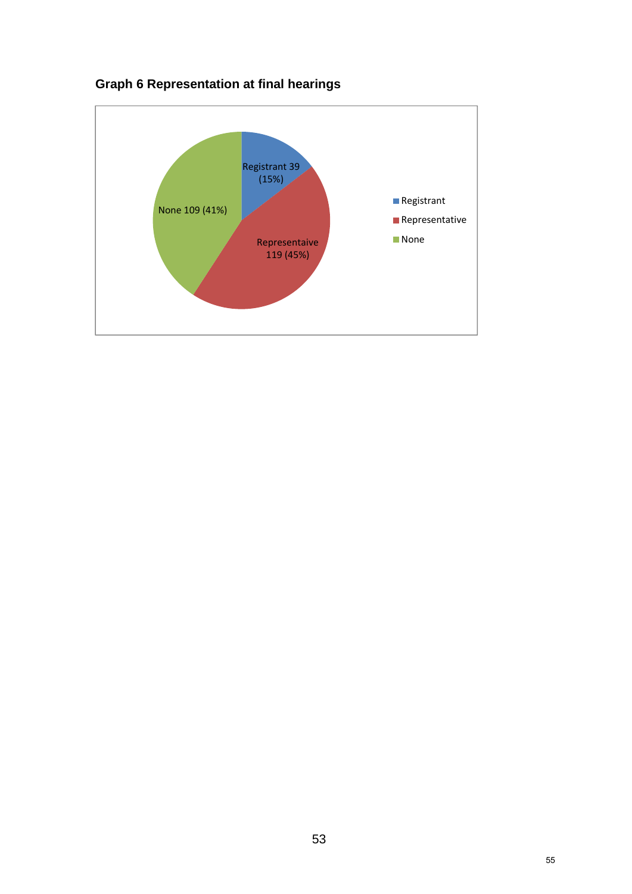**Graph 6 Representation at final hearings**

| Category | Number | Percentage |
|---|---|---|
| Registrant | 39 | 15% |
| Representaive | 119 | 45% |
| None | 109 | 41% |

Legend: Registrant, Representative, None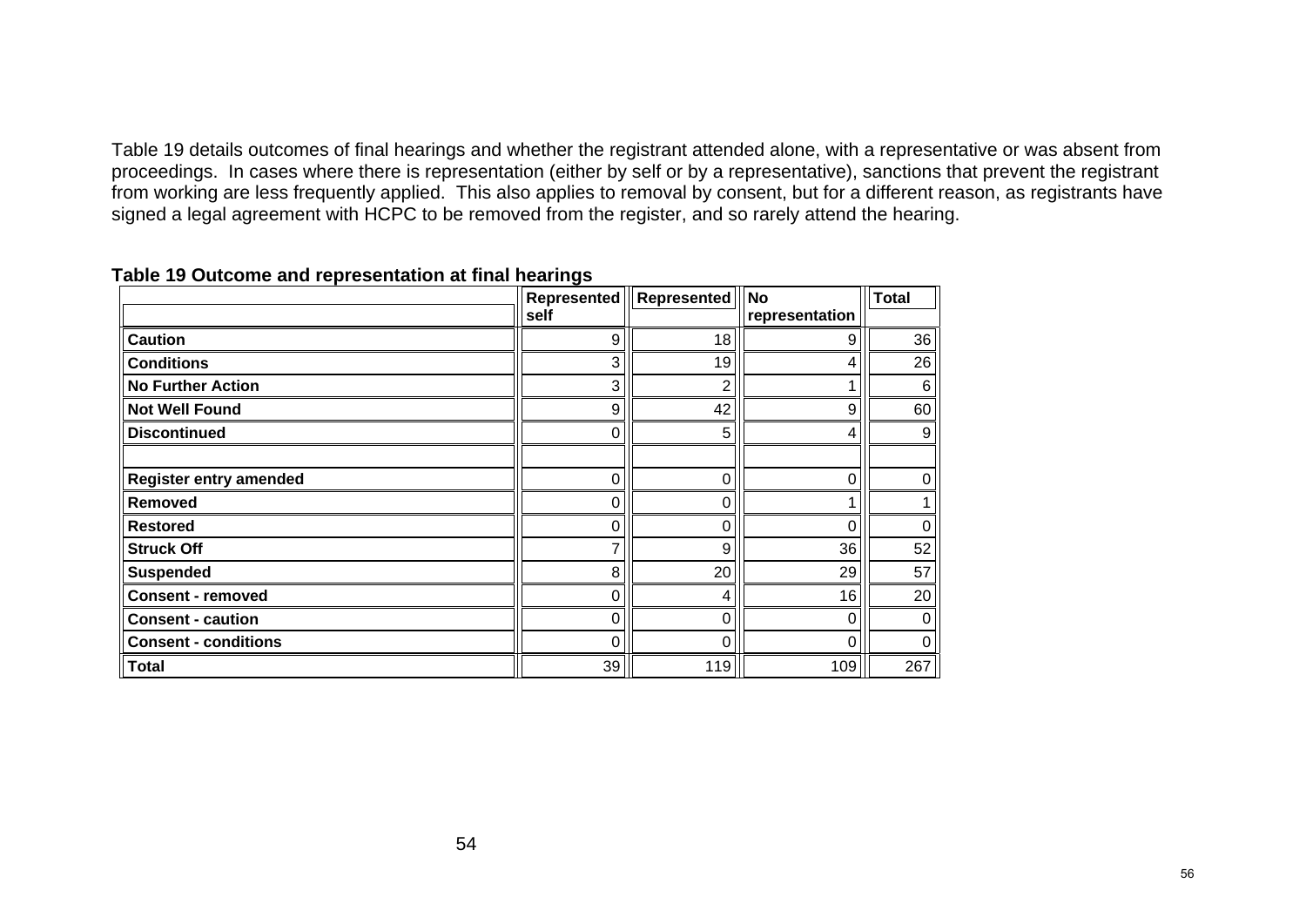Table 19 details outcomes of final hearings and whether the registrant attended alone, with a representative or was absent from proceedings. In cases where there is representation (either by self or by a representative), sanctions that prevent the registrant from working are less frequently applied. This also applies to removal by consent, but for a different reason, as registrants have signed a legal agreement with HCPC to be removed from the register, and so rarely attend the hearing.

**Table 19 Outcome and representation at final hearings**

| | Represented self | Represented | No representation | Total |
|---|---|---|---|---|
| **Caution** | 9 | 18 | 9 | 36 |
| **Conditions** | 3 | 19 | 4 | 26 |
| **No Further Action** | 3 | 2 | 1 | 6 |
| **Not Well Found** | 9 | 42 | 9 | 60 |
| **Discontinued** | 0 | 5 | 4 | 9 |
| | | | | |
| **Register entry amended** | 0 | 0 | 0 | 0 |
| **Removed** | 0 | 0 | 1 | 1 |
| **Restored** | 0 | 0 | 0 | 0 |
| **Struck Off** | 7 | 9 | 36 | 52 |
| **Suspended** | 8 | 20 | 29 | 57 |
| **Consent - removed** | 0 | 4 | 16 | 20 |
| **Consent - caution** | 0 | 0 | 0 | 0 |
| **Consent - conditions** | 0 | 0 | 0 | 0 |
| **Total** | 39 | 119 | 109 | 267 |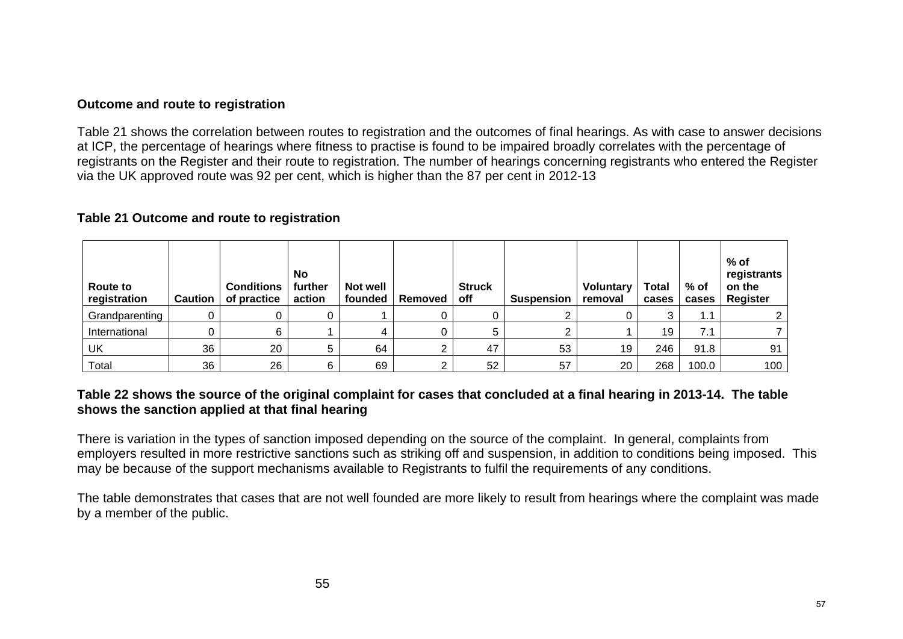**Outcome and route to registration**

Table 21 shows the correlation between routes to registration and the outcomes of final hearings. As with case to answer decisions at ICP, the percentage of hearings where fitness to practise is found to be impaired broadly correlates with the percentage of registrants on the Register and their route to registration. The number of hearings concerning registrants who entered the Register via the UK approved route was 92 per cent, which is higher than the 87 per cent in 2012-13

**Table 21 Outcome and route to registration**

| Route to registration | Caution | Conditions of practice | No further action | Not well founded | Removed | Struck off | Suspension | Voluntary removal | Total cases | % of cases | % of registrants on the Register |
|---|---|---|---|---|---|---|---|---|---|---|---|
| Grandparenting | 0 | 0 | 0 | 1 | 0 | 0 | 2 | 0 | 3 | 1.1 | 2 |
| International | 0 | 6 | 1 | 4 | 0 | 5 | 2 | 1 | 19 | 7.1 | 7 |
| UK | 36 | 20 | 5 | 64 | 2 | 47 | 53 | 19 | 246 | 91.8 | 91 |
| Total | 36 | 26 | 6 | 69 | 2 | 52 | 57 | 20 | 268 | 100.0 | 100 |

**Table 22 shows the source of the original complaint for cases that concluded at a final hearing in 2013-14. The table shows the sanction applied at that final hearing**

There is variation in the types of sanction imposed depending on the source of the complaint. In general, complaints from employers resulted in more restrictive sanctions such as striking off and suspension, in addition to conditions being imposed. This may be because of the support mechanisms available to Registrants to fulfil the requirements of any conditions.

The table demonstrates that cases that are not well founded are more likely to result from hearings where the complaint was made by a member of the public.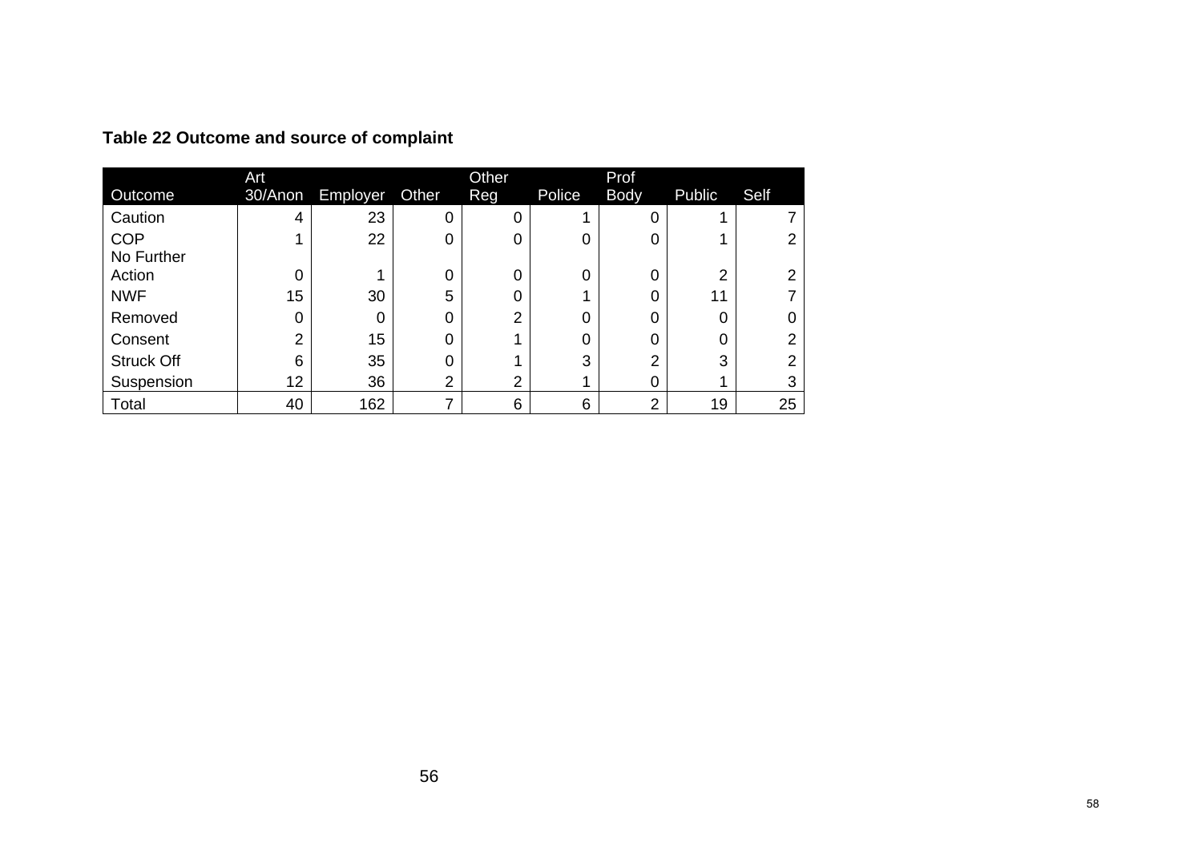**Table 22 Outcome and source of complaint**

| Outcome | Art 30/Anon | Employer | Other | Other Reg | Police | Prof Body | Public | Self |
|---|---|---|---|---|---|---|---|---|
| Caution | 4 | 23 | 0 | 0 | 1 | 0 | 1 | 7 |
| COP | 1 | 22 | 0 | 0 | 0 | 0 | 1 | 2 |
| No Further Action | 0 | 1 | 0 | 0 | 0 | 0 | 2 | 2 |
| NWF | 15 | 30 | 5 | 0 | 1 | 0 | 11 | 7 |
| Removed | 0 | 0 | 0 | 2 | 0 | 0 | 0 | 0 |
| Consent | 2 | 15 | 0 | 1 | 0 | 0 | 0 | 2 |
| Struck Off | 6 | 35 | 0 | 1 | 3 | 2 | 3 | 2 |
| Suspension | 12 | 36 | 2 | 2 | 1 | 0 | 1 | 3 |
| Total | 40 | 162 | 7 | 6 | 6 | 2 | 19 | 25 |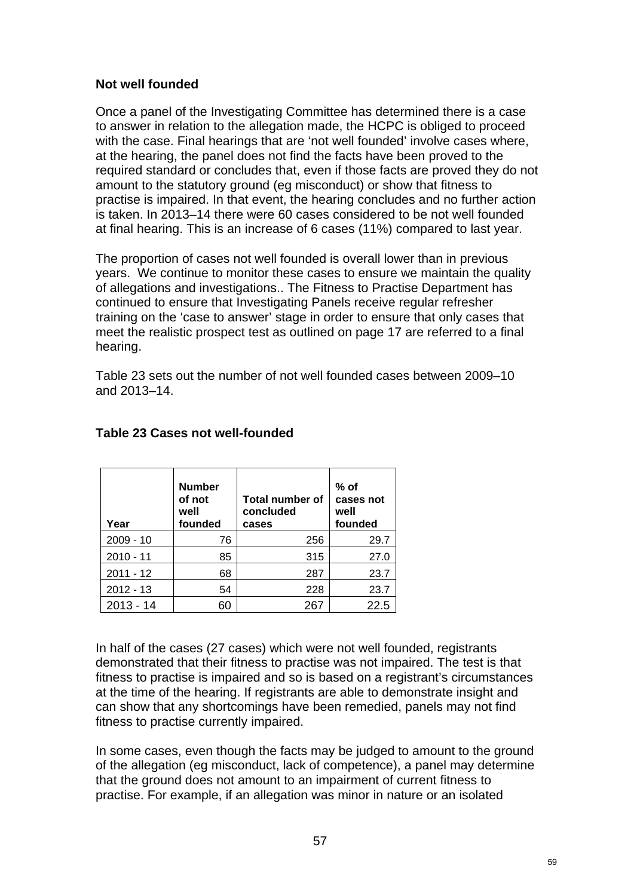### Not well founded

Once a panel of the Investigating Committee has determined there is a case to answer in relation to the allegation made, the HCPC is obliged to proceed with the case. Final hearings that are 'not well founded' involve cases where, at the hearing, the panel does not find the facts have been proved to the required standard or concludes that, even if those facts are proved they do not amount to the statutory ground (eg misconduct) or show that fitness to practise is impaired. In that event, the hearing concludes and no further action is taken. In 2013–14 there were 60 cases considered to be not well founded at final hearing. This is an increase of 6 cases (11%) compared to last year.

The proportion of cases not well founded is overall lower than in previous years. We continue to monitor these cases to ensure we maintain the quality of allegations and investigations.. The Fitness to Practise Department has continued to ensure that Investigating Panels receive regular refresher training on the 'case to answer' stage in order to ensure that only cases that meet the realistic prospect test as outlined on page 17 are referred to a final hearing.

Table 23 sets out the number of not well founded cases between 2009–10 and 2013–14.

**Table 23 Cases not well-founded**

| Year | Number of not well founded | Total number of concluded cases | % of cases not well founded |
|---|---|---|---|
| 2009 - 10 | 76 | 256 | 29.7 |
| 2010 - 11 | 85 | 315 | 27.0 |
| 2011 - 12 | 68 | 287 | 23.7 |
| 2012 - 13 | 54 | 228 | 23.7 |
| 2013 - 14 | 60 | 267 | 22.5 |

In half of the cases (27 cases) which were not well founded, registrants demonstrated that their fitness to practise was not impaired. The test is that fitness to practise is impaired and so is based on a registrant's circumstances at the time of the hearing. If registrants are able to demonstrate insight and can show that any shortcomings have been remedied, panels may not find fitness to practise currently impaired.

In some cases, even though the facts may be judged to amount to the ground of the allegation (eg misconduct, lack of competence), a panel may determine that the ground does not amount to an impairment of current fitness to practise. For example, if an allegation was minor in nature or an isolated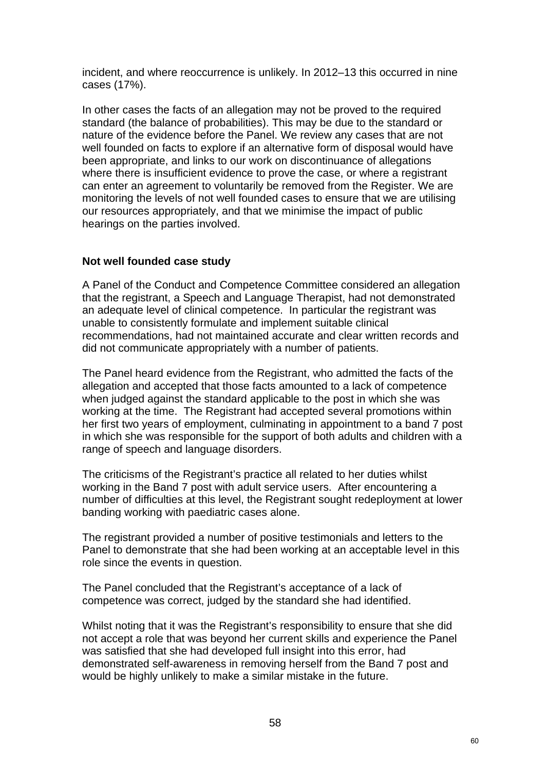incident, and where reoccurrence is unlikely. In 2012–13 this occurred in nine cases (17%).

In other cases the facts of an allegation may not be proved to the required standard (the balance of probabilities). This may be due to the standard or nature of the evidence before the Panel. We review any cases that are not well founded on facts to explore if an alternative form of disposal would have been appropriate, and links to our work on discontinuance of allegations where there is insufficient evidence to prove the case, or where a registrant can enter an agreement to voluntarily be removed from the Register. We are monitoring the levels of not well founded cases to ensure that we are utilising our resources appropriately, and that we minimise the impact of public hearings on the parties involved.

**Not well founded case study**

A Panel of the Conduct and Competence Committee considered an allegation that the registrant, a Speech and Language Therapist, had not demonstrated an adequate level of clinical competence. In particular the registrant was unable to consistently formulate and implement suitable clinical recommendations, had not maintained accurate and clear written records and did not communicate appropriately with a number of patients.

The Panel heard evidence from the Registrant, who admitted the facts of the allegation and accepted that those facts amounted to a lack of competence when judged against the standard applicable to the post in which she was working at the time. The Registrant had accepted several promotions within her first two years of employment, culminating in appointment to a band 7 post in which she was responsible for the support of both adults and children with a range of speech and language disorders.

The criticisms of the Registrant's practice all related to her duties whilst working in the Band 7 post with adult service users. After encountering a number of difficulties at this level, the Registrant sought redeployment at lower banding working with paediatric cases alone.

The registrant provided a number of positive testimonials and letters to the Panel to demonstrate that she had been working at an acceptable level in this role since the events in question.

The Panel concluded that the Registrant's acceptance of a lack of competence was correct, judged by the standard she had identified.

Whilst noting that it was the Registrant's responsibility to ensure that she did not accept a role that was beyond her current skills and experience the Panel was satisfied that she had developed full insight into this error, had demonstrated self-awareness in removing herself from the Band 7 post and would be highly unlikely to make a similar mistake in the future.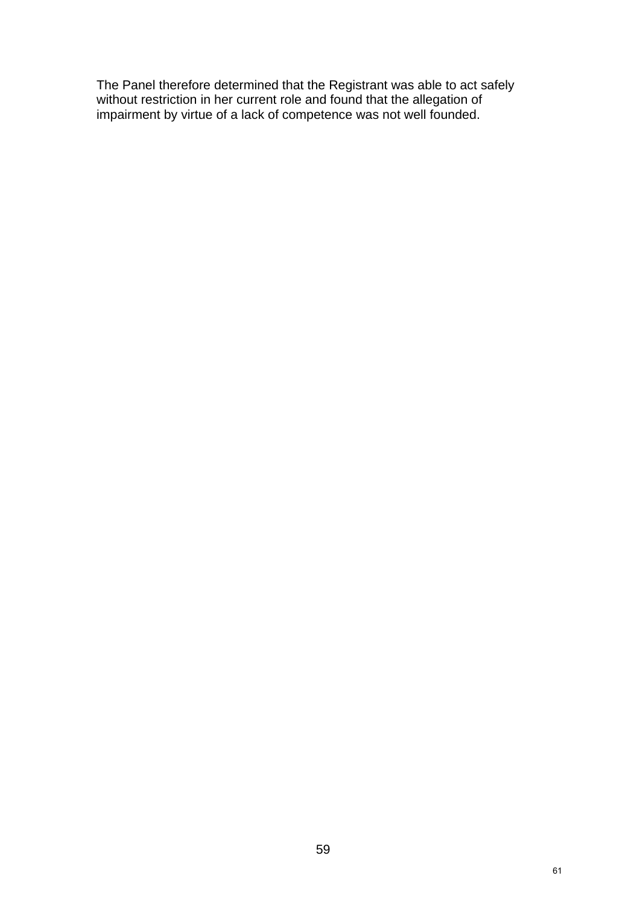The Panel therefore determined that the Registrant was able to act safely without restriction in her current role and found that the allegation of impairment by virtue of a lack of competence was not well founded.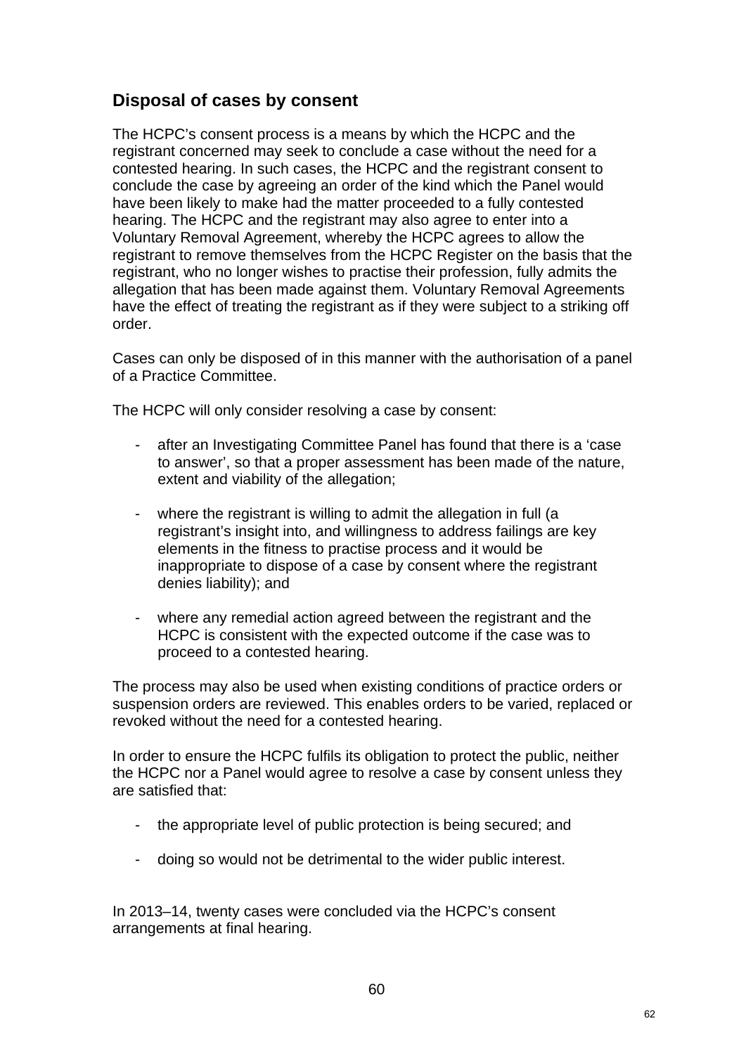## Disposal of cases by consent

The HCPC's consent process is a means by which the HCPC and the registrant concerned may seek to conclude a case without the need for a contested hearing. In such cases, the HCPC and the registrant consent to conclude the case by agreeing an order of the kind which the Panel would have been likely to make had the matter proceeded to a fully contested hearing. The HCPC and the registrant may also agree to enter into a Voluntary Removal Agreement, whereby the HCPC agrees to allow the registrant to remove themselves from the HCPC Register on the basis that the registrant, who no longer wishes to practise their profession, fully admits the allegation that has been made against them. Voluntary Removal Agreements have the effect of treating the registrant as if they were subject to a striking off order.

Cases can only be disposed of in this manner with the authorisation of a panel of a Practice Committee.

The HCPC will only consider resolving a case by consent:

- after an Investigating Committee Panel has found that there is a 'case to answer', so that a proper assessment has been made of the nature, extent and viability of the allegation;
- where the registrant is willing to admit the allegation in full (a registrant's insight into, and willingness to address failings are key elements in the fitness to practise process and it would be inappropriate to dispose of a case by consent where the registrant denies liability); and
- where any remedial action agreed between the registrant and the HCPC is consistent with the expected outcome if the case was to proceed to a contested hearing.

The process may also be used when existing conditions of practice orders or suspension orders are reviewed. This enables orders to be varied, replaced or revoked without the need for a contested hearing.

In order to ensure the HCPC fulfils its obligation to protect the public, neither the HCPC nor a Panel would agree to resolve a case by consent unless they are satisfied that:

- the appropriate level of public protection is being secured; and
- doing so would not be detrimental to the wider public interest.

In 2013–14, twenty cases were concluded via the HCPC's consent arrangements at final hearing.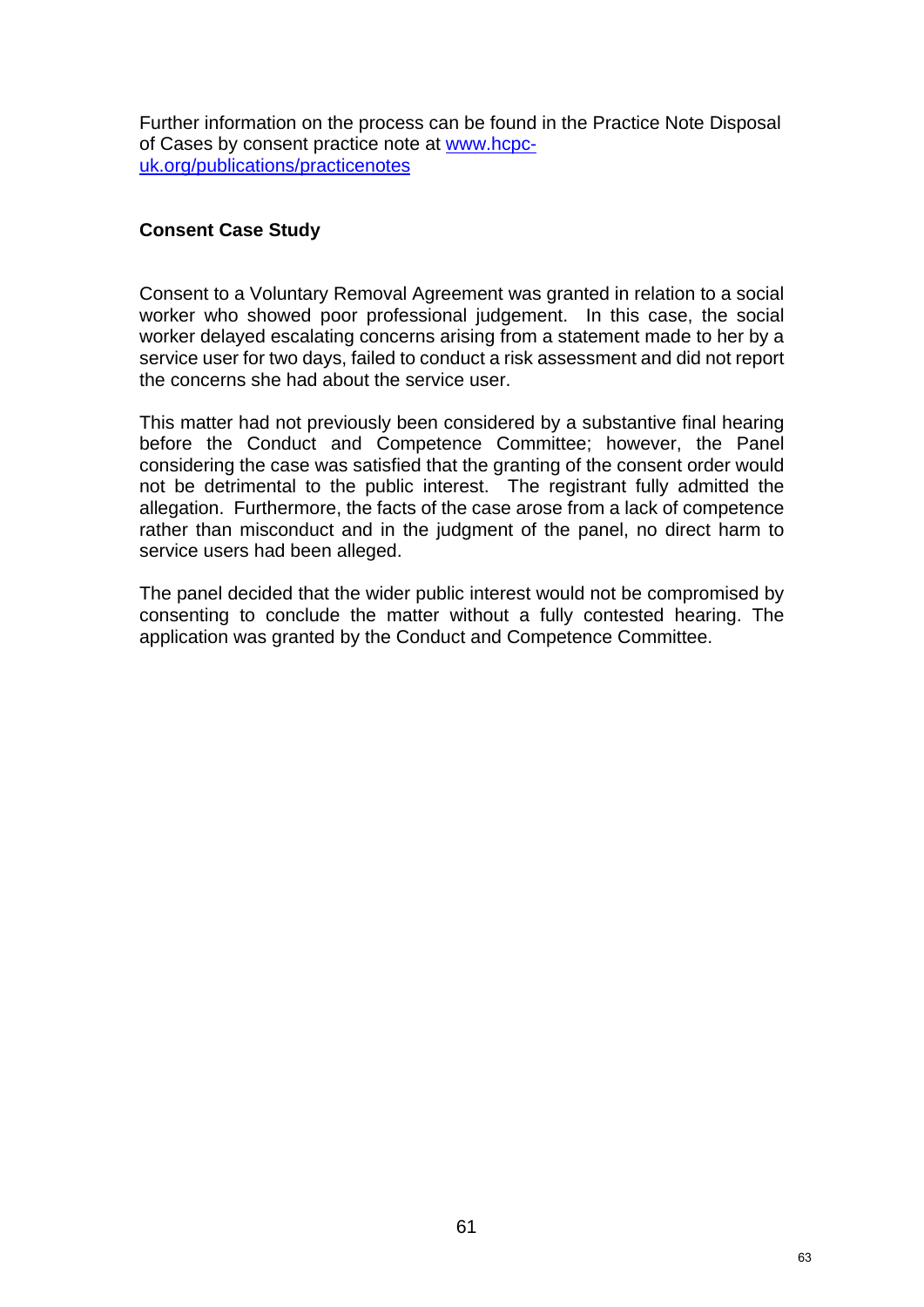Further information on the process can be found in the Practice Note Disposal of Cases by consent practice note at [www.hcpc-uk.org/publications/practicenotes](www.hcpc-uk.org/publications/practicenotes)

**Consent Case Study**

Consent to a Voluntary Removal Agreement was granted in relation to a social worker who showed poor professional judgement. In this case, the social worker delayed escalating concerns arising from a statement made to her by a service user for two days, failed to conduct a risk assessment and did not report the concerns she had about the service user.

This matter had not previously been considered by a substantive final hearing before the Conduct and Competence Committee; however, the Panel considering the case was satisfied that the granting of the consent order would not be detrimental to the public interest. The registrant fully admitted the allegation. Furthermore, the facts of the case arose from a lack of competence rather than misconduct and in the judgment of the panel, no direct harm to service users had been alleged.

The panel decided that the wider public interest would not be compromised by consenting to conclude the matter without a fully contested hearing. The application was granted by the Conduct and Competence Committee.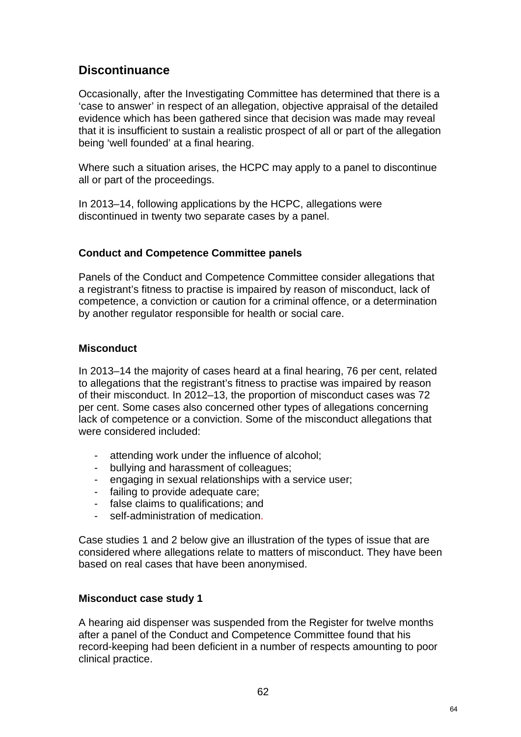## Discontinuance

Occasionally, after the Investigating Committee has determined that there is a 'case to answer' in respect of an allegation, objective appraisal of the detailed evidence which has been gathered since that decision was made may reveal that it is insufficient to sustain a realistic prospect of all or part of the allegation being 'well founded' at a final hearing.

Where such a situation arises, the HCPC may apply to a panel to discontinue all or part of the proceedings.

In 2013–14, following applications by the HCPC, allegations were discontinued in twenty two separate cases by a panel.

### Conduct and Competence Committee panels

Panels of the Conduct and Competence Committee consider allegations that a registrant's fitness to practise is impaired by reason of misconduct, lack of competence, a conviction or caution for a criminal offence, or a determination by another regulator responsible for health or social care.

### Misconduct

In 2013–14 the majority of cases heard at a final hearing, 76 per cent, related to allegations that the registrant's fitness to practise was impaired by reason of their misconduct. In 2012–13, the proportion of misconduct cases was 72 per cent. Some cases also concerned other types of allegations concerning lack of competence or a conviction. Some of the misconduct allegations that were considered included:

- attending work under the influence of alcohol;
- bullying and harassment of colleagues;
- engaging in sexual relationships with a service user;
- failing to provide adequate care;
- false claims to qualifications; and
- self-administration of medication.

Case studies 1 and 2 below give an illustration of the types of issue that are considered where allegations relate to matters of misconduct. They have been based on real cases that have been anonymised.

### Misconduct case study 1

A hearing aid dispenser was suspended from the Register for twelve months after a panel of the Conduct and Competence Committee found that his record-keeping had been deficient in a number of respects amounting to poor clinical practice.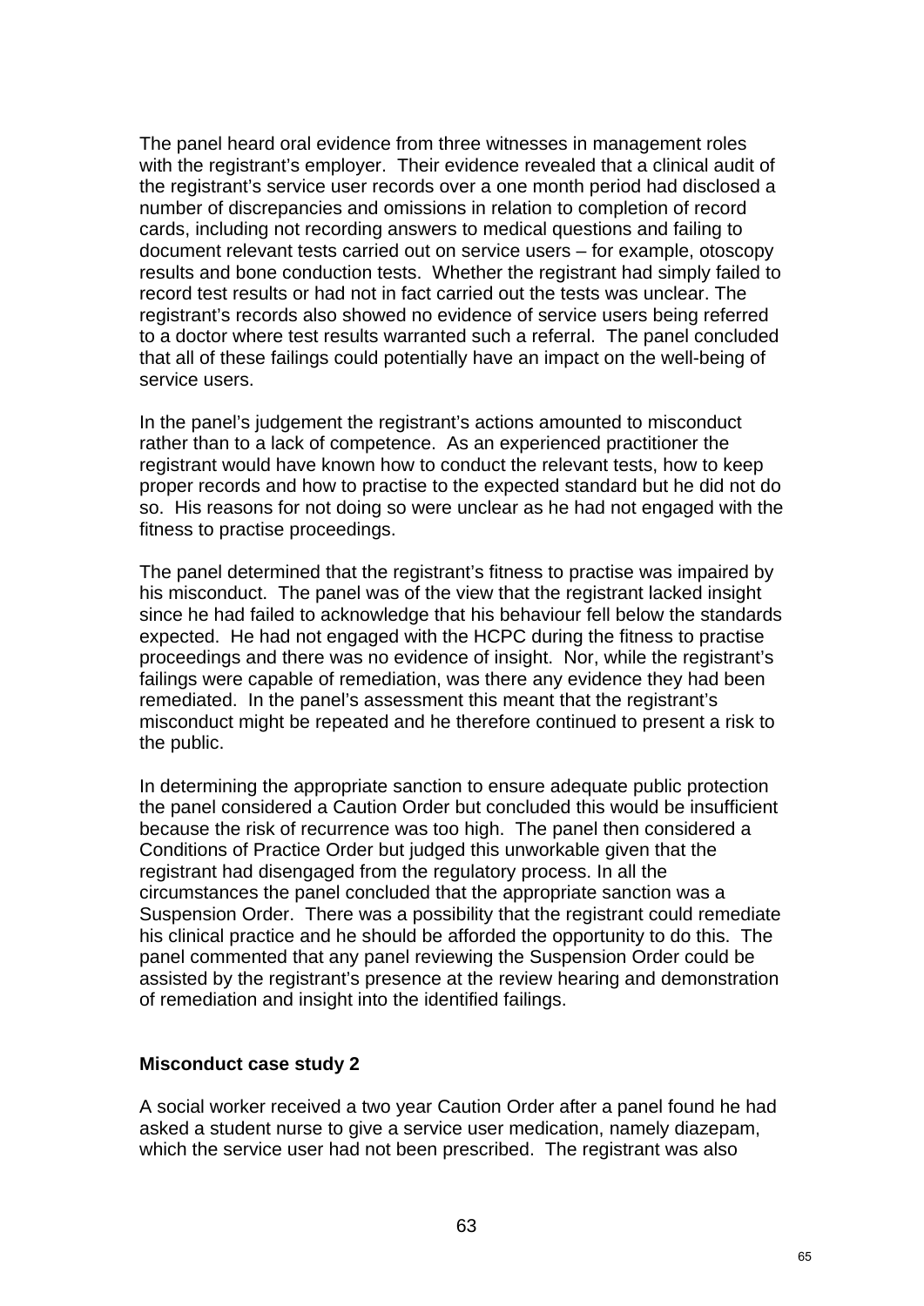The panel heard oral evidence from three witnesses in management roles with the registrant's employer. Their evidence revealed that a clinical audit of the registrant's service user records over a one month period had disclosed a number of discrepancies and omissions in relation to completion of record cards, including not recording answers to medical questions and failing to document relevant tests carried out on service users – for example, otoscopy results and bone conduction tests. Whether the registrant had simply failed to record test results or had not in fact carried out the tests was unclear. The registrant's records also showed no evidence of service users being referred to a doctor where test results warranted such a referral. The panel concluded that all of these failings could potentially have an impact on the well-being of service users.

In the panel's judgement the registrant's actions amounted to misconduct rather than to a lack of competence. As an experienced practitioner the registrant would have known how to conduct the relevant tests, how to keep proper records and how to practise to the expected standard but he did not do so. His reasons for not doing so were unclear as he had not engaged with the fitness to practise proceedings.

The panel determined that the registrant's fitness to practise was impaired by his misconduct. The panel was of the view that the registrant lacked insight since he had failed to acknowledge that his behaviour fell below the standards expected. He had not engaged with the HCPC during the fitness to practise proceedings and there was no evidence of insight. Nor, while the registrant's failings were capable of remediation, was there any evidence they had been remediated. In the panel's assessment this meant that the registrant's misconduct might be repeated and he therefore continued to present a risk to the public.

In determining the appropriate sanction to ensure adequate public protection the panel considered a Caution Order but concluded this would be insufficient because the risk of recurrence was too high. The panel then considered a Conditions of Practice Order but judged this unworkable given that the registrant had disengaged from the regulatory process. In all the circumstances the panel concluded that the appropriate sanction was a Suspension Order. There was a possibility that the registrant could remediate his clinical practice and he should be afforded the opportunity to do this. The panel commented that any panel reviewing the Suspension Order could be assisted by the registrant's presence at the review hearing and demonstration of remediation and insight into the identified failings.

**Misconduct case study 2**

A social worker received a two year Caution Order after a panel found he had asked a student nurse to give a service user medication, namely diazepam, which the service user had not been prescribed. The registrant was also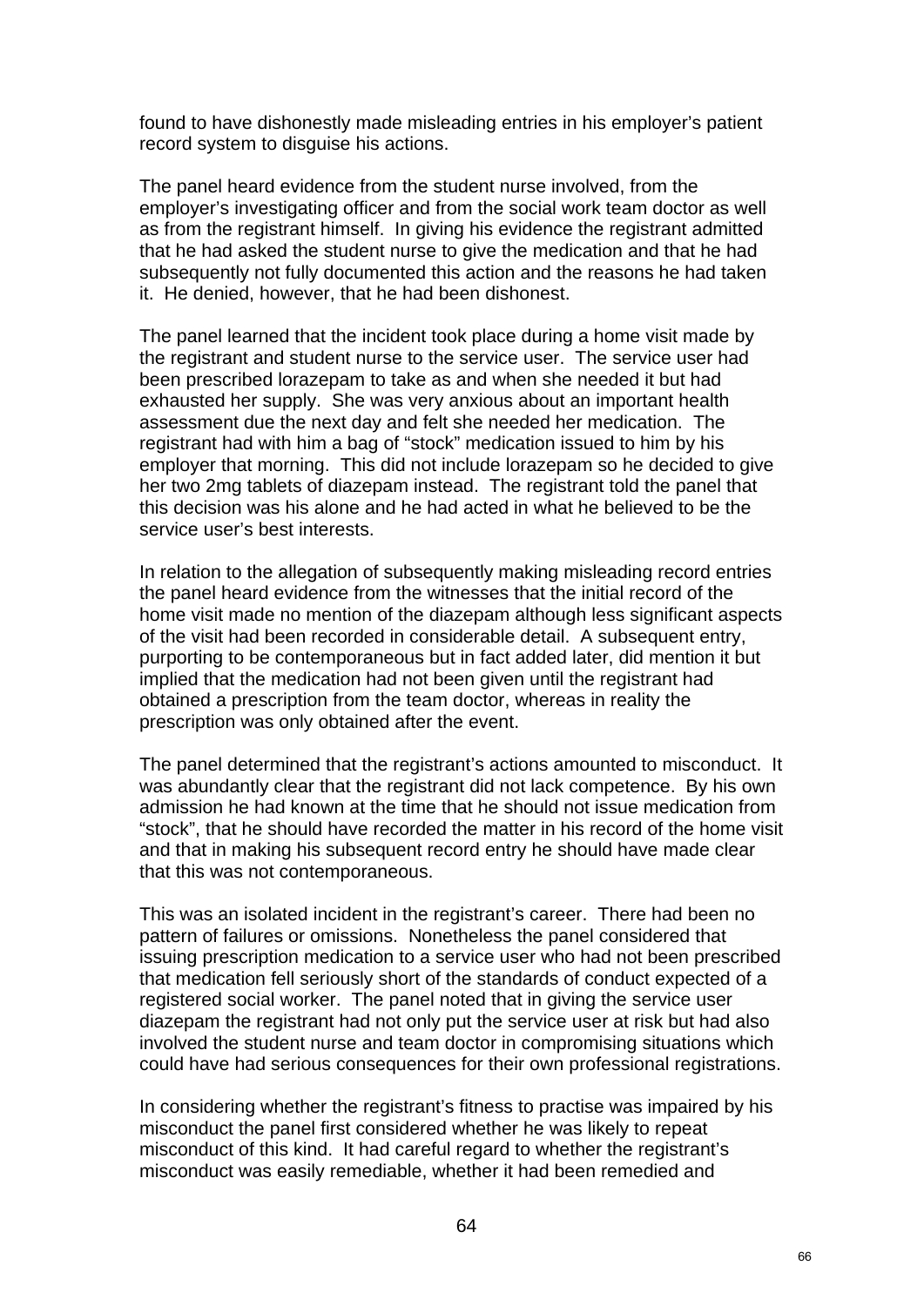found to have dishonestly made misleading entries in his employer's patient record system to disguise his actions.

The panel heard evidence from the student nurse involved, from the employer's investigating officer and from the social work team doctor as well as from the registrant himself. In giving his evidence the registrant admitted that he had asked the student nurse to give the medication and that he had subsequently not fully documented this action and the reasons he had taken it. He denied, however, that he had been dishonest.

The panel learned that the incident took place during a home visit made by the registrant and student nurse to the service user. The service user had been prescribed lorazepam to take as and when she needed it but had exhausted her supply. She was very anxious about an important health assessment due the next day and felt she needed her medication. The registrant had with him a bag of "stock" medication issued to him by his employer that morning. This did not include lorazepam so he decided to give her two 2mg tablets of diazepam instead. The registrant told the panel that this decision was his alone and he had acted in what he believed to be the service user's best interests.

In relation to the allegation of subsequently making misleading record entries the panel heard evidence from the witnesses that the initial record of the home visit made no mention of the diazepam although less significant aspects of the visit had been recorded in considerable detail. A subsequent entry, purporting to be contemporaneous but in fact added later, did mention it but implied that the medication had not been given until the registrant had obtained a prescription from the team doctor, whereas in reality the prescription was only obtained after the event.

The panel determined that the registrant's actions amounted to misconduct. It was abundantly clear that the registrant did not lack competence. By his own admission he had known at the time that he should not issue medication from "stock", that he should have recorded the matter in his record of the home visit and that in making his subsequent record entry he should have made clear that this was not contemporaneous.

This was an isolated incident in the registrant's career. There had been no pattern of failures or omissions. Nonetheless the panel considered that issuing prescription medication to a service user who had not been prescribed that medication fell seriously short of the standards of conduct expected of a registered social worker. The panel noted that in giving the service user diazepam the registrant had not only put the service user at risk but had also involved the student nurse and team doctor in compromising situations which could have had serious consequences for their own professional registrations.

In considering whether the registrant's fitness to practise was impaired by his misconduct the panel first considered whether he was likely to repeat misconduct of this kind. It had careful regard to whether the registrant's misconduct was easily remediable, whether it had been remedied and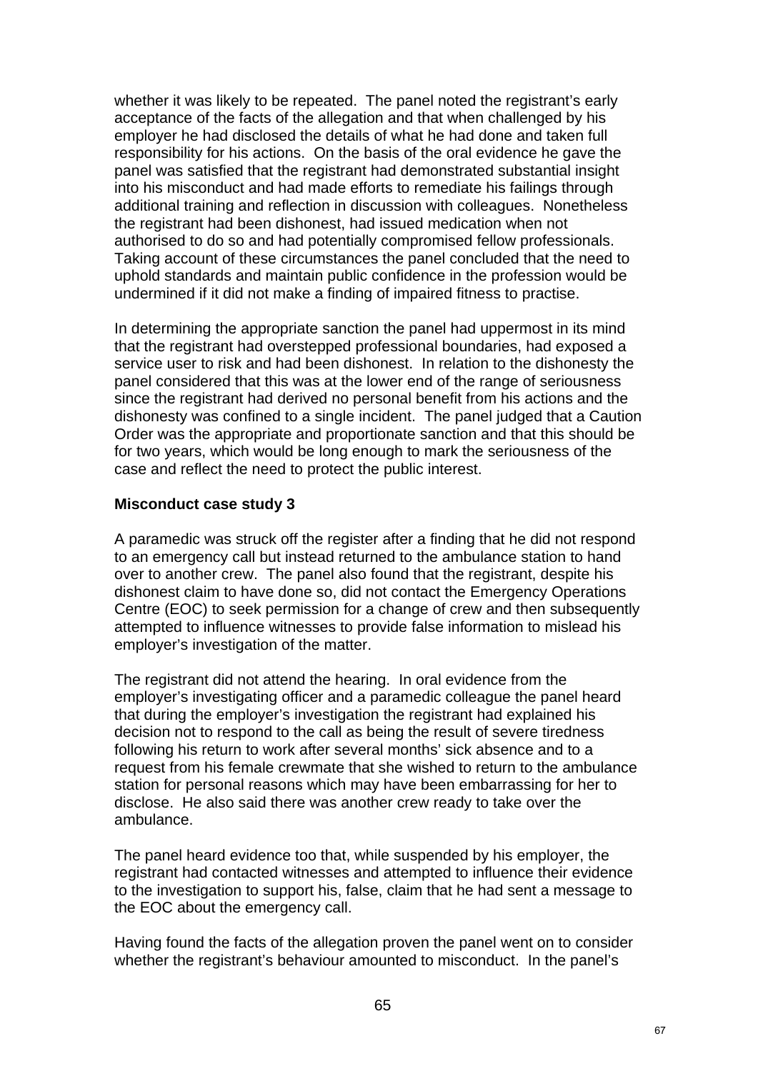whether it was likely to be repeated. The panel noted the registrant's early acceptance of the facts of the allegation and that when challenged by his employer he had disclosed the details of what he had done and taken full responsibility for his actions. On the basis of the oral evidence he gave the panel was satisfied that the registrant had demonstrated substantial insight into his misconduct and had made efforts to remediate his failings through additional training and reflection in discussion with colleagues. Nonetheless the registrant had been dishonest, had issued medication when not authorised to do so and had potentially compromised fellow professionals. Taking account of these circumstances the panel concluded that the need to uphold standards and maintain public confidence in the profession would be undermined if it did not make a finding of impaired fitness to practise.

In determining the appropriate sanction the panel had uppermost in its mind that the registrant had overstepped professional boundaries, had exposed a service user to risk and had been dishonest. In relation to the dishonesty the panel considered that this was at the lower end of the range of seriousness since the registrant had derived no personal benefit from his actions and the dishonesty was confined to a single incident. The panel judged that a Caution Order was the appropriate and proportionate sanction and that this should be for two years, which would be long enough to mark the seriousness of the case and reflect the need to protect the public interest.

**Misconduct case study 3**

A paramedic was struck off the register after a finding that he did not respond to an emergency call but instead returned to the ambulance station to hand over to another crew. The panel also found that the registrant, despite his dishonest claim to have done so, did not contact the Emergency Operations Centre (EOC) to seek permission for a change of crew and then subsequently attempted to influence witnesses to provide false information to mislead his employer's investigation of the matter.

The registrant did not attend the hearing. In oral evidence from the employer's investigating officer and a paramedic colleague the panel heard that during the employer's investigation the registrant had explained his decision not to respond to the call as being the result of severe tiredness following his return to work after several months' sick absence and to a request from his female crewmate that she wished to return to the ambulance station for personal reasons which may have been embarrassing for her to disclose. He also said there was another crew ready to take over the ambulance.

The panel heard evidence too that, while suspended by his employer, the registrant had contacted witnesses and attempted to influence their evidence to the investigation to support his, false, claim that he had sent a message to the EOC about the emergency call.

Having found the facts of the allegation proven the panel went on to consider whether the registrant's behaviour amounted to misconduct. In the panel's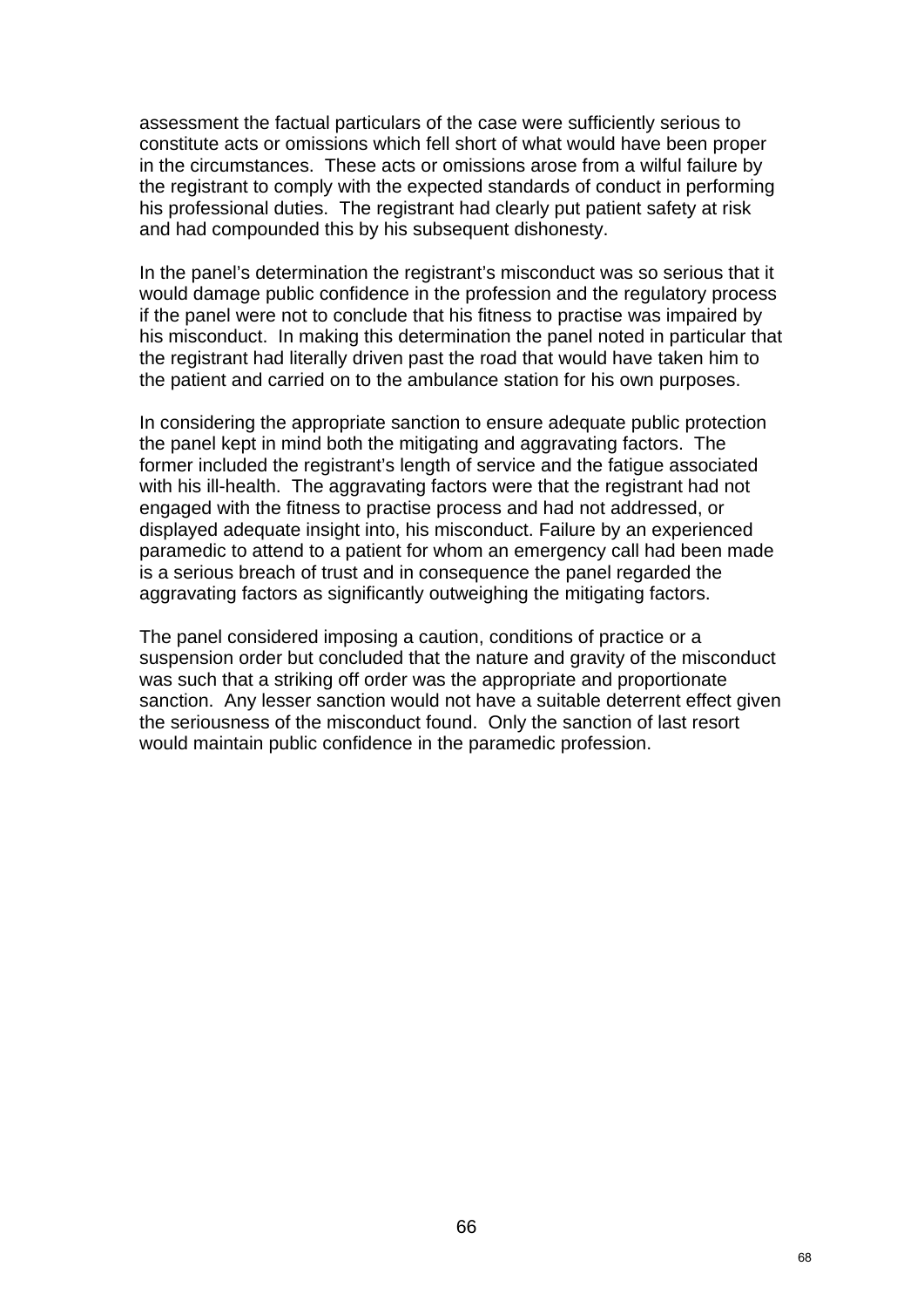assessment the factual particulars of the case were sufficiently serious to constitute acts or omissions which fell short of what would have been proper in the circumstances. These acts or omissions arose from a wilful failure by the registrant to comply with the expected standards of conduct in performing his professional duties. The registrant had clearly put patient safety at risk and had compounded this by his subsequent dishonesty.

In the panel's determination the registrant's misconduct was so serious that it would damage public confidence in the profession and the regulatory process if the panel were not to conclude that his fitness to practise was impaired by his misconduct. In making this determination the panel noted in particular that the registrant had literally driven past the road that would have taken him to the patient and carried on to the ambulance station for his own purposes.

In considering the appropriate sanction to ensure adequate public protection the panel kept in mind both the mitigating and aggravating factors. The former included the registrant's length of service and the fatigue associated with his ill-health. The aggravating factors were that the registrant had not engaged with the fitness to practise process and had not addressed, or displayed adequate insight into, his misconduct. Failure by an experienced paramedic to attend to a patient for whom an emergency call had been made is a serious breach of trust and in consequence the panel regarded the aggravating factors as significantly outweighing the mitigating factors.

The panel considered imposing a caution, conditions of practice or a suspension order but concluded that the nature and gravity of the misconduct was such that a striking off order was the appropriate and proportionate sanction. Any lesser sanction would not have a suitable deterrent effect given the seriousness of the misconduct found. Only the sanction of last resort would maintain public confidence in the paramedic profession.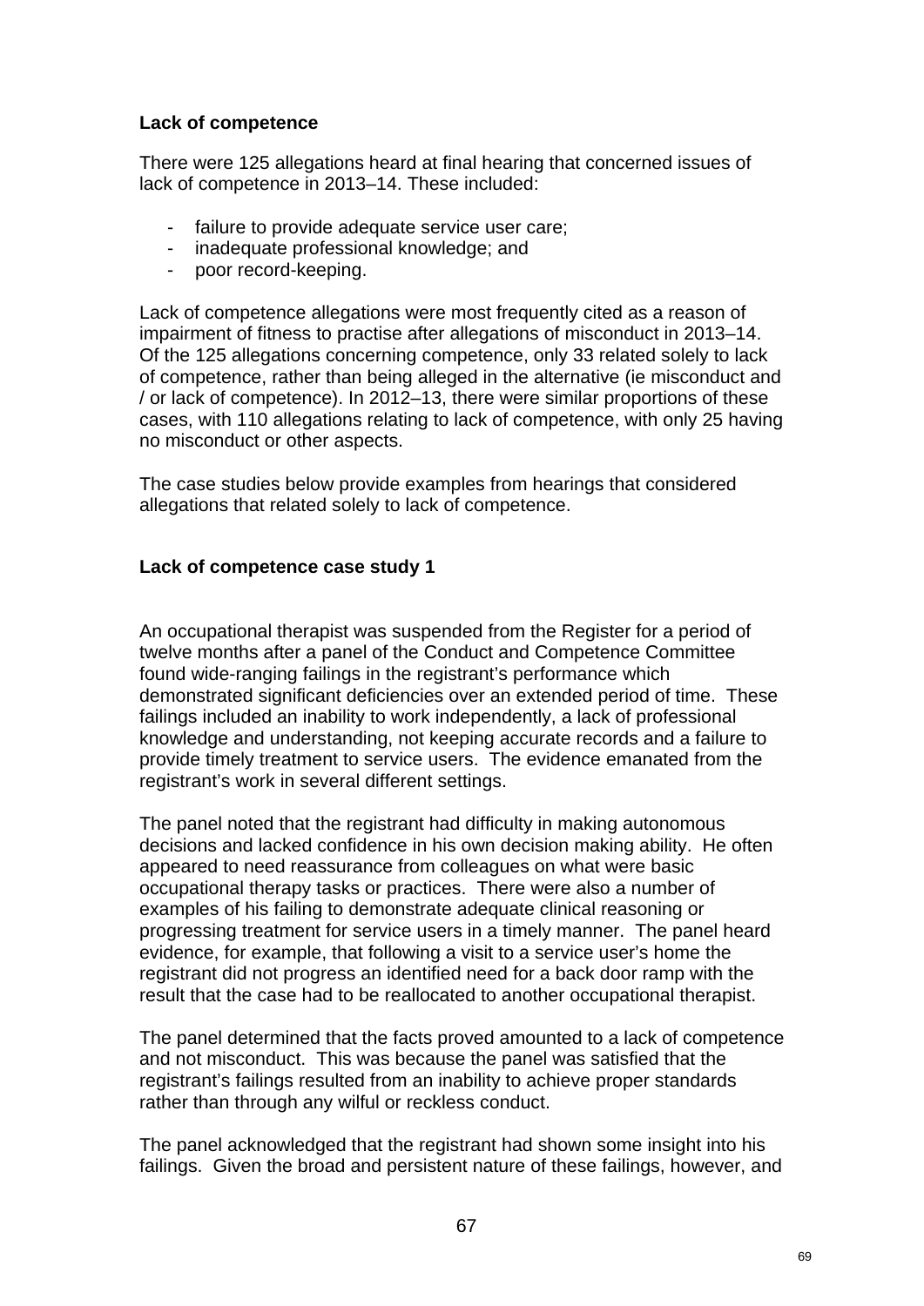**Lack of competence**

There were 125 allegations heard at final hearing that concerned issues of lack of competence in 2013–14. These included:

- failure to provide adequate service user care;
- inadequate professional knowledge; and
- poor record-keeping.

Lack of competence allegations were most frequently cited as a reason of impairment of fitness to practise after allegations of misconduct in 2013–14. Of the 125 allegations concerning competence, only 33 related solely to lack of competence, rather than being alleged in the alternative (ie misconduct and / or lack of competence). In 2012–13, there were similar proportions of these cases, with 110 allegations relating to lack of competence, with only 25 having no misconduct or other aspects.

The case studies below provide examples from hearings that considered allegations that related solely to lack of competence.

**Lack of competence case study 1**

An occupational therapist was suspended from the Register for a period of twelve months after a panel of the Conduct and Competence Committee found wide-ranging failings in the registrant's performance which demonstrated significant deficiencies over an extended period of time. These failings included an inability to work independently, a lack of professional knowledge and understanding, not keeping accurate records and a failure to provide timely treatment to service users. The evidence emanated from the registrant's work in several different settings.

The panel noted that the registrant had difficulty in making autonomous decisions and lacked confidence in his own decision making ability. He often appeared to need reassurance from colleagues on what were basic occupational therapy tasks or practices. There were also a number of examples of his failing to demonstrate adequate clinical reasoning or progressing treatment for service users in a timely manner. The panel heard evidence, for example, that following a visit to a service user's home the registrant did not progress an identified need for a back door ramp with the result that the case had to be reallocated to another occupational therapist.

The panel determined that the facts proved amounted to a lack of competence and not misconduct. This was because the panel was satisfied that the registrant's failings resulted from an inability to achieve proper standards rather than through any wilful or reckless conduct.

The panel acknowledged that the registrant had shown some insight into his failings. Given the broad and persistent nature of these failings, however, and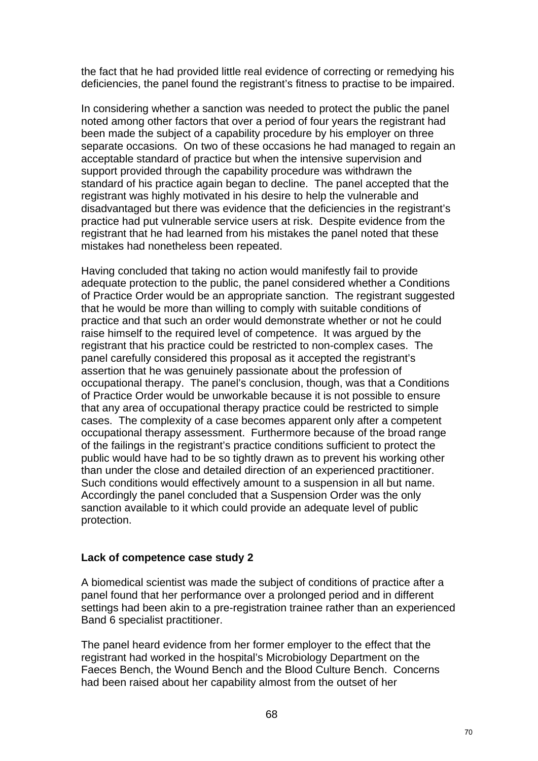the fact that he had provided little real evidence of correcting or remedying his deficiencies, the panel found the registrant's fitness to practise to be impaired.

In considering whether a sanction was needed to protect the public the panel noted among other factors that over a period of four years the registrant had been made the subject of a capability procedure by his employer on three separate occasions. On two of these occasions he had managed to regain an acceptable standard of practice but when the intensive supervision and support provided through the capability procedure was withdrawn the standard of his practice again began to decline. The panel accepted that the registrant was highly motivated in his desire to help the vulnerable and disadvantaged but there was evidence that the deficiencies in the registrant's practice had put vulnerable service users at risk. Despite evidence from the registrant that he had learned from his mistakes the panel noted that these mistakes had nonetheless been repeated.

Having concluded that taking no action would manifestly fail to provide adequate protection to the public, the panel considered whether a Conditions of Practice Order would be an appropriate sanction. The registrant suggested that he would be more than willing to comply with suitable conditions of practice and that such an order would demonstrate whether or not he could raise himself to the required level of competence. It was argued by the registrant that his practice could be restricted to non-complex cases. The panel carefully considered this proposal as it accepted the registrant's assertion that he was genuinely passionate about the profession of occupational therapy. The panel's conclusion, though, was that a Conditions of Practice Order would be unworkable because it is not possible to ensure that any area of occupational therapy practice could be restricted to simple cases. The complexity of a case becomes apparent only after a competent occupational therapy assessment. Furthermore because of the broad range of the failings in the registrant's practice conditions sufficient to protect the public would have had to be so tightly drawn as to prevent his working other than under the close and detailed direction of an experienced practitioner. Such conditions would effectively amount to a suspension in all but name. Accordingly the panel concluded that a Suspension Order was the only sanction available to it which could provide an adequate level of public protection.

**Lack of competence case study 2**

A biomedical scientist was made the subject of conditions of practice after a panel found that her performance over a prolonged period and in different settings had been akin to a pre-registration trainee rather than an experienced Band 6 specialist practitioner.

The panel heard evidence from her former employer to the effect that the registrant had worked in the hospital's Microbiology Department on the Faeces Bench, the Wound Bench and the Blood Culture Bench. Concerns had been raised about her capability almost from the outset of her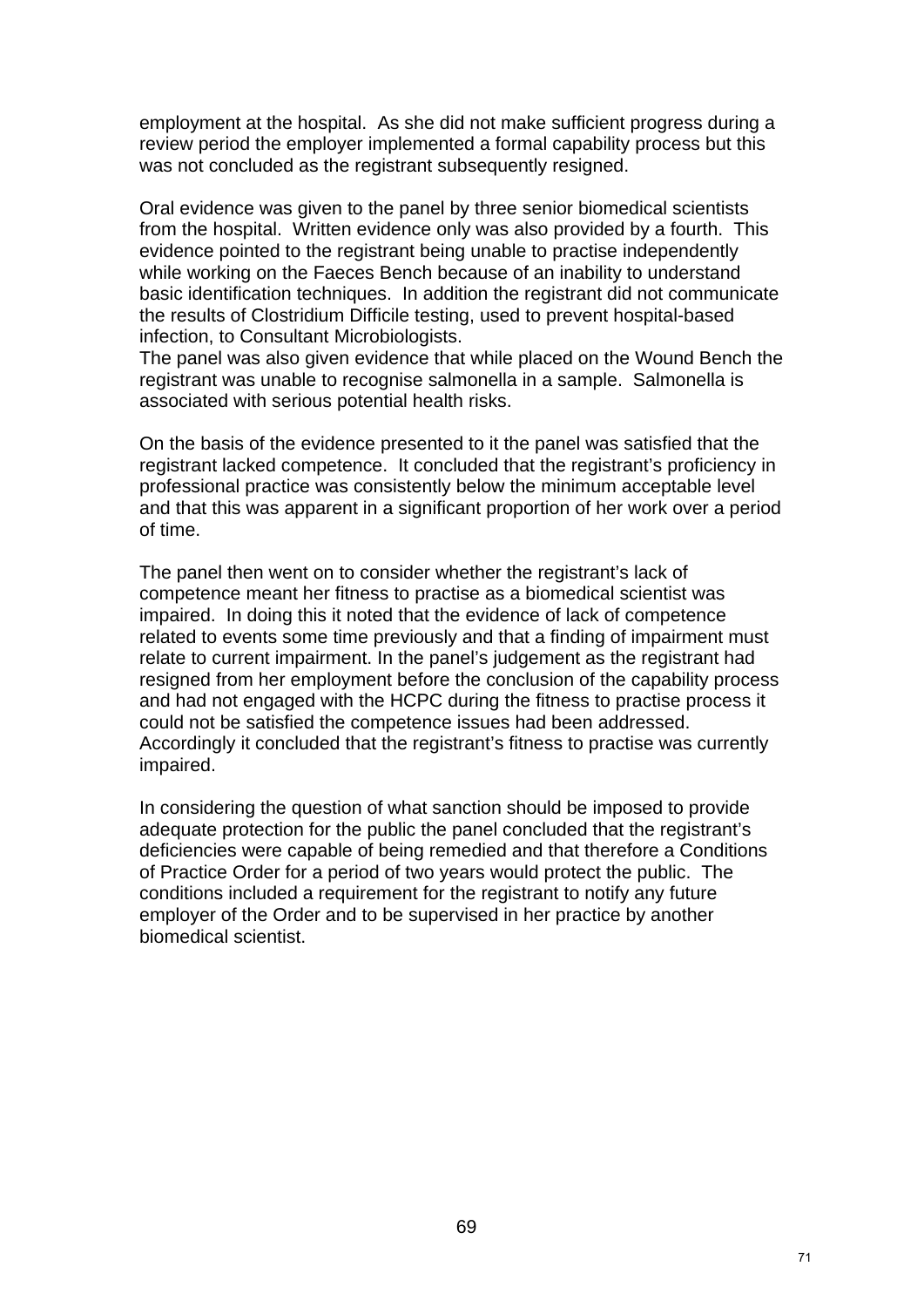employment at the hospital. As she did not make sufficient progress during a review period the employer implemented a formal capability process but this was not concluded as the registrant subsequently resigned.

Oral evidence was given to the panel by three senior biomedical scientists from the hospital. Written evidence only was also provided by a fourth. This evidence pointed to the registrant being unable to practise independently while working on the Faeces Bench because of an inability to understand basic identification techniques. In addition the registrant did not communicate the results of Clostridium Difficile testing, used to prevent hospital-based infection, to Consultant Microbiologists.
The panel was also given evidence that while placed on the Wound Bench the registrant was unable to recognise salmonella in a sample. Salmonella is associated with serious potential health risks.

On the basis of the evidence presented to it the panel was satisfied that the registrant lacked competence. It concluded that the registrant's proficiency in professional practice was consistently below the minimum acceptable level and that this was apparent in a significant proportion of her work over a period of time.

The panel then went on to consider whether the registrant's lack of competence meant her fitness to practise as a biomedical scientist was impaired. In doing this it noted that the evidence of lack of competence related to events some time previously and that a finding of impairment must relate to current impairment. In the panel's judgement as the registrant had resigned from her employment before the conclusion of the capability process and had not engaged with the HCPC during the fitness to practise process it could not be satisfied the competence issues had been addressed. Accordingly it concluded that the registrant's fitness to practise was currently impaired.

In considering the question of what sanction should be imposed to provide adequate protection for the public the panel concluded that the registrant's deficiencies were capable of being remedied and that therefore a Conditions of Practice Order for a period of two years would protect the public. The conditions included a requirement for the registrant to notify any future employer of the Order and to be supervised in her practice by another biomedical scientist.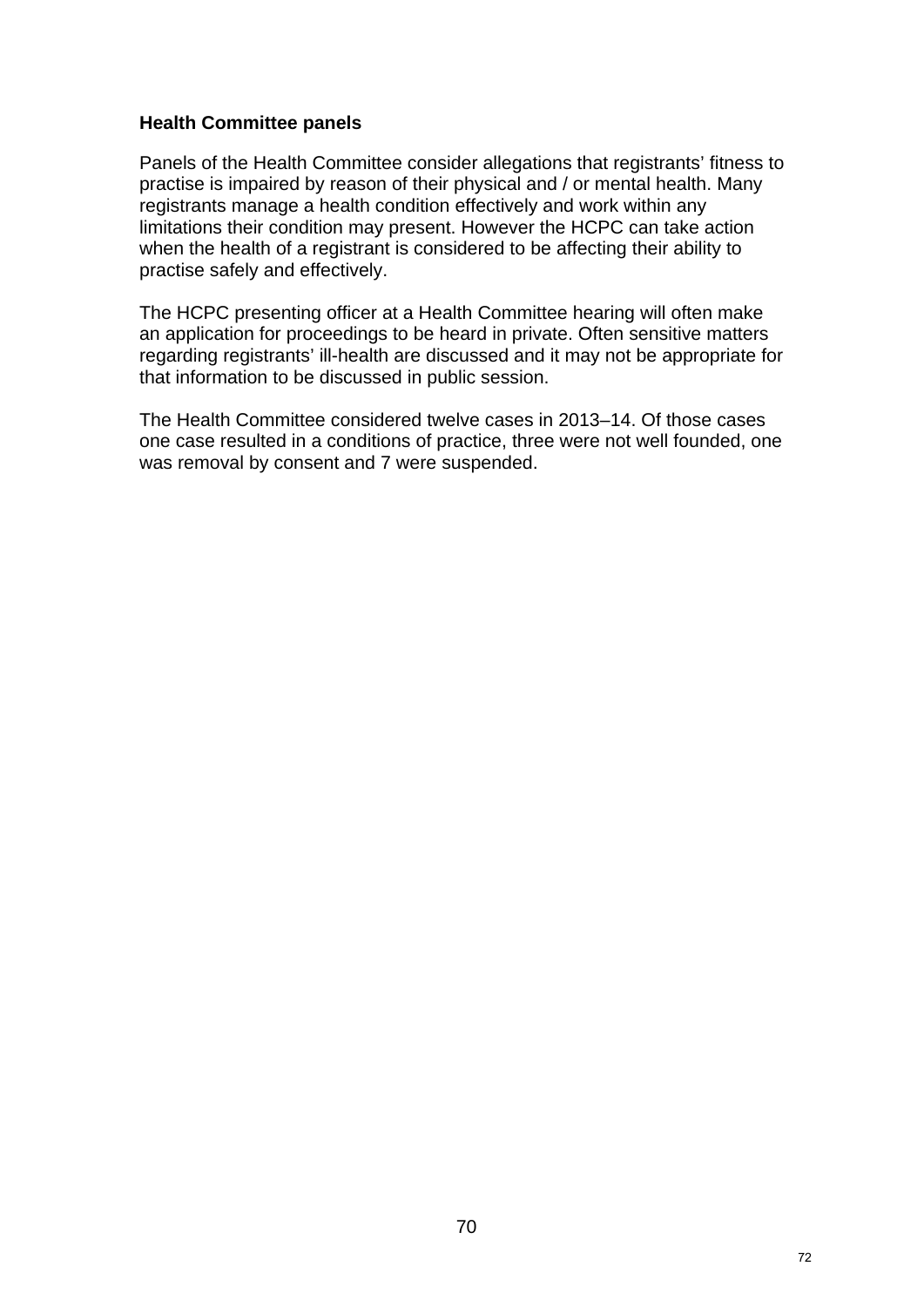**Health Committee panels**

Panels of the Health Committee consider allegations that registrants' fitness to practise is impaired by reason of their physical and / or mental health. Many registrants manage a health condition effectively and work within any limitations their condition may present. However the HCPC can take action when the health of a registrant is considered to be affecting their ability to practise safely and effectively.

The HCPC presenting officer at a Health Committee hearing will often make an application for proceedings to be heard in private. Often sensitive matters regarding registrants' ill-health are discussed and it may not be appropriate for that information to be discussed in public session.

The Health Committee considered twelve cases in 2013–14. Of those cases one case resulted in a conditions of practice, three were not well founded, one was removal by consent and 7 were suspended.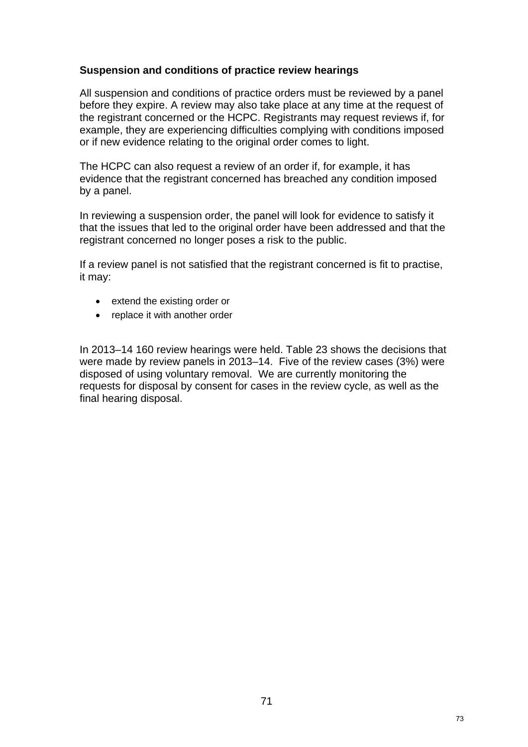**Suspension and conditions of practice review hearings**

All suspension and conditions of practice orders must be reviewed by a panel before they expire. A review may also take place at any time at the request of the registrant concerned or the HCPC. Registrants may request reviews if, for example, they are experiencing difficulties complying with conditions imposed or if new evidence relating to the original order comes to light.

The HCPC can also request a review of an order if, for example, it has evidence that the registrant concerned has breached any condition imposed by a panel.

In reviewing a suspension order, the panel will look for evidence to satisfy it that the issues that led to the original order have been addressed and that the registrant concerned no longer poses a risk to the public.

If a review panel is not satisfied that the registrant concerned is fit to practise, it may:

- extend the existing order or
- replace it with another order

In 2013–14 160 review hearings were held. Table 23 shows the decisions that were made by review panels in 2013–14. Five of the review cases (3%) were disposed of using voluntary removal. We are currently monitoring the requests for disposal by consent for cases in the review cycle, as well as the final hearing disposal.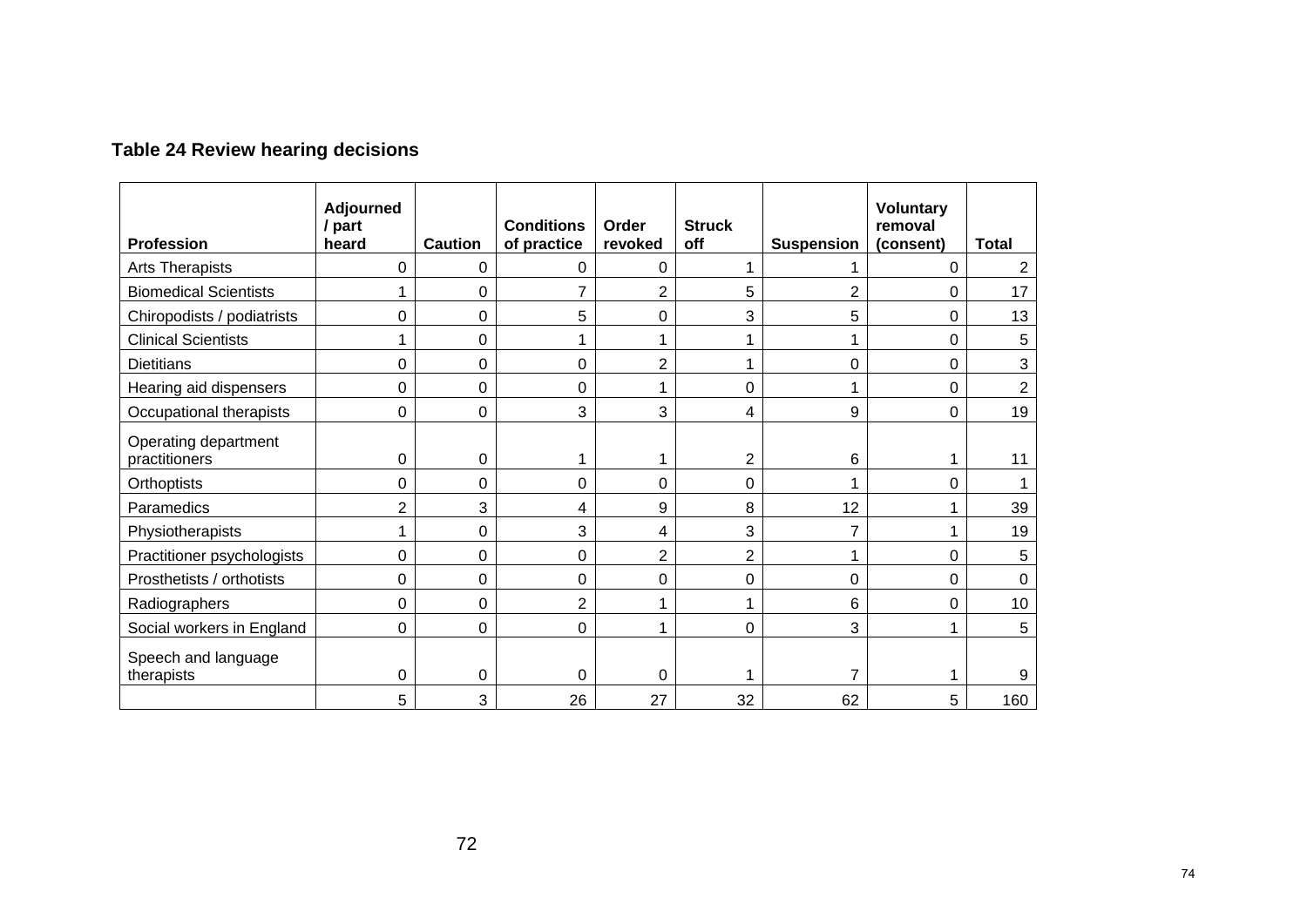**Table 24 Review hearing decisions**

| Profession | Adjourned / part heard | Caution | Conditions of practice | Order revoked | Struck off | Suspension | Voluntary removal (consent) | Total |
|---|---|---|---|---|---|---|---|---|
| Arts Therapists | 0 | 0 | 0 | 0 | 1 | 1 | 0 | 2 |
| Biomedical Scientists | 1 | 0 | 7 | 2 | 5 | 2 | 0 | 17 |
| Chiropodists / podiatrists | 0 | 0 | 5 | 0 | 3 | 5 | 0 | 13 |
| Clinical Scientists | 1 | 0 | 1 | 1 | 1 | 1 | 0 | 5 |
| Dietitians | 0 | 0 | 0 | 2 | 1 | 0 | 0 | 3 |
| Hearing aid dispensers | 0 | 0 | 0 | 1 | 0 | 1 | 0 | 2 |
| Occupational therapists | 0 | 0 | 3 | 3 | 4 | 9 | 0 | 19 |
| Operating department practitioners | 0 | 0 | 1 | 1 | 2 | 6 | 1 | 11 |
| Orthoptists | 0 | 0 | 0 | 0 | 0 | 1 | 0 | 1 |
| Paramedics | 2 | 3 | 4 | 9 | 8 | 12 | 1 | 39 |
| Physiotherapists | 1 | 0 | 3 | 4 | 3 | 7 | 1 | 19 |
| Practitioner psychologists | 0 | 0 | 0 | 2 | 2 | 1 | 0 | 5 |
| Prosthetists / orthotists | 0 | 0 | 0 | 0 | 0 | 0 | 0 | 0 |
| Radiographers | 0 | 0 | 2 | 1 | 1 | 6 | 0 | 10 |
| Social workers in England | 0 | 0 | 0 | 1 | 0 | 3 | 1 | 5 |
| Speech and language therapists | 0 | 0 | 0 | 0 | 1 | 7 | 1 | 9 |
| | 5 | 3 | 26 | 27 | 32 | 62 | 5 | 160 |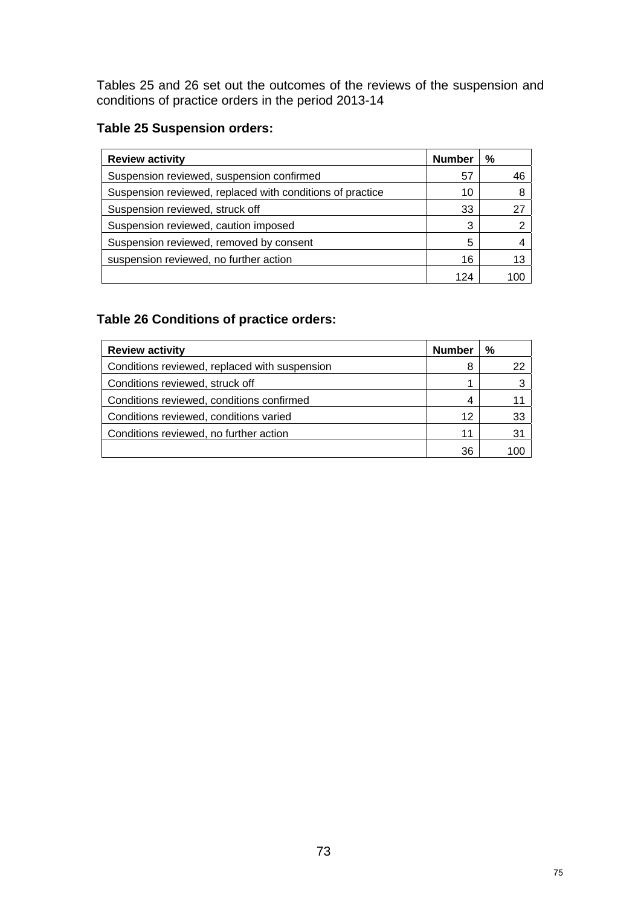Tables 25 and 26 set out the outcomes of the reviews of the suspension and conditions of practice orders in the period 2013-14

### Table 25 Suspension orders:

| Review activity | Number | % |
|---|---|---|
| Suspension reviewed, suspension confirmed | 57 | 46 |
| Suspension reviewed, replaced with conditions of practice | 10 | 8 |
| Suspension reviewed, struck off | 33 | 27 |
| Suspension reviewed, caution imposed | 3 | 2 |
| Suspension reviewed, removed by consent | 5 | 4 |
| suspension reviewed, no further action | 16 | 13 |
| | 124 | 100 |

### Table 26 Conditions of practice orders:

| Review activity | Number | % |
|---|---|---|
| Conditions reviewed, replaced with suspension | 8 | 22 |
| Conditions reviewed, struck off | 1 | 3 |
| Conditions reviewed, conditions confirmed | 4 | 11 |
| Conditions reviewed, conditions varied | 12 | 33 |
| Conditions reviewed, no further action | 11 | 31 |
| | 36 | 100 |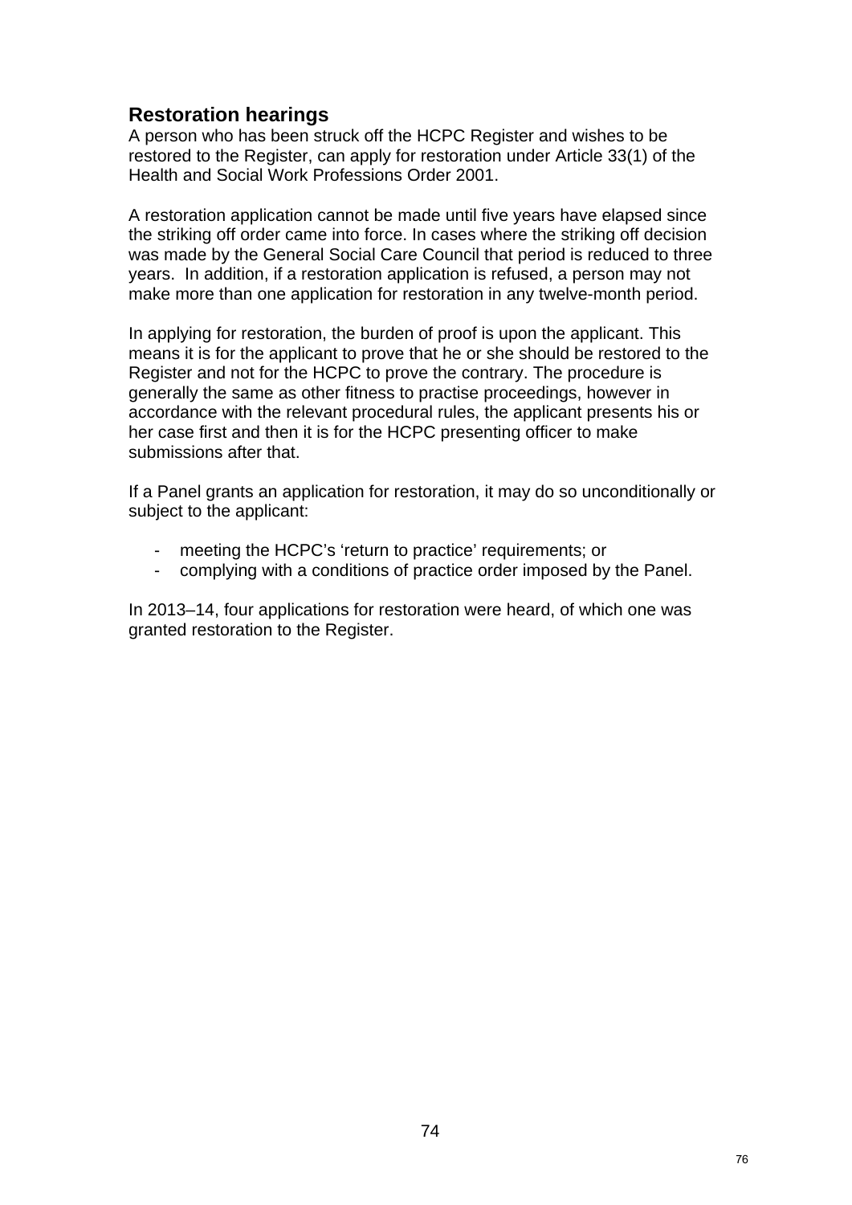## Restoration hearings

A person who has been struck off the HCPC Register and wishes to be restored to the Register, can apply for restoration under Article 33(1) of the Health and Social Work Professions Order 2001.

A restoration application cannot be made until five years have elapsed since the striking off order came into force. In cases where the striking off decision was made by the General Social Care Council that period is reduced to three years. In addition, if a restoration application is refused, a person may not make more than one application for restoration in any twelve-month period.

In applying for restoration, the burden of proof is upon the applicant. This means it is for the applicant to prove that he or she should be restored to the Register and not for the HCPC to prove the contrary. The procedure is generally the same as other fitness to practise proceedings, however in accordance with the relevant procedural rules, the applicant presents his or her case first and then it is for the HCPC presenting officer to make submissions after that.

If a Panel grants an application for restoration, it may do so unconditionally or subject to the applicant:

- meeting the HCPC's 'return to practice' requirements; or
- complying with a conditions of practice order imposed by the Panel.

In 2013–14, four applications for restoration were heard, of which one was granted restoration to the Register.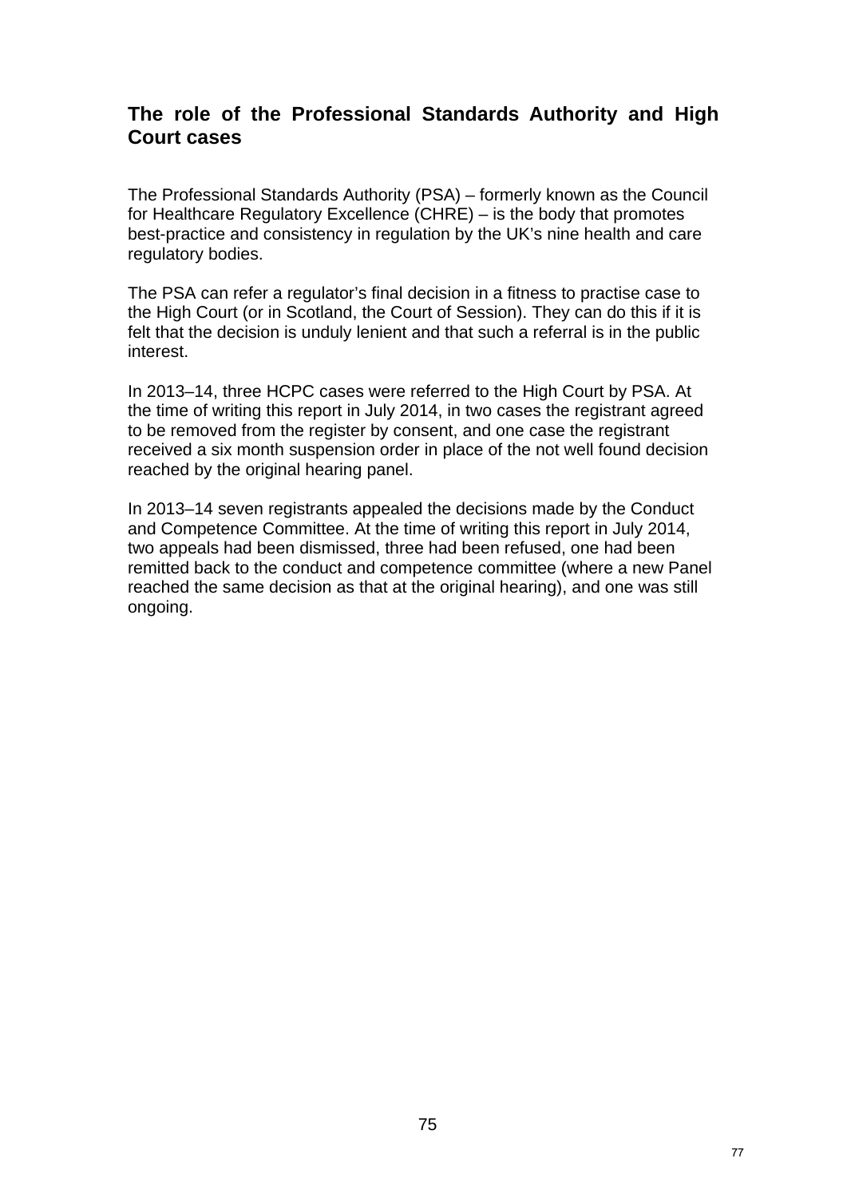## The role of the Professional Standards Authority and High Court cases

The Professional Standards Authority (PSA) – formerly known as the Council for Healthcare Regulatory Excellence (CHRE) – is the body that promotes best-practice and consistency in regulation by the UK's nine health and care regulatory bodies.

The PSA can refer a regulator's final decision in a fitness to practise case to the High Court (or in Scotland, the Court of Session). They can do this if it is felt that the decision is unduly lenient and that such a referral is in the public interest.

In 2013–14, three HCPC cases were referred to the High Court by PSA. At the time of writing this report in July 2014, in two cases the registrant agreed to be removed from the register by consent, and one case the registrant received a six month suspension order in place of the not well found decision reached by the original hearing panel.

In 2013–14 seven registrants appealed the decisions made by the Conduct and Competence Committee. At the time of writing this report in July 2014, two appeals had been dismissed, three had been refused, one had been remitted back to the conduct and competence committee (where a new Panel reached the same decision as that at the original hearing), and one was still ongoing.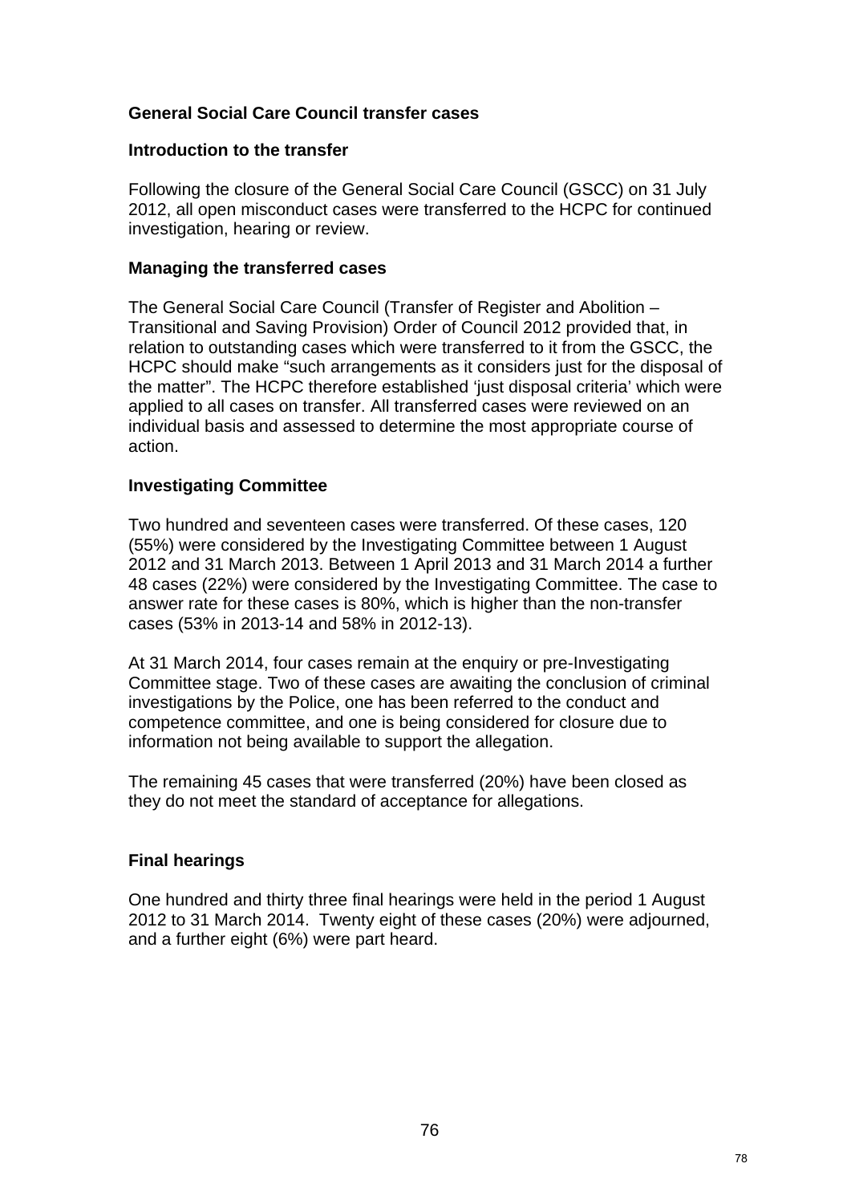## General Social Care Council transfer cases

### Introduction to the transfer

Following the closure of the General Social Care Council (GSCC) on 31 July 2012, all open misconduct cases were transferred to the HCPC for continued investigation, hearing or review.

### Managing the transferred cases

The General Social Care Council (Transfer of Register and Abolition – Transitional and Saving Provision) Order of Council 2012 provided that, in relation to outstanding cases which were transferred to it from the GSCC, the HCPC should make "such arrangements as it considers just for the disposal of the matter". The HCPC therefore established 'just disposal criteria' which were applied to all cases on transfer. All transferred cases were reviewed on an individual basis and assessed to determine the most appropriate course of action.

### Investigating Committee

Two hundred and seventeen cases were transferred. Of these cases, 120 (55%) were considered by the Investigating Committee between 1 August 2012 and 31 March 2013. Between 1 April 2013 and 31 March 2014 a further 48 cases (22%) were considered by the Investigating Committee. The case to answer rate for these cases is 80%, which is higher than the non-transfer cases (53% in 2013-14 and 58% in 2012-13).

At 31 March 2014, four cases remain at the enquiry or pre-Investigating Committee stage. Two of these cases are awaiting the conclusion of criminal investigations by the Police, one has been referred to the conduct and competence committee, and one is being considered for closure due to information not being available to support the allegation.

The remaining 45 cases that were transferred (20%) have been closed as they do not meet the standard of acceptance for allegations.

### Final hearings

One hundred and thirty three final hearings were held in the period 1 August 2012 to 31 March 2014. Twenty eight of these cases (20%) were adjourned, and a further eight (6%) were part heard.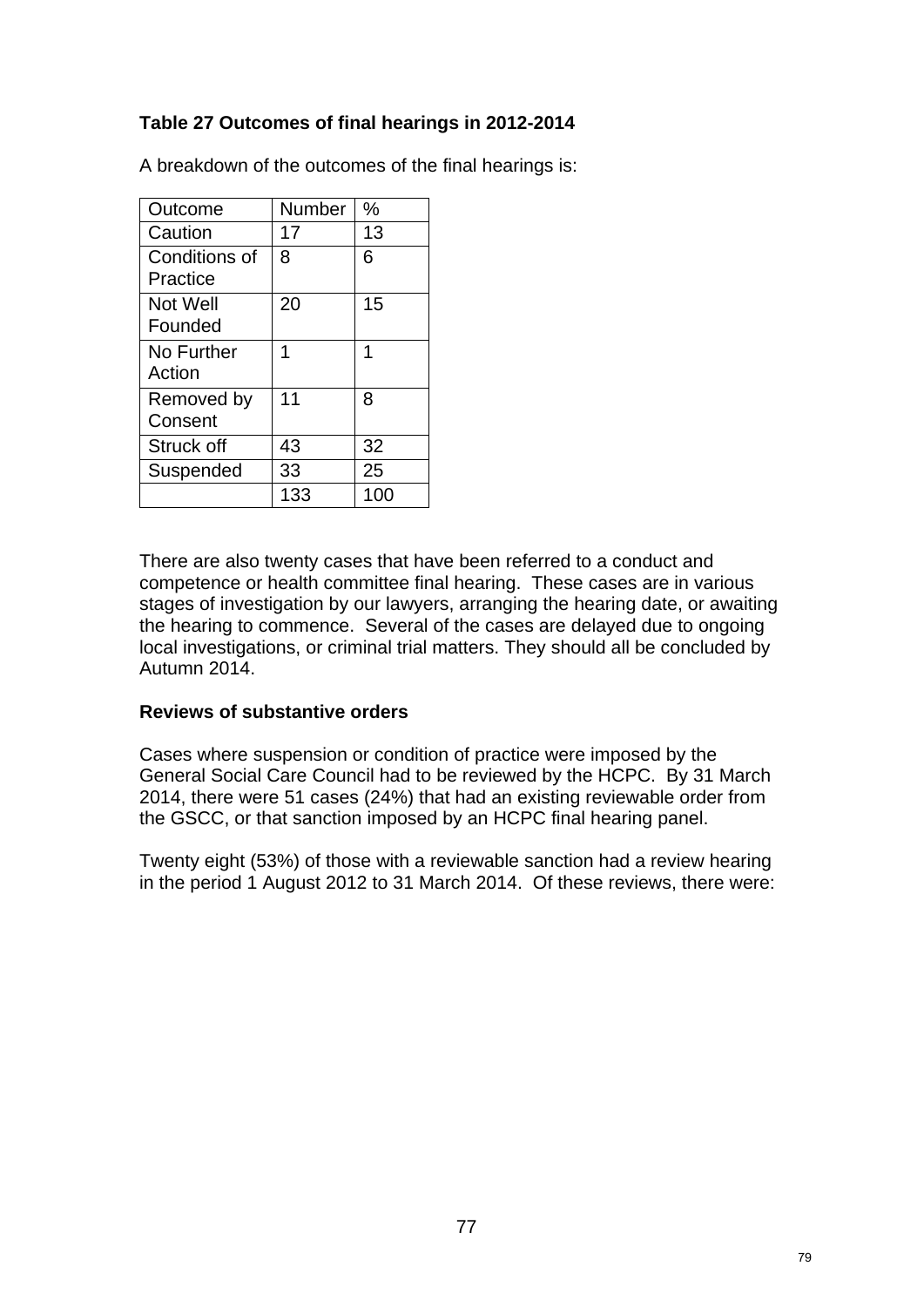**Table 27 Outcomes of final hearings in 2012-2014**

A breakdown of the outcomes of the final hearings is:

| Outcome | Number | % |
|---|---|---|
| Caution | 17 | 13 |
| Conditions of Practice | 8 | 6 |
| Not Well Founded | 20 | 15 |
| No Further Action | 1 | 1 |
| Removed by Consent | 11 | 8 |
| Struck off | 43 | 32 |
| Suspended | 33 | 25 |
| | 133 | 100 |

There are also twenty cases that have been referred to a conduct and competence or health committee final hearing. These cases are in various stages of investigation by our lawyers, arranging the hearing date, or awaiting the hearing to commence. Several of the cases are delayed due to ongoing local investigations, or criminal trial matters. They should all be concluded by Autumn 2014.

**Reviews of substantive orders**

Cases where suspension or condition of practice were imposed by the General Social Care Council had to be reviewed by the HCPC. By 31 March 2014, there were 51 cases (24%) that had an existing reviewable order from the GSCC, or that sanction imposed by an HCPC final hearing panel.

Twenty eight (53%) of those with a reviewable sanction had a review hearing in the period 1 August 2012 to 31 March 2014. Of these reviews, there were: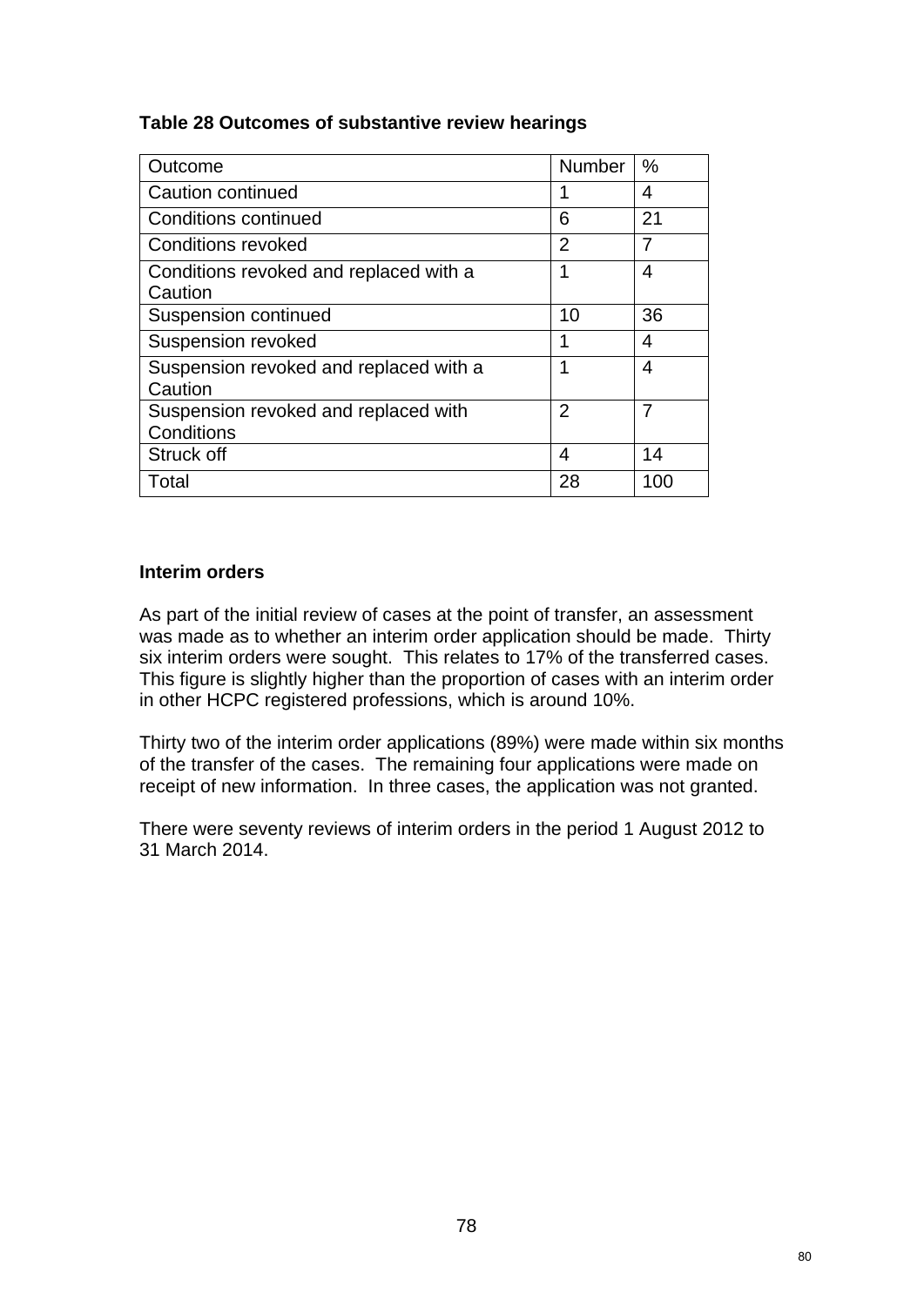**Table 28 Outcomes of substantive review hearings**

| Outcome | Number | % |
|---|---|---|
| Caution continued | 1 | 4 |
| Conditions continued | 6 | 21 |
| Conditions revoked | 2 | 7 |
| Conditions revoked and replaced with a Caution | 1 | 4 |
| Suspension continued | 10 | 36 |
| Suspension revoked | 1 | 4 |
| Suspension revoked and replaced with a Caution | 1 | 4 |
| Suspension revoked and replaced with Conditions | 2 | 7 |
| Struck off | 4 | 14 |
| Total | 28 | 100 |

**Interim orders**

As part of the initial review of cases at the point of transfer, an assessment was made as to whether an interim order application should be made. Thirty six interim orders were sought. This relates to 17% of the transferred cases. This figure is slightly higher than the proportion of cases with an interim order in other HCPC registered professions, which is around 10%.

Thirty two of the interim order applications (89%) were made within six months of the transfer of the cases. The remaining four applications were made on receipt of new information. In three cases, the application was not granted.

There were seventy reviews of interim orders in the period 1 August 2012 to 31 March 2014.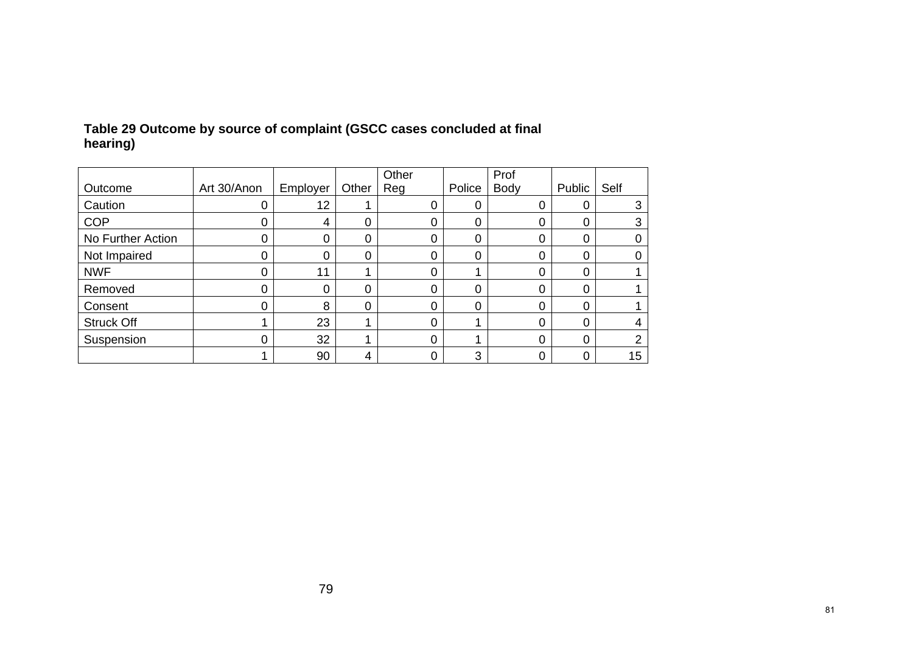**Table 29 Outcome by source of complaint (GSCC cases concluded at final hearing)**

| Outcome | Art 30/Anon | Employer | Other | Other Reg | Police | Prof Body | Public | Self |
|---|---|---|---|---|---|---|---|---|
| Caution | 0 | 12 | 1 | 0 | 0 | 0 | 0 | 3 |
| COP | 0 | 4 | 0 | 0 | 0 | 0 | 0 | 3 |
| No Further Action | 0 | 0 | 0 | 0 | 0 | 0 | 0 | 0 |
| Not Impaired | 0 | 0 | 0 | 0 | 0 | 0 | 0 | 0 |
| NWF | 0 | 11 | 1 | 0 | 1 | 0 | 0 | 1 |
| Removed | 0 | 0 | 0 | 0 | 0 | 0 | 0 | 1 |
| Consent | 0 | 8 | 0 | 0 | 0 | 0 | 0 | 1 |
| Struck Off | 1 | 23 | 1 | 0 | 1 | 0 | 0 | 4 |
| Suspension | 0 | 32 | 1 | 0 | 1 | 0 | 0 | 2 |
| | 1 | 90 | 4 | 0 | 3 | 0 | 0 | 15 |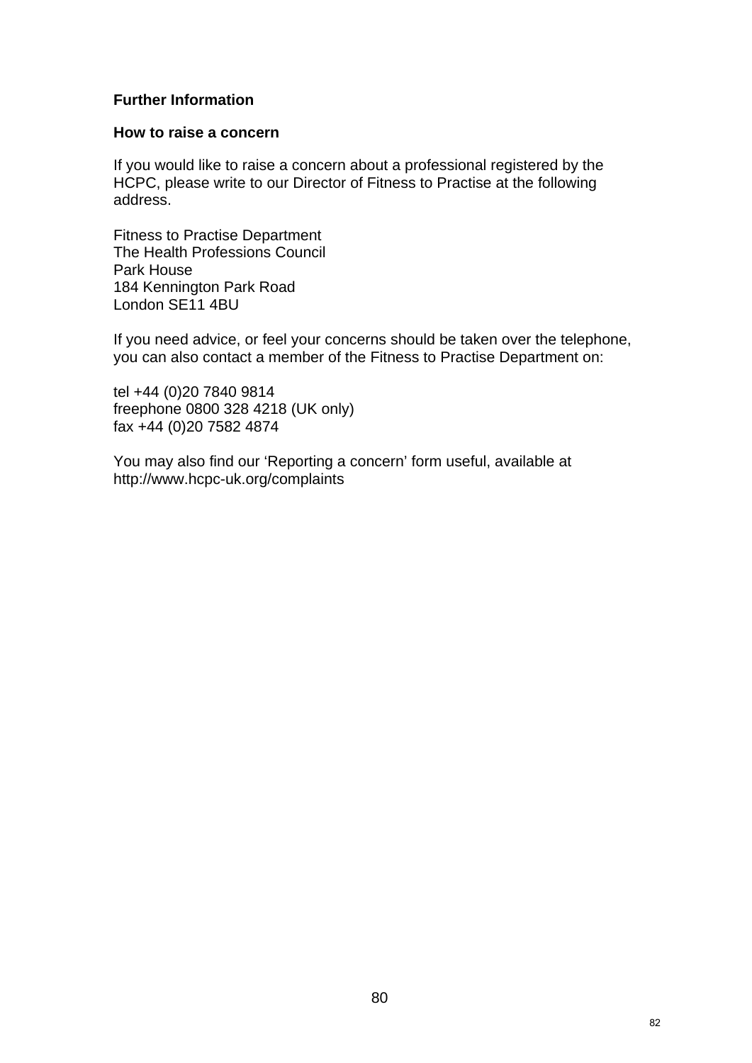## Further Information

### How to raise a concern

If you would like to raise a concern about a professional registered by the HCPC, please write to our Director of Fitness to Practise at the following address.

Fitness to Practise Department
The Health Professions Council
Park House
184 Kennington Park Road
London SE11 4BU

If you need advice, or feel your concerns should be taken over the telephone, you can also contact a member of the Fitness to Practise Department on:

tel +44 (0)20 7840 9814
freephone 0800 328 4218 (UK only)
fax +44 (0)20 7582 4874

You may also find our ‘Reporting a concern’ form useful, available at http://www.hcpc-uk.org/complaints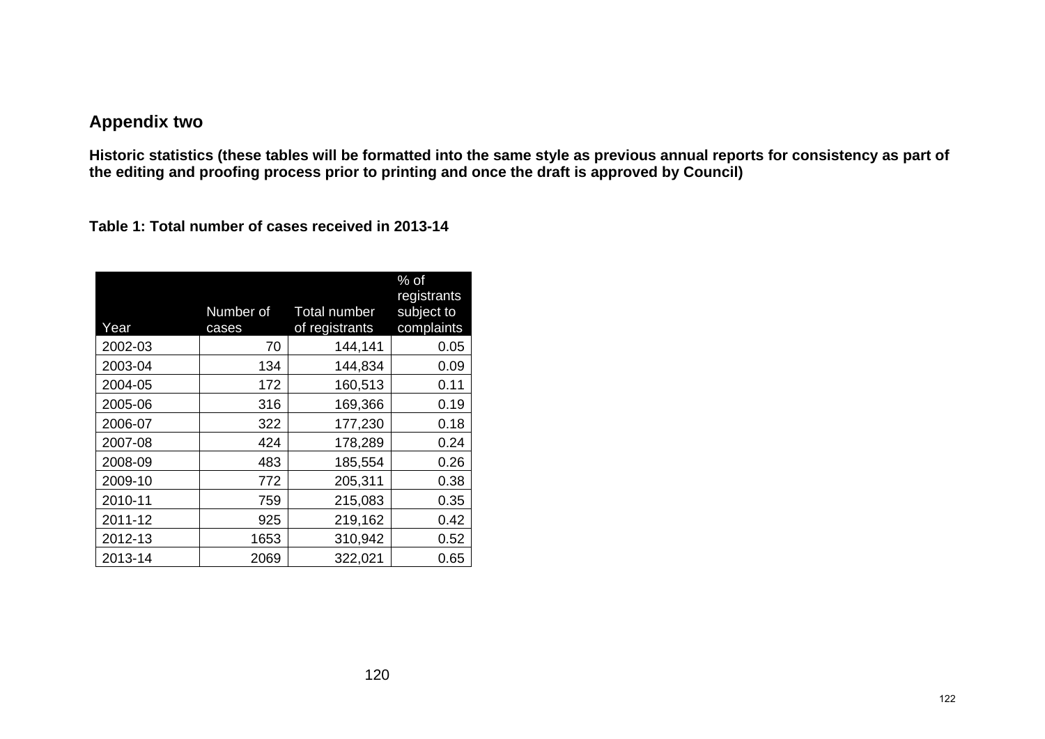## Appendix two

**Historic statistics (these tables will be formatted into the same style as previous annual reports for consistency as part of the editing and proofing process prior to printing and once the draft is approved by Council)**

**Table 1: Total number of cases received in 2013-14**

| Year | Number of cases | Total number of registrants | % of registrants subject to complaints |
|---|---|---|---|
| 2002-03 | 70 | 144,141 | 0.05 |
| 2003-04 | 134 | 144,834 | 0.09 |
| 2004-05 | 172 | 160,513 | 0.11 |
| 2005-06 | 316 | 169,366 | 0.19 |
| 2006-07 | 322 | 177,230 | 0.18 |
| 2007-08 | 424 | 178,289 | 0.24 |
| 2008-09 | 483 | 185,554 | 0.26 |
| 2009-10 | 772 | 205,311 | 0.38 |
| 2010-11 | 759 | 215,083 | 0.35 |
| 2011-12 | 925 | 219,162 | 0.42 |
| 2012-13 | 1653 | 310,942 | 0.52 |
| 2013-14 | 2069 | 322,021 | 0.65 |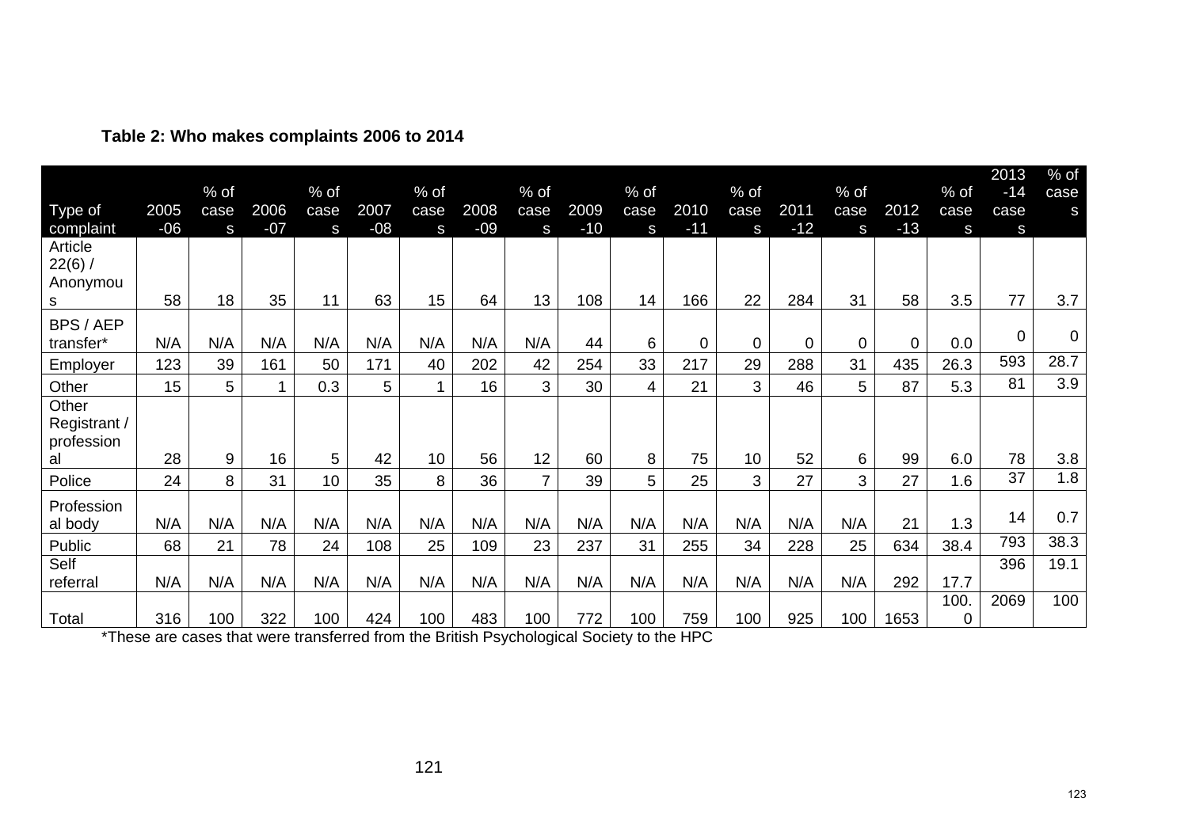**Table 2: Who makes complaints 2006 to 2014**

| Type of complaint | 2005-06 | % of cases | 2006-07 | % of cases | 2007-08 | % of cases | 2008-09 | % of cases | 2009-10 | % of cases | 2010-11 | % of cases | 2011-12 | % of cases | 2012-13 | % of cases | 2013-14 cases | % of cases |
|---|---|---|---|---|---|---|---|---|---|---|---|---|---|---|---|---|---|---|
| Article 22(6) / Anonymous | 58 | 18 | 35 | 11 | 63 | 15 | 64 | 13 | 108 | 14 | 166 | 22 | 284 | 31 | 58 | 3.5 | 77 | 3.7 |
| BPS / AEP transfer* | N/A | N/A | N/A | N/A | N/A | N/A | N/A | N/A | 44 | 6 | 0 | 0 | 0 | 0 | 0 | 0.0 | 0 | 0 |
| Employer | 123 | 39 | 161 | 50 | 171 | 40 | 202 | 42 | 254 | 33 | 217 | 29 | 288 | 31 | 435 | 26.3 | 593 | 28.7 |
| Other | 15 | 5 | 1 | 0.3 | 5 | 1 | 16 | 3 | 30 | 4 | 21 | 3 | 46 | 5 | 87 | 5.3 | 81 | 3.9 |
| Other Registrant / professional | 28 | 9 | 16 | 5 | 42 | 10 | 56 | 12 | 60 | 8 | 75 | 10 | 52 | 6 | 99 | 6.0 | 78 | 3.8 |
| Police | 24 | 8 | 31 | 10 | 35 | 8 | 36 | 7 | 39 | 5 | 25 | 3 | 27 | 3 | 27 | 1.6 | 37 | 1.8 |
| Professional body | N/A | N/A | N/A | N/A | N/A | N/A | N/A | N/A | N/A | N/A | N/A | N/A | N/A | N/A | 21 | 1.3 | 14 | 0.7 |
| Public | 68 | 21 | 78 | 24 | 108 | 25 | 109 | 23 | 237 | 31 | 255 | 34 | 228 | 25 | 634 | 38.4 | 793 | 38.3 |
| Self referral | N/A | N/A | N/A | N/A | N/A | N/A | N/A | N/A | N/A | N/A | N/A | N/A | N/A | N/A | 292 | 17.7 | 396 | 19.1 |
| Total | 316 | 100 | 322 | 100 | 424 | 100 | 483 | 100 | 772 | 100 | 759 | 100 | 925 | 100 | 1653 | 100.0 | 2069 | 100 |

*These are cases that were transferred from the British Psychological Society to the HPC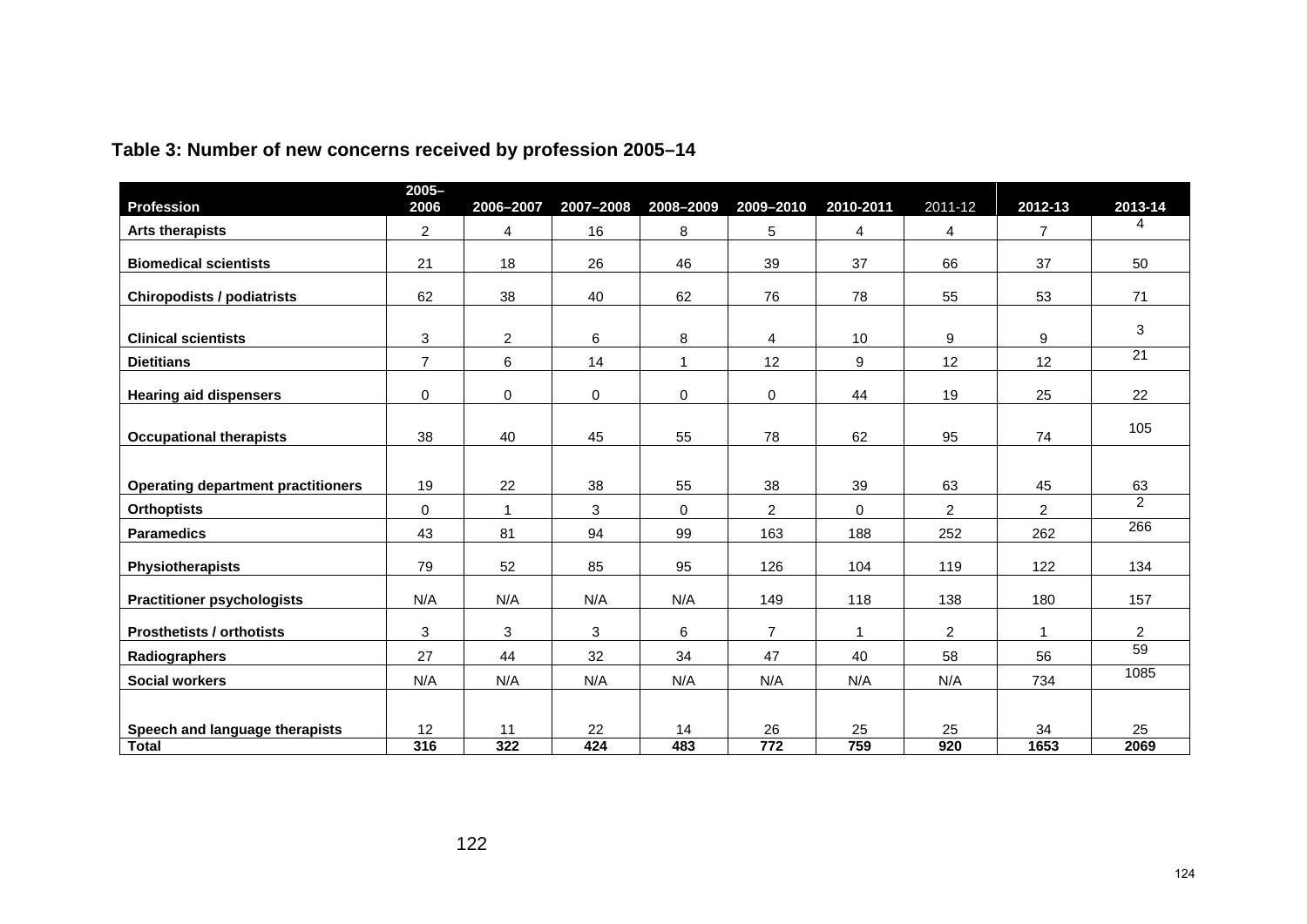**Table 3: Number of new concerns received by profession 2005–14**

| Profession | 2005–2006 | 2006–2007 | 2007–2008 | 2008–2009 | 2009–2010 | 2010-2011 | 2011-12 | 2012-13 | 2013-14 |
|---|---|---|---|---|---|---|---|---|---|
| **Arts therapists** | 2 | 4 | 16 | 8 | 5 | 4 | 4 | 7 | 4 |
| **Biomedical scientists** | 21 | 18 | 26 | 46 | 39 | 37 | 66 | 37 | 50 |
| **Chiropodists / podiatrists** | 62 | 38 | 40 | 62 | 76 | 78 | 55 | 53 | 71 |
| **Clinical scientists** | 3 | 2 | 6 | 8 | 4 | 10 | 9 | 9 | 3 |
| **Dietitians** | 7 | 6 | 14 | 1 | 12 | 9 | 12 | 12 | 21 |
| **Hearing aid dispensers** | 0 | 0 | 0 | 0 | 0 | 44 | 19 | 25 | 22 |
| **Occupational therapists** | 38 | 40 | 45 | 55 | 78 | 62 | 95 | 74 | 105 |
| **Operating department practitioners** | 19 | 22 | 38 | 55 | 38 | 39 | 63 | 45 | 63 |
| **Orthoptists** | 0 | 1 | 3 | 0 | 2 | 0 | 2 | 2 | 2 |
| **Paramedics** | 43 | 81 | 94 | 99 | 163 | 188 | 252 | 262 | 266 |
| **Physiotherapists** | 79 | 52 | 85 | 95 | 126 | 104 | 119 | 122 | 134 |
| **Practitioner psychologists** | N/A | N/A | N/A | N/A | 149 | 118 | 138 | 180 | 157 |
| **Prosthetists / orthotists** | 3 | 3 | 3 | 6 | 7 | 1 | 2 | 1 | 2 |
| **Radiographers** | 27 | 44 | 32 | 34 | 47 | 40 | 58 | 56 | 59 |
| **Social workers** | N/A | N/A | N/A | N/A | N/A | N/A | N/A | 734 | 1085 |
| **Speech and language therapists** | 12 | 11 | 22 | 14 | 26 | 25 | 25 | 34 | 25 |
| **Total** | **316** | **322** | **424** | **483** | **772** | **759** | **920** | **1653** | **2069** |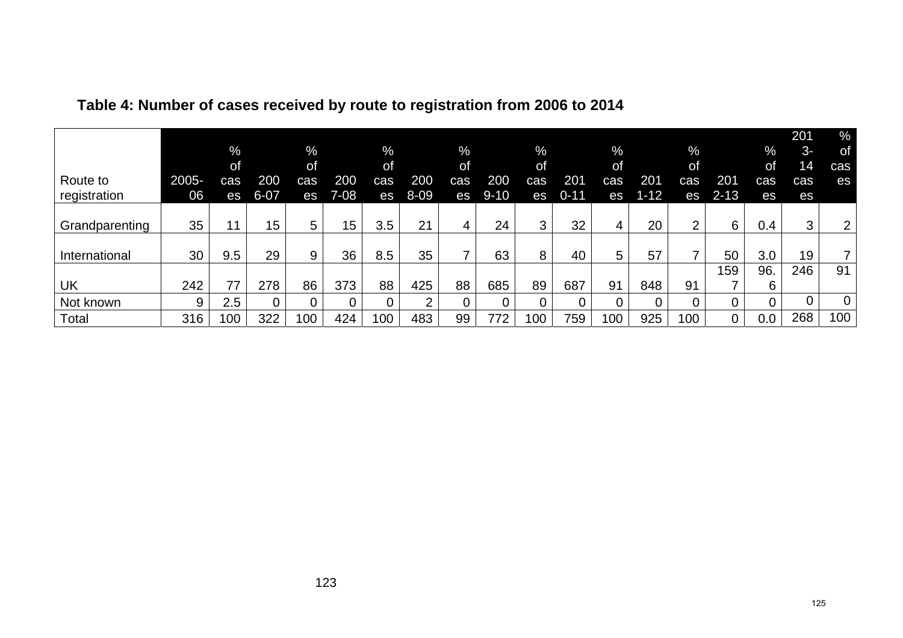**Table 4: Number of cases received by route to registration from 2006 to 2014**

| Route to registration | 2005-06 | % of cases | 2006-07 | % of cases | 2007-08 | % of cases | 2008-09 | % of cases | 2009-10 | % of cases | 2010-11 | % of cases | 2011-12 | % of cases | 2012-13 | % of cases | 2013-14 cases | % of cases |
|---|---|---|---|---|---|---|---|---|---|---|---|---|---|---|---|---|---|---|
| Grandparenting | 35 | 11 | 15 | 5 | 15 | 3.5 | 21 | 4 | 24 | 3 | 32 | 4 | 20 | 2 | 6 | 0.4 | 3 | 2 |
| International | 30 | 9.5 | 29 | 9 | 36 | 8.5 | 35 | 7 | 63 | 8 | 40 | 5 | 57 | 7 | 50 | 3.0 | 19 | 7 |
| UK | 242 | 77 | 278 | 86 | 373 | 88 | 425 | 88 | 685 | 89 | 687 | 91 | 848 | 91 | 1597 | 96.6 | 246 | 91 |
| Not known | 9 | 2.5 | 0 | 0 | 0 | 0 | 2 | 0 | 0 | 0 | 0 | 0 | 0 | 0 | 0 | 0 | 0 | 0 |
| Total | 316 | 100 | 322 | 100 | 424 | 100 | 483 | 99 | 772 | 100 | 759 | 100 | 925 | 100 | 0 | 0.0 | 268 | 100 |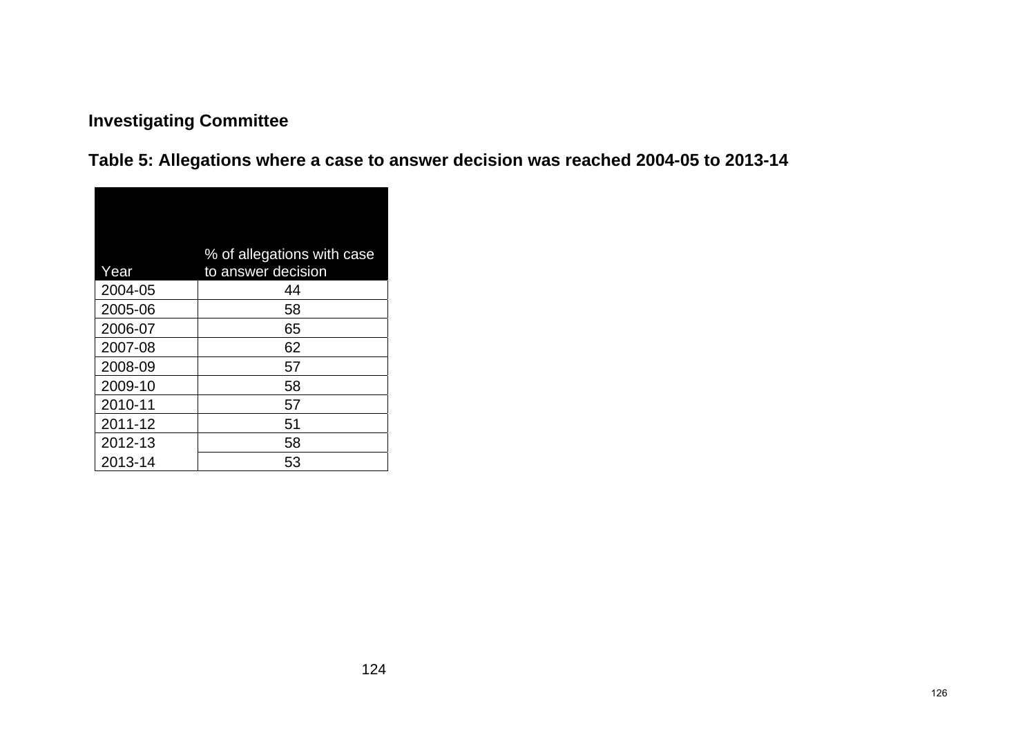**Investigating Committee**

**Table 5: Allegations where a case to answer decision was reached 2004-05 to 2013-14**

| Year | % of allegations with case to answer decision |
|---|---|
| 2004-05 | 44 |
| 2005-06 | 58 |
| 2006-07 | 65 |
| 2007-08 | 62 |
| 2008-09 | 57 |
| 2009-10 | 58 |
| 2010-11 | 57 |
| 2011-12 | 51 |
| 2012-13 | 58 |
| 2013-14 | 53 |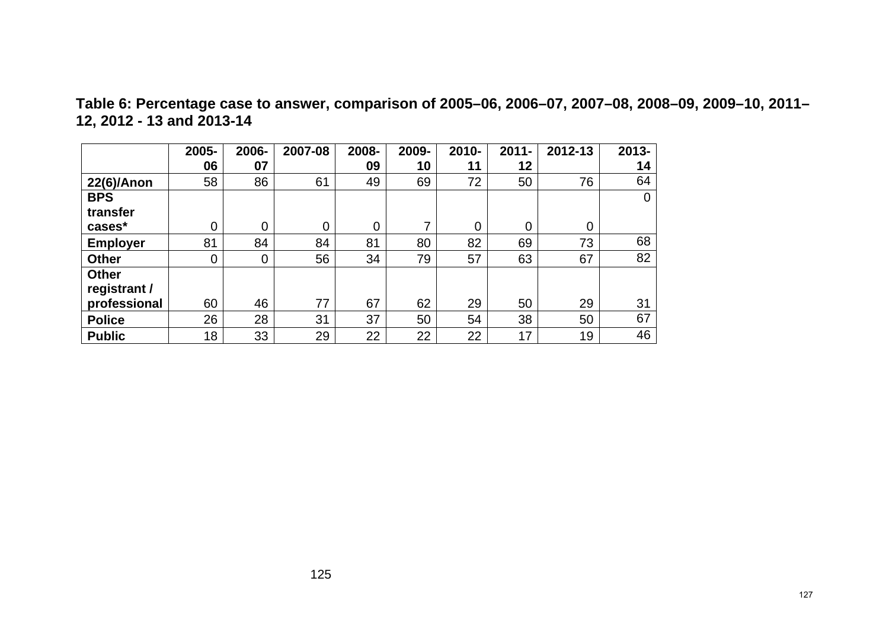**Table 6: Percentage case to answer, comparison of 2005–06, 2006–07, 2007–08, 2008–09, 2009–10, 2011–12, 2012 - 13 and 2013-14**

| | 2005-06 | 2006-07 | 2007-08 | 2008-09 | 2009-10 | 2010-11 | 2011-12 | 2012-13 | 2013-14 |
|---|---|---|---|---|---|---|---|---|---|
| **22(6)/Anon** | 58 | 86 | 61 | 49 | 69 | 72 | 50 | 76 | 64 |
| **BPS transfer cases*** | 0 | 0 | 0 | 0 | 7 | 0 | 0 | 0 | 0 |
| **Employer** | 81 | 84 | 84 | 81 | 80 | 82 | 69 | 73 | 68 |
| **Other** | 0 | 0 | 56 | 34 | 79 | 57 | 63 | 67 | 82 |
| **Other registrant / professional** | 60 | 46 | 77 | 67 | 62 | 29 | 50 | 29 | 31 |
| **Police** | 26 | 28 | 31 | 37 | 50 | 54 | 38 | 50 | 67 |
| **Public** | 18 | 33 | 29 | 22 | 22 | 22 | 17 | 19 | 46 |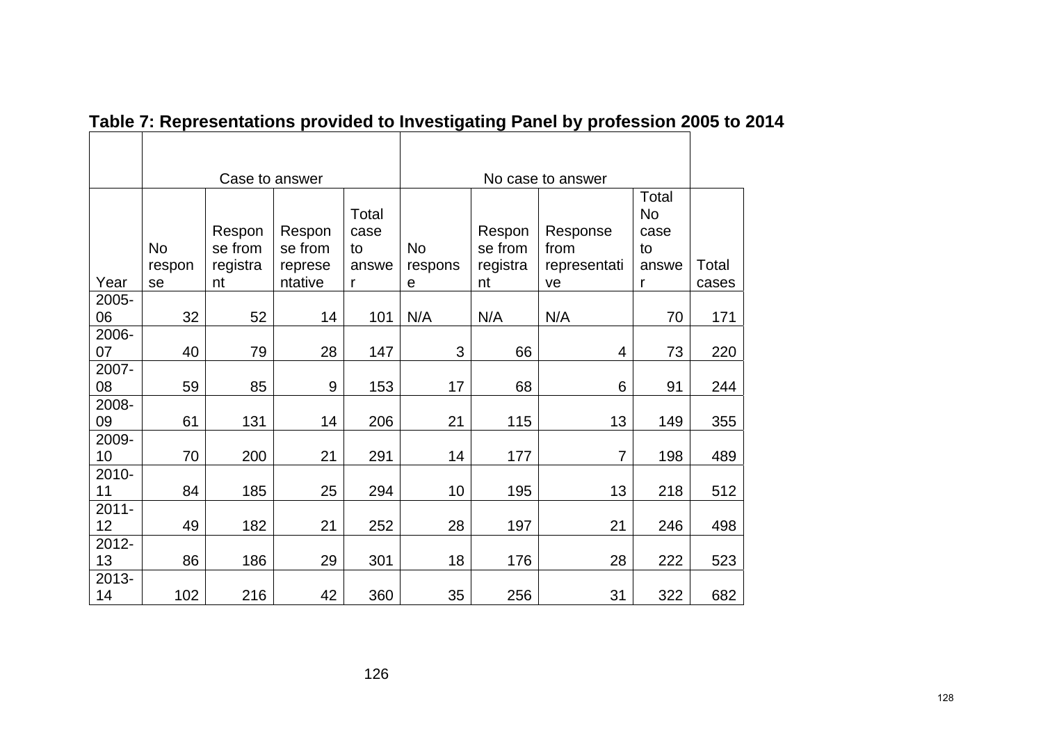**Table 7: Representations provided to Investigating Panel by profession 2005 to 2014**

| | Case to answer | | | | No case to answer | | | | |
|---|---|---|---|---|---|---|---|---|---|
| Year | No response | Response from registrant | Response from representative | Total case to answer | No response | Response from registrant | Response from representative | Total No case to answer | Total cases |
| 2005-06 | 32 | 52 | 14 | 101 | N/A | N/A | N/A | 70 | 171 |
| 2006-07 | 40 | 79 | 28 | 147 | 3 | 66 | 4 | 73 | 220 |
| 2007-08 | 59 | 85 | 9 | 153 | 17 | 68 | 6 | 91 | 244 |
| 2008-09 | 61 | 131 | 14 | 206 | 21 | 115 | 13 | 149 | 355 |
| 2009-10 | 70 | 200 | 21 | 291 | 14 | 177 | 7 | 198 | 489 |
| 2010-11 | 84 | 185 | 25 | 294 | 10 | 195 | 13 | 218 | 512 |
| 2011-12 | 49 | 182 | 21 | 252 | 28 | 197 | 21 | 246 | 498 |
| 2012-13 | 86 | 186 | 29 | 301 | 18 | 176 | 28 | 222 | 523 |
| 2013-14 | 102 | 216 | 42 | 360 | 35 | 256 | 31 | 322 | 682 |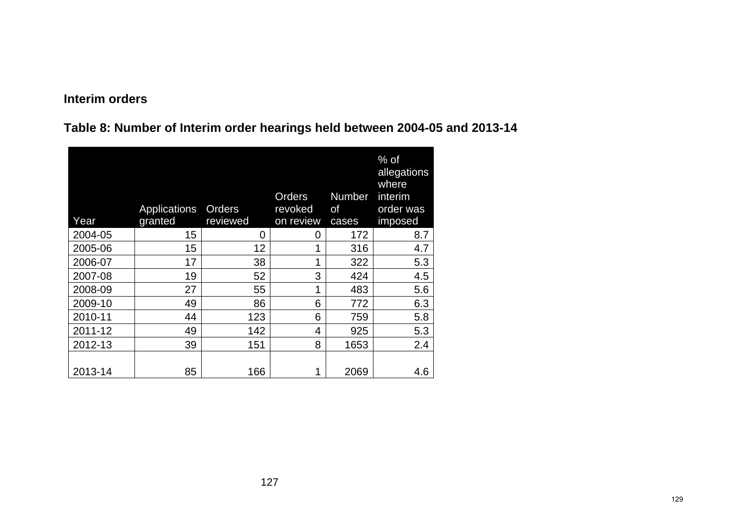**Interim orders**

**Table 8: Number of Interim order hearings held between 2004-05 and 2013-14**

| Year | Applications granted | Orders reviewed | Orders revoked on review | Number of cases | % of allegations where interim order was imposed |
|---|---|---|---|---|---|
| 2004-05 | 15 | 0 | 0 | 172 | 8.7 |
| 2005-06 | 15 | 12 | 1 | 316 | 4.7 |
| 2006-07 | 17 | 38 | 1 | 322 | 5.3 |
| 2007-08 | 19 | 52 | 3 | 424 | 4.5 |
| 2008-09 | 27 | 55 | 1 | 483 | 5.6 |
| 2009-10 | 49 | 86 | 6 | 772 | 6.3 |
| 2010-11 | 44 | 123 | 6 | 759 | 5.8 |
| 2011-12 | 49 | 142 | 4 | 925 | 5.3 |
| 2012-13 | 39 | 151 | 8 | 1653 | 2.4 |
| 2013-14 | 85 | 166 | 1 | 2069 | 4.6 |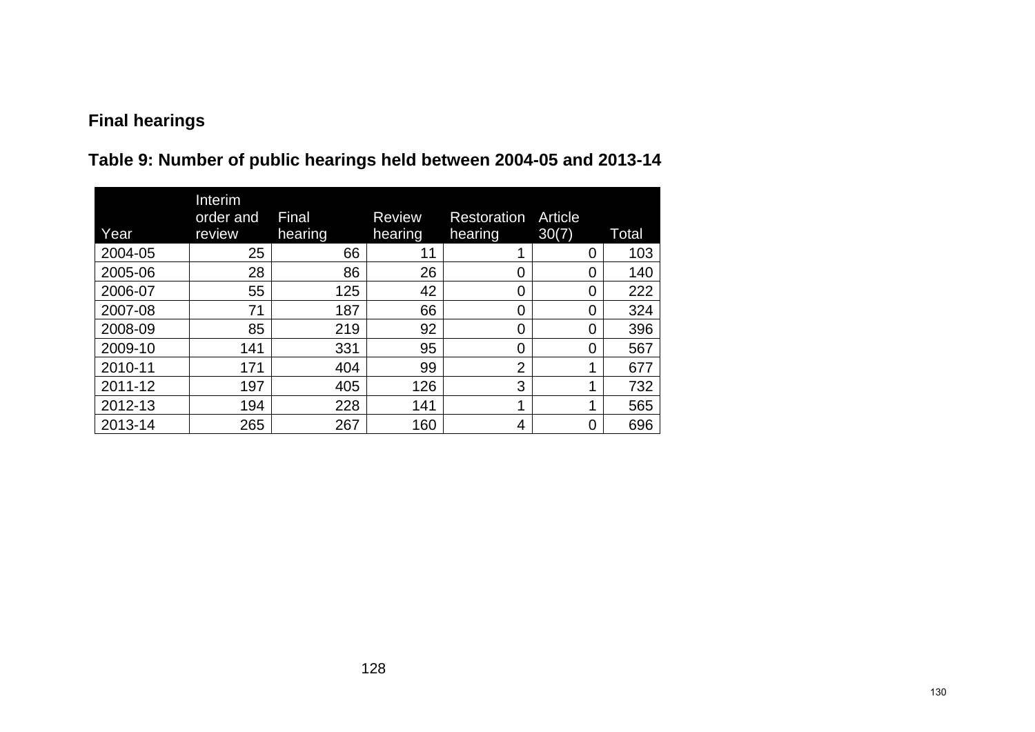## Final hearings

### Table 9: Number of public hearings held between 2004-05 and 2013-14

| Year | Interim order and review | Final hearing | Review hearing | Restoration hearing | Article 30(7) | Total |
|---|---|---|---|---|---|---|
| 2004-05 | 25 | 66 | 11 | 1 | 0 | 103 |
| 2005-06 | 28 | 86 | 26 | 0 | 0 | 140 |
| 2006-07 | 55 | 125 | 42 | 0 | 0 | 222 |
| 2007-08 | 71 | 187 | 66 | 0 | 0 | 324 |
| 2008-09 | 85 | 219 | 92 | 0 | 0 | 396 |
| 2009-10 | 141 | 331 | 95 | 0 | 0 | 567 |
| 2010-11 | 171 | 404 | 99 | 2 | 1 | 677 |
| 2011-12 | 197 | 405 | 126 | 3 | 1 | 732 |
| 2012-13 | 194 | 228 | 141 | 1 | 1 | 565 |
| 2013-14 | 265 | 267 | 160 | 4 | 0 | 696 |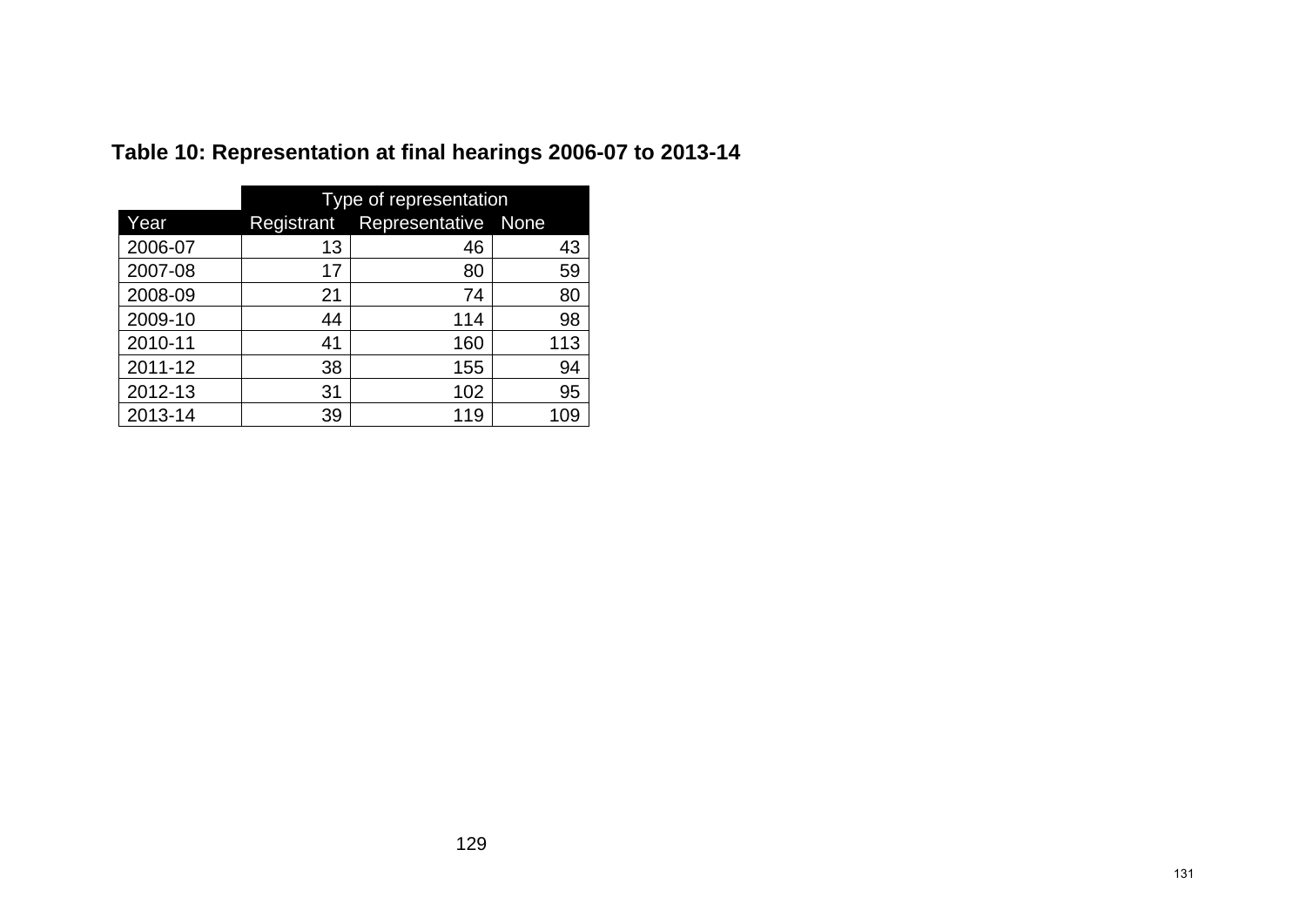**Table 10: Representation at final hearings 2006-07 to 2013-14**

| | Type of representation | | |
|---|---|---|---|
| Year | Registrant | Representative | None |
| 2006-07 | 13 | 46 | 43 |
| 2007-08 | 17 | 80 | 59 |
| 2008-09 | 21 | 74 | 80 |
| 2009-10 | 44 | 114 | 98 |
| 2010-11 | 41 | 160 | 113 |
| 2011-12 | 38 | 155 | 94 |
| 2012-13 | 31 | 102 | 95 |
| 2013-14 | 39 | 119 | 109 |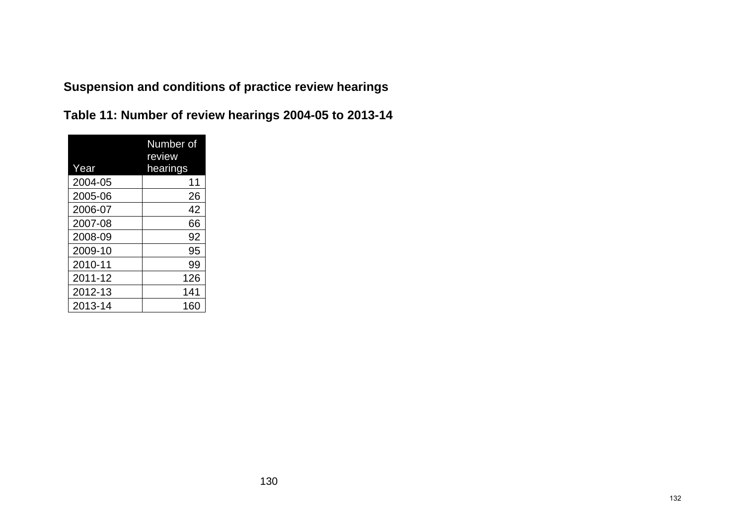## Suspension and conditions of practice review hearings

### Table 11: Number of review hearings 2004-05 to 2013-14

| Year | Number of review hearings |
|---|---|
| 2004-05 | 11 |
| 2005-06 | 26 |
| 2006-07 | 42 |
| 2007-08 | 66 |
| 2008-09 | 92 |
| 2009-10 | 95 |
| 2010-11 | 99 |
| 2011-12 | 126 |
| 2012-13 | 141 |
| 2013-14 | 160 |